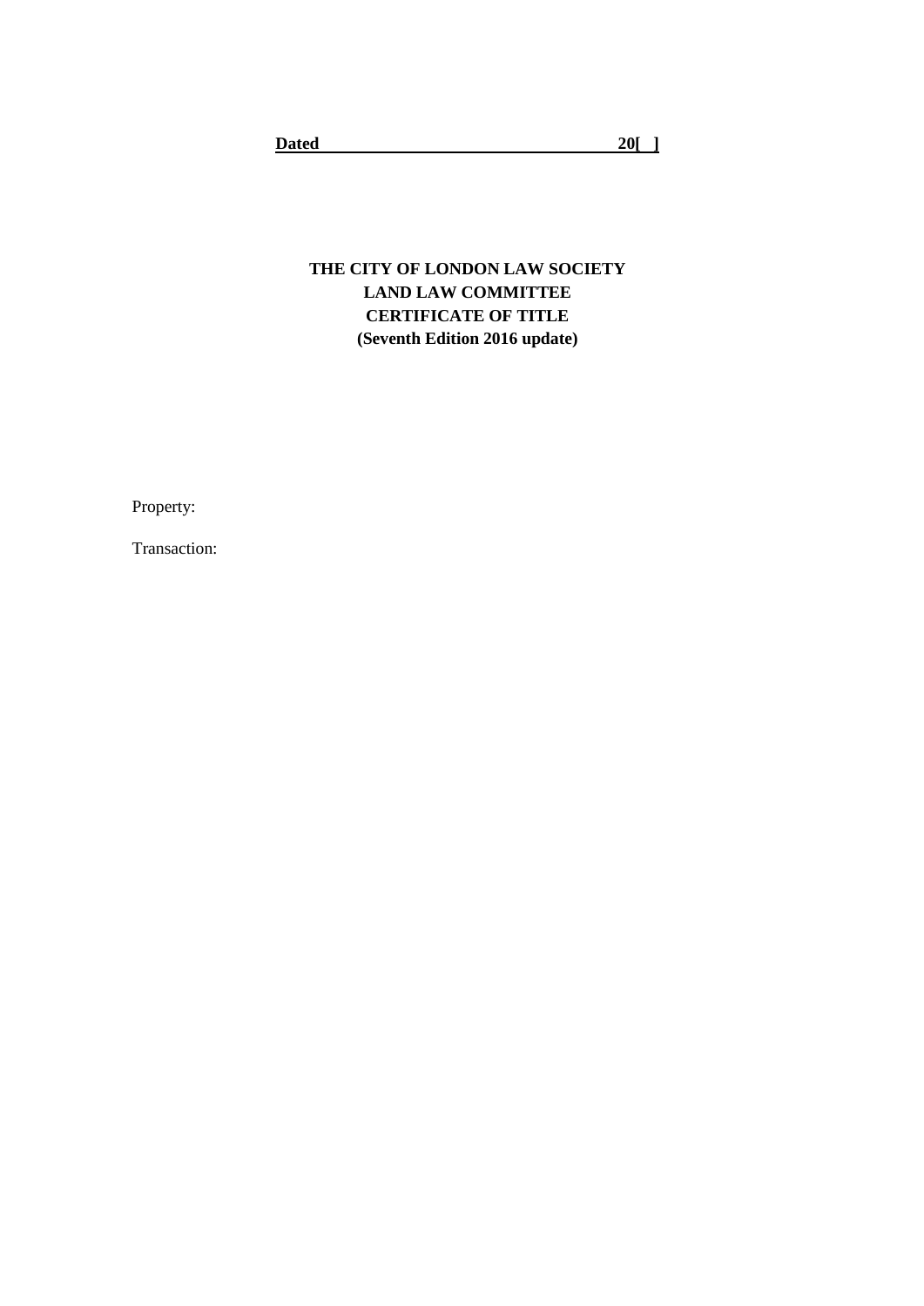**Dated \_\_\_\_\_\_\_\_\_\_\_\_\_\_\_\_\_\_\_\_\_\_\_\_\_\_\_\_\_\_\_\_\_\_\_\_ 20[ ]**

# THE CITY OF LONDON LAW SOCIETY
# LAND LAW COMMITTEE
# CERTIFICATE OF TITLE
# (Seventh Edition 2016 update)

Property:

Transaction: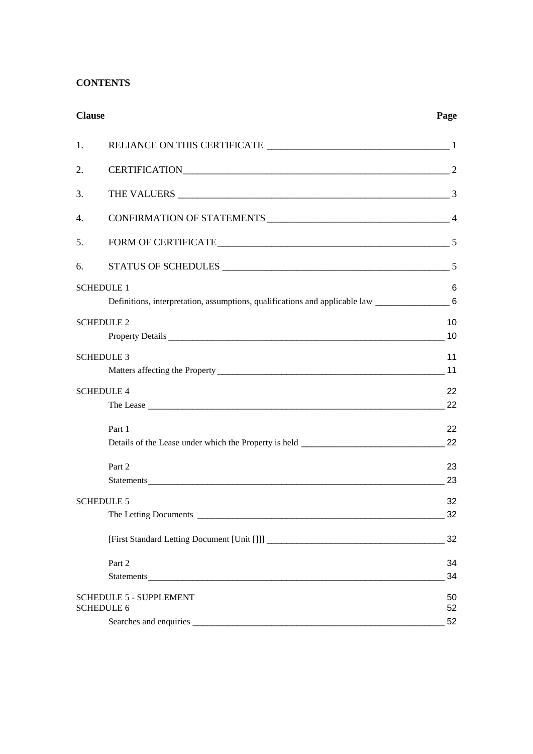**CONTENTS**

| Clause | | Page |
|---|---|---|
| 1. | RELIANCE ON THIS CERTIFICATE | 1 |
| 2. | CERTIFICATION | 2 |
| 3. | THE VALUERS | 3 |
| 4. | CONFIRMATION OF STATEMENTS | 4 |
| 5. | FORM OF CERTIFICATE | 5 |
| 6. | STATUS OF SCHEDULES | 5 |
| SCHEDULE 1 | | 6 |
| | Definitions, interpretation, assumptions, qualifications and applicable law | 6 |
| SCHEDULE 2 | | 10 |
| | Property Details | 10 |
| SCHEDULE 3 | | 11 |
| | Matters affecting the Property | 11 |
| SCHEDULE 4 | | 22 |
| | The Lease | 22 |
| | Part 1 | 22 |
| | Details of the Lease under which the Property is held | 22 |
| | Part 2 | 23 |
| | Statements | 23 |
| SCHEDULE 5 | | 32 |
| | The Letting Documents | 32 |
| | [First Standard Letting Document [Unit []]] | 32 |
| | Part 2 | 34 |
| | Statements | 34 |
| SCHEDULE 5 - SUPPLEMENT | | 50 |
| SCHEDULE 6 | | 52 |
| | Searches and enquiries | 52 |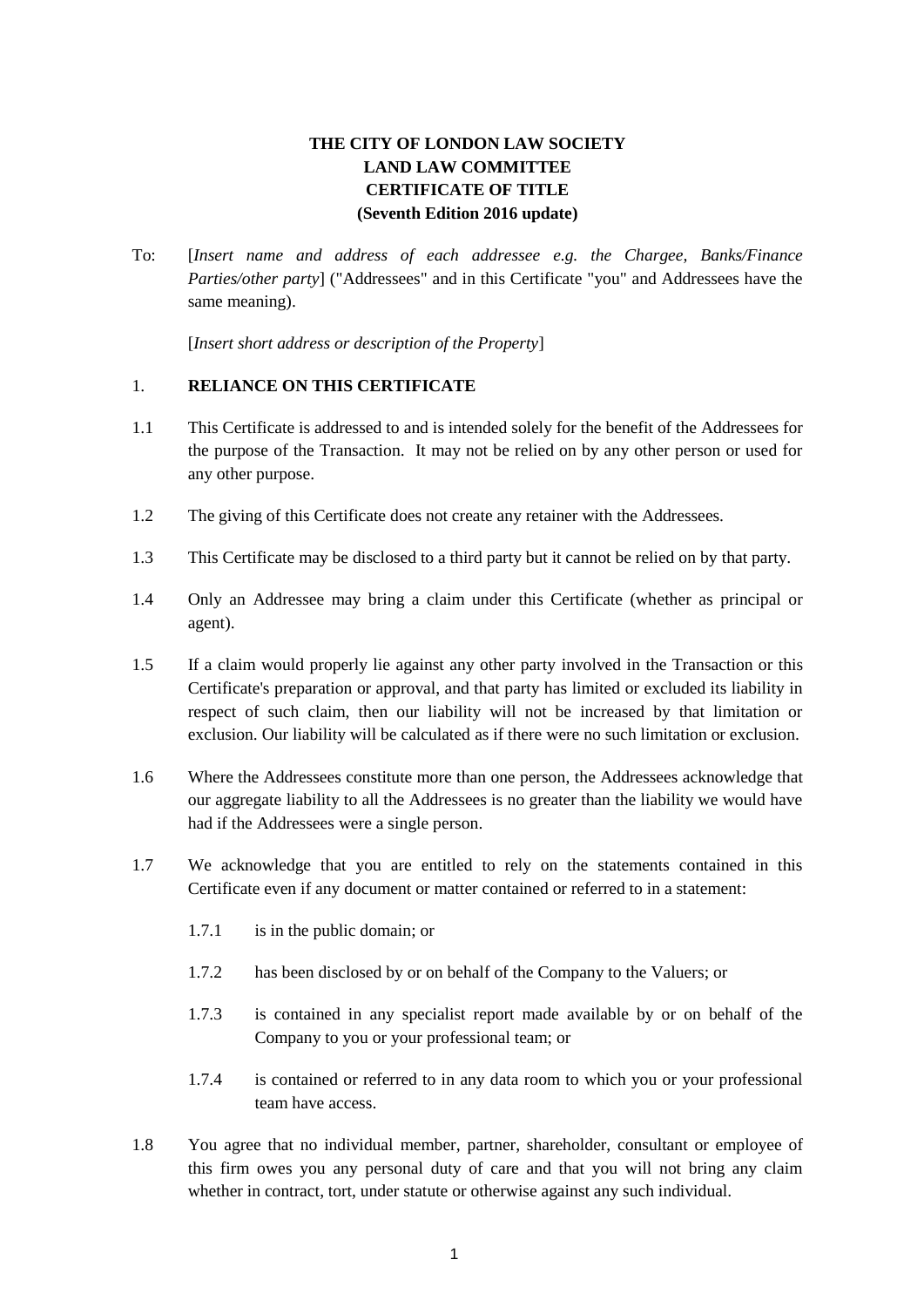**THE CITY OF LONDON LAW SOCIETY**
**LAND LAW COMMITTEE**
**CERTIFICATE OF TITLE**
**(Seventh Edition 2016 update)**

To: [*Insert name and address of each addressee e.g. the Chargee, Banks/Finance Parties/other party*] ("Addressees" and in this Certificate "you" and Addressees have the same meaning).

[*Insert short address or description of the Property*]

## 1. RELIANCE ON THIS CERTIFICATE

1.1 This Certificate is addressed to and is intended solely for the benefit of the Addressees for the purpose of the Transaction. It may not be relied on by any other person or used for any other purpose.

1.2 The giving of this Certificate does not create any retainer with the Addressees.

1.3 This Certificate may be disclosed to a third party but it cannot be relied on by that party.

1.4 Only an Addressee may bring a claim under this Certificate (whether as principal or agent).

1.5 If a claim would properly lie against any other party involved in the Transaction or this Certificate's preparation or approval, and that party has limited or excluded its liability in respect of such claim, then our liability will not be increased by that limitation or exclusion. Our liability will be calculated as if there were no such limitation or exclusion.

1.6 Where the Addressees constitute more than one person, the Addressees acknowledge that our aggregate liability to all the Addressees is no greater than the liability we would have had if the Addressees were a single person.

1.7 We acknowledge that you are entitled to rely on the statements contained in this Certificate even if any document or matter contained or referred to in a statement:

- 1.7.1 is in the public domain; or
- 1.7.2 has been disclosed by or on behalf of the Company to the Valuers; or
- 1.7.3 is contained in any specialist report made available by or on behalf of the Company to you or your professional team; or
- 1.7.4 is contained or referred to in any data room to which you or your professional team have access.

1.8 You agree that no individual member, partner, shareholder, consultant or employee of this firm owes you any personal duty of care and that you will not bring any claim whether in contract, tort, under statute or otherwise against any such individual.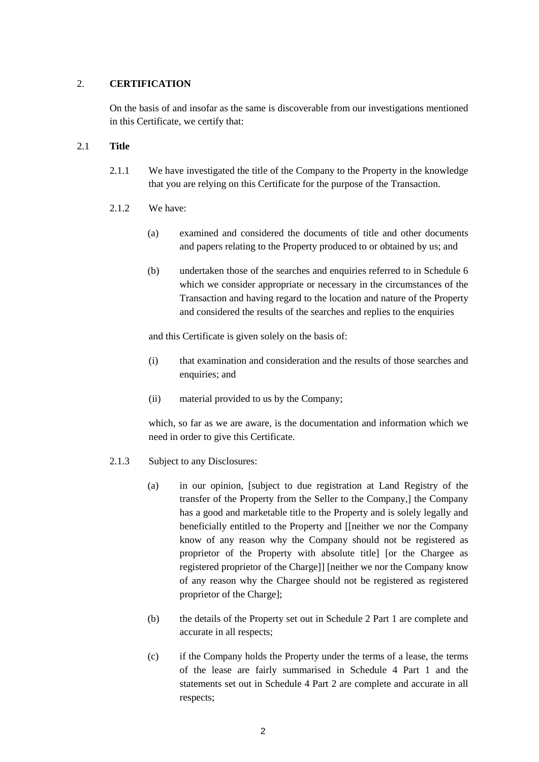## 2. CERTIFICATION

On the basis of and insofar as the same is discoverable from our investigations mentioned in this Certificate, we certify that:

### 2.1 Title

2.1.1 We have investigated the title of the Company to the Property in the knowledge that you are relying on this Certificate for the purpose of the Transaction.

2.1.2 We have:

(a) examined and considered the documents of title and other documents and papers relating to the Property produced to or obtained by us; and

(b) undertaken those of the searches and enquiries referred to in Schedule 6 which we consider appropriate or necessary in the circumstances of the Transaction and having regard to the location and nature of the Property and considered the results of the searches and replies to the enquiries

and this Certificate is given solely on the basis of:

(i) that examination and consideration and the results of those searches and enquiries; and

(ii) material provided to us by the Company;

which, so far as we are aware, is the documentation and information which we need in order to give this Certificate.

2.1.3 Subject to any Disclosures:

(a) in our opinion, [subject to due registration at Land Registry of the transfer of the Property from the Seller to the Company,] the Company has a good and marketable title to the Property and is solely legally and beneficially entitled to the Property and [[neither we nor the Company know of any reason why the Company should not be registered as proprietor of the Property with absolute title] [or the Chargee as registered proprietor of the Charge]] [neither we nor the Company know of any reason why the Chargee should not be registered as registered proprietor of the Charge];

(b) the details of the Property set out in Schedule 2 Part 1 are complete and accurate in all respects;

(c) if the Company holds the Property under the terms of a lease, the terms of the lease are fairly summarised in Schedule 4 Part 1 and the statements set out in Schedule 4 Part 2 are complete and accurate in all respects;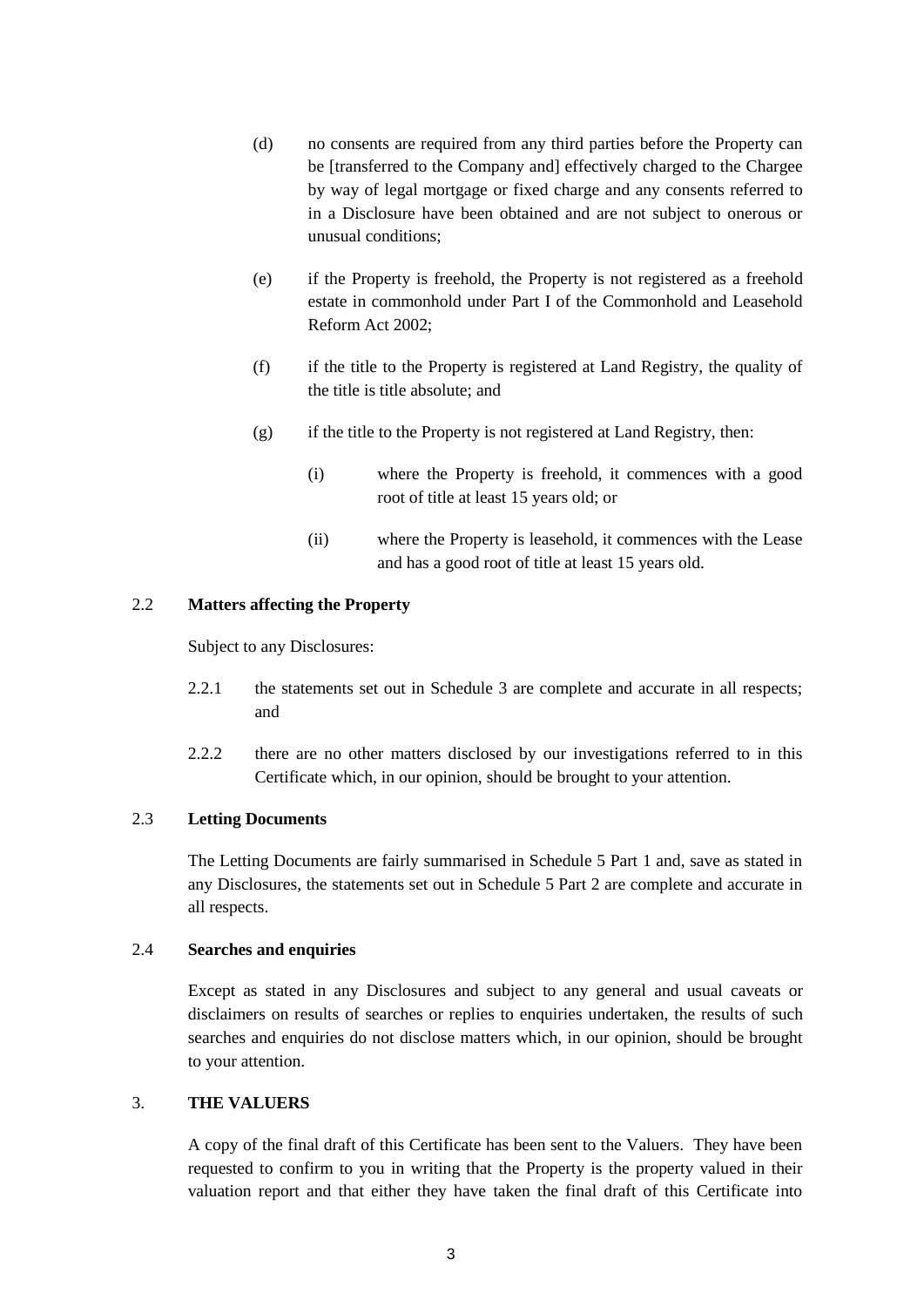(d) no consents are required from any third parties before the Property can be [transferred to the Company and] effectively charged to the Chargee by way of legal mortgage or fixed charge and any consents referred to in a Disclosure have been obtained and are not subject to onerous or unusual conditions;

(e) if the Property is freehold, the Property is not registered as a freehold estate in commonhold under Part I of the Commonhold and Leasehold Reform Act 2002;

(f) if the title to the Property is registered at Land Registry, the quality of the title is title absolute; and

(g) if the title to the Property is not registered at Land Registry, then:

   (i) where the Property is freehold, it commences with a good root of title at least 15 years old; or

   (ii) where the Property is leasehold, it commences with the Lease and has a good root of title at least 15 years old.

2.2 **Matters affecting the Property**

Subject to any Disclosures:

2.2.1 the statements set out in Schedule 3 are complete and accurate in all respects; and

2.2.2 there are no other matters disclosed by our investigations referred to in this Certificate which, in our opinion, should be brought to your attention.

2.3 **Letting Documents**

The Letting Documents are fairly summarised in Schedule 5 Part 1 and, save as stated in any Disclosures, the statements set out in Schedule 5 Part 2 are complete and accurate in all respects.

2.4 **Searches and enquiries**

Except as stated in any Disclosures and subject to any general and usual caveats or disclaimers on results of searches or replies to enquiries undertaken, the results of such searches and enquiries do not disclose matters which, in our opinion, should be brought to your attention.

3. **THE VALUERS**

A copy of the final draft of this Certificate has been sent to the Valuers. They have been requested to confirm to you in writing that the Property is the property valued in their valuation report and that either they have taken the final draft of this Certificate into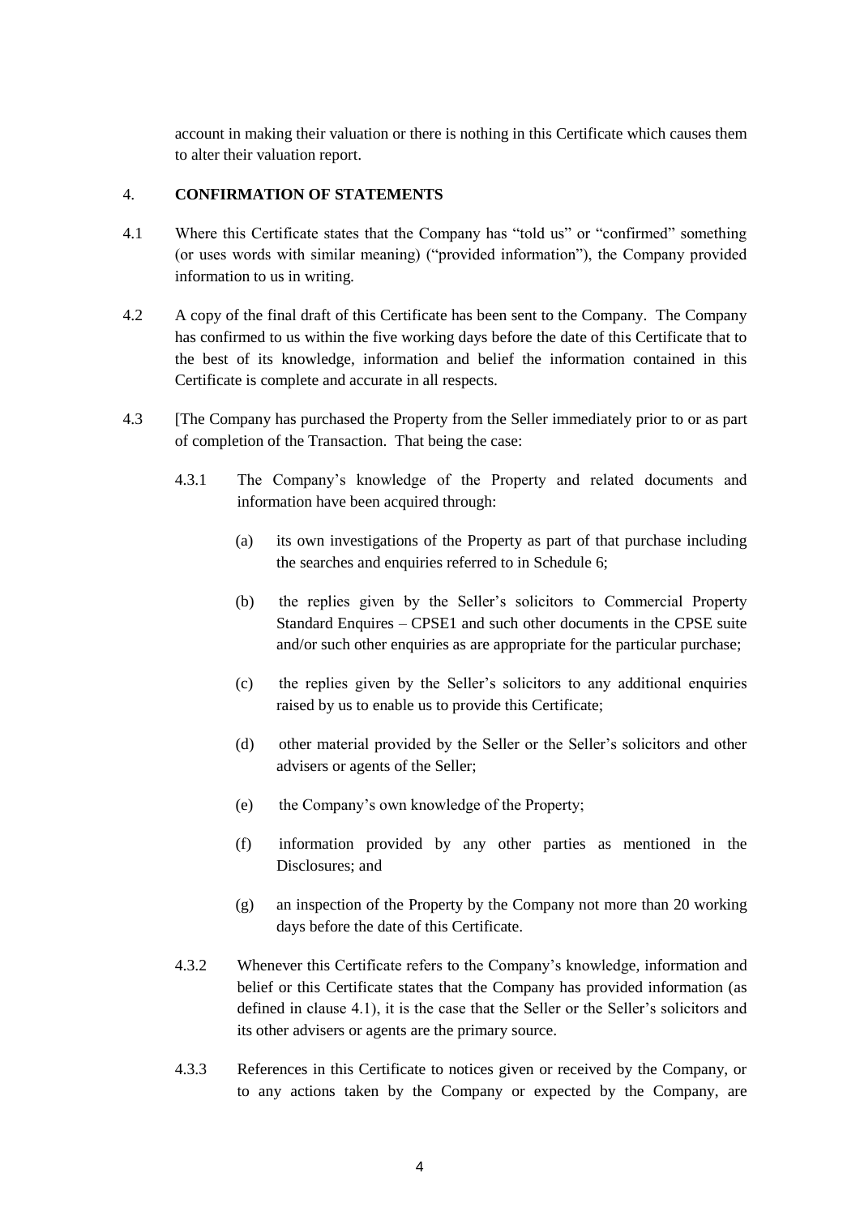account in making their valuation or there is nothing in this Certificate which causes them to alter their valuation report.

## 4. CONFIRMATION OF STATEMENTS

4.1 Where this Certificate states that the Company has "told us" or "confirmed" something (or uses words with similar meaning) ("provided information"), the Company provided information to us in writing.

4.2 A copy of the final draft of this Certificate has been sent to the Company. The Company has confirmed to us within the five working days before the date of this Certificate that to the best of its knowledge, information and belief the information contained in this Certificate is complete and accurate in all respects.

4.3 [The Company has purchased the Property from the Seller immediately prior to or as part of completion of the Transaction. That being the case:

4.3.1 The Company's knowledge of the Property and related documents and information have been acquired through:

(a) its own investigations of the Property as part of that purchase including the searches and enquiries referred to in Schedule 6;

(b) the replies given by the Seller's solicitors to Commercial Property Standard Enquires – CPSE1 and such other documents in the CPSE suite and/or such other enquiries as are appropriate for the particular purchase;

(c) the replies given by the Seller's solicitors to any additional enquiries raised by us to enable us to provide this Certificate;

(d) other material provided by the Seller or the Seller's solicitors and other advisers or agents of the Seller;

(e) the Company's own knowledge of the Property;

(f) information provided by any other parties as mentioned in the Disclosures; and

(g) an inspection of the Property by the Company not more than 20 working days before the date of this Certificate.

4.3.2 Whenever this Certificate refers to the Company's knowledge, information and belief or this Certificate states that the Company has provided information (as defined in clause 4.1), it is the case that the Seller or the Seller's solicitors and its other advisers or agents are the primary source.

4.3.3 References in this Certificate to notices given or received by the Company, or to any actions taken by the Company or expected by the Company, are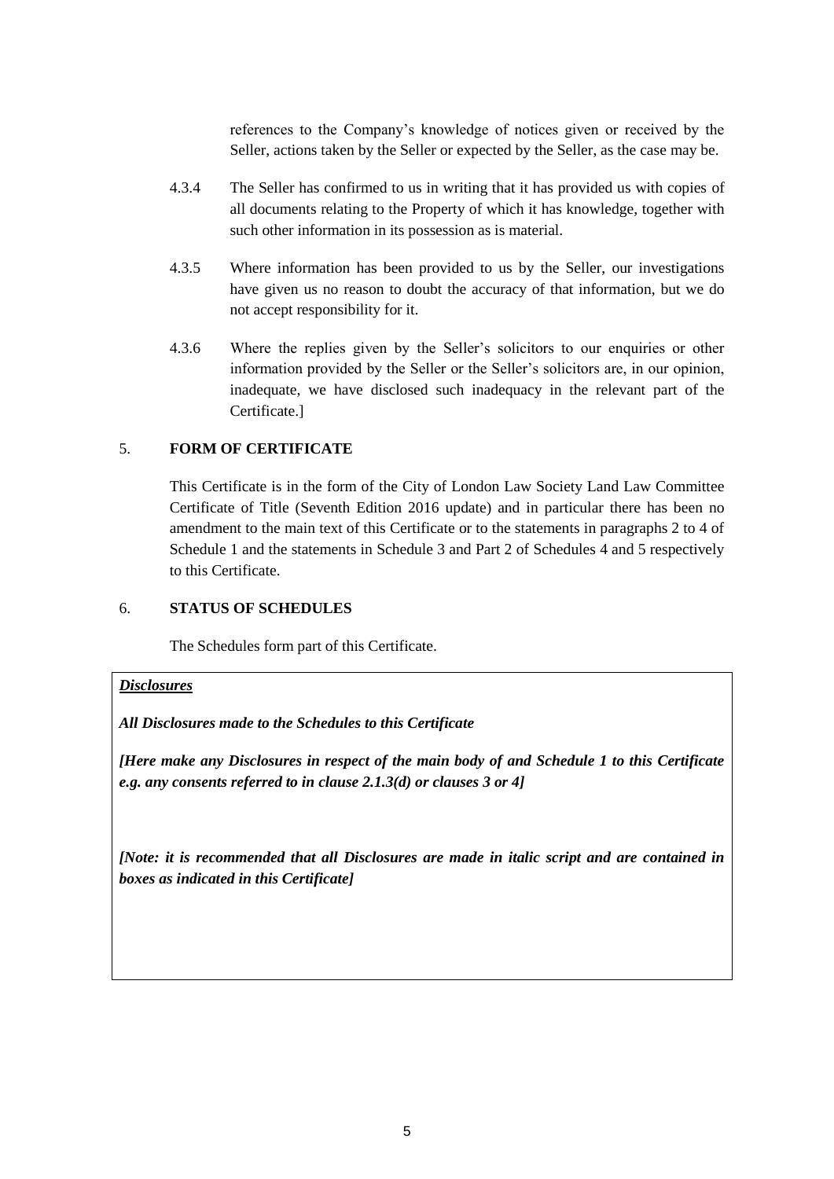references to the Company's knowledge of notices given or received by the Seller, actions taken by the Seller or expected by the Seller, as the case may be.

4.3.4 The Seller has confirmed to us in writing that it has provided us with copies of all documents relating to the Property of which it has knowledge, together with such other information in its possession as is material.

4.3.5 Where information has been provided to us by the Seller, our investigations have given us no reason to doubt the accuracy of that information, but we do not accept responsibility for it.

4.3.6 Where the replies given by the Seller's solicitors to our enquiries or other information provided by the Seller or the Seller's solicitors are, in our opinion, inadequate, we have disclosed such inadequacy in the relevant part of the Certificate.]

## 5. FORM OF CERTIFICATE

This Certificate is in the form of the City of London Law Society Land Law Committee Certificate of Title (Seventh Edition 2016 update) and in particular there has been no amendment to the main text of this Certificate or to the statements in paragraphs 2 to 4 of Schedule 1 and the statements in Schedule 3 and Part 2 of Schedules 4 and 5 respectively to this Certificate.

## 6. STATUS OF SCHEDULES

The Schedules form part of this Certificate.

***Disclosures***

***All Disclosures made to the Schedules to this Certificate***

***[Here make any Disclosures in respect of the main body of and Schedule 1 to this Certificate e.g. any consents referred to in clause 2.1.3(d) or clauses 3 or 4]***

***[Note: it is recommended that all Disclosures are made in italic script and are contained in boxes as indicated in this Certificate]***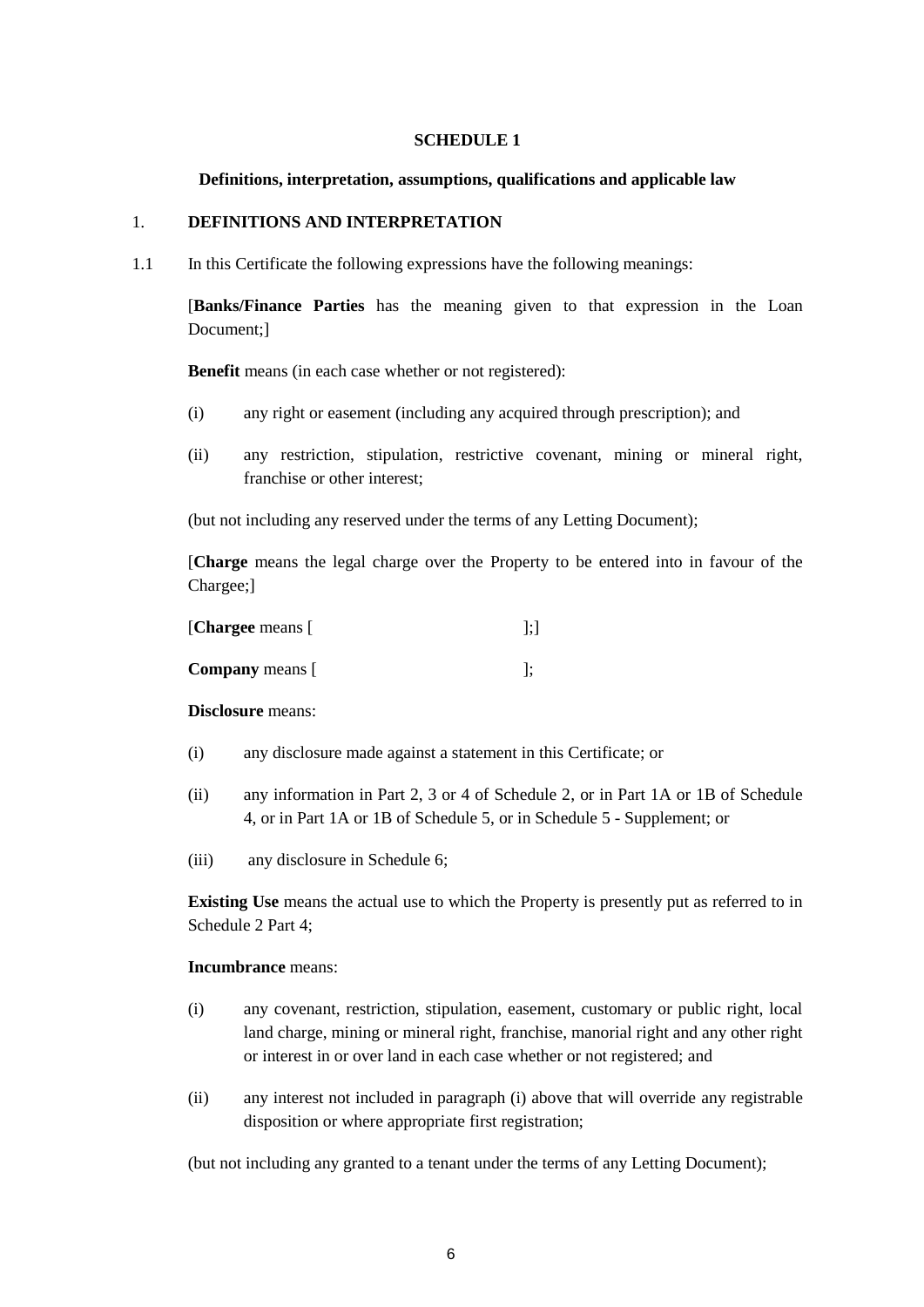**SCHEDULE 1**

**Definitions, interpretation, assumptions, qualifications and applicable law**

1. **DEFINITIONS AND INTERPRETATION**

1.1 In this Certificate the following expressions have the following meanings:

[**Banks/Finance Parties** has the meaning given to that expression in the Loan Document;]

**Benefit** means (in each case whether or not registered):

(i) any right or easement (including any acquired through prescription); and

(ii) any restriction, stipulation, restrictive covenant, mining or mineral right, franchise or other interest;

(but not including any reserved under the terms of any Letting Document);

[**Charge** means the legal charge over the Property to be entered into in favour of the Chargee;]

[**Chargee** means [ ];]

**Company** means [ ];

**Disclosure** means:

(i) any disclosure made against a statement in this Certificate; or

(ii) any information in Part 2, 3 or 4 of Schedule 2, or in Part 1A or 1B of Schedule 4, or in Part 1A or 1B of Schedule 5, or in Schedule 5 - Supplement; or

(iii) any disclosure in Schedule 6;

**Existing Use** means the actual use to which the Property is presently put as referred to in Schedule 2 Part 4;

**Incumbrance** means:

(i) any covenant, restriction, stipulation, easement, customary or public right, local land charge, mining or mineral right, franchise, manorial right and any other right or interest in or over land in each case whether or not registered; and

(ii) any interest not included in paragraph (i) above that will override any registrable disposition or where appropriate first registration;

(but not including any granted to a tenant under the terms of any Letting Document);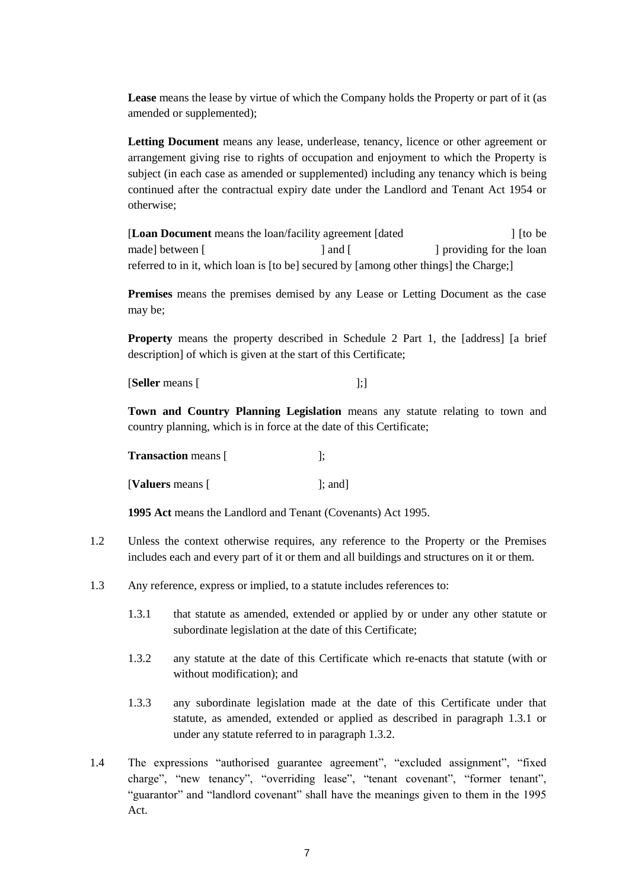**Lease** means the lease by virtue of which the Company holds the Property or part of it (as amended or supplemented);

**Letting Document** means any lease, underlease, tenancy, licence or other agreement or arrangement giving rise to rights of occupation and enjoyment to which the Property is subject (in each case as amended or supplemented) including any tenancy which is being continued after the contractual expiry date under the Landlord and Tenant Act 1954 or otherwise;

[**Loan Document** means the loan/facility agreement [dated ] [to be made] between [ ] and [ ] providing for the loan referred to in it, which loan is [to be] secured by [among other things] the Charge;]

**Premises** means the premises demised by any Lease or Letting Document as the case may be;

**Property** means the property described in Schedule 2 Part 1, the [address] [a brief description] of which is given at the start of this Certificate;

[**Seller** means [ ];]

**Town and Country Planning Legislation** means any statute relating to town and country planning, which is in force at the date of this Certificate;

**Transaction** means [ ];

[**Valuers** means [ ]; and]

**1995 Act** means the Landlord and Tenant (Covenants) Act 1995.

1.2 Unless the context otherwise requires, any reference to the Property or the Premises includes each and every part of it or them and all buildings and structures on it or them.

1.3 Any reference, express or implied, to a statute includes references to:

1.3.1 that statute as amended, extended or applied by or under any other statute or subordinate legislation at the date of this Certificate;

1.3.2 any statute at the date of this Certificate which re-enacts that statute (with or without modification); and

1.3.3 any subordinate legislation made at the date of this Certificate under that statute, as amended, extended or applied as described in paragraph 1.3.1 or under any statute referred to in paragraph 1.3.2.

1.4 The expressions "authorised guarantee agreement", "excluded assignment", "fixed charge", "new tenancy", "overriding lease", "tenant covenant", "former tenant", "guarantor" and "landlord covenant" shall have the meanings given to them in the 1995 Act.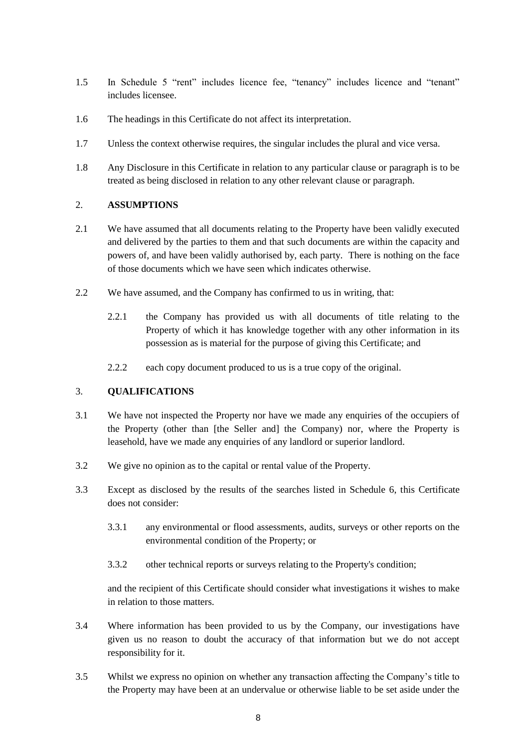1.5 In Schedule 5 "rent" includes licence fee, "tenancy" includes licence and "tenant" includes licensee.

1.6 The headings in this Certificate do not affect its interpretation.

1.7 Unless the context otherwise requires, the singular includes the plural and vice versa.

1.8 Any Disclosure in this Certificate in relation to any particular clause or paragraph is to be treated as being disclosed in relation to any other relevant clause or paragraph.

## 2. ASSUMPTIONS

2.1 We have assumed that all documents relating to the Property have been validly executed and delivered by the parties to them and that such documents are within the capacity and powers of, and have been validly authorised by, each party. There is nothing on the face of those documents which we have seen which indicates otherwise.

2.2 We have assumed, and the Company has confirmed to us in writing, that:

2.2.1 the Company has provided us with all documents of title relating to the Property of which it has knowledge together with any other information in its possession as is material for the purpose of giving this Certificate; and

2.2.2 each copy document produced to us is a true copy of the original.

## 3. QUALIFICATIONS

3.1 We have not inspected the Property nor have we made any enquiries of the occupiers of the Property (other than [the Seller and] the Company) nor, where the Property is leasehold, have we made any enquiries of any landlord or superior landlord.

3.2 We give no opinion as to the capital or rental value of the Property.

3.3 Except as disclosed by the results of the searches listed in Schedule 6, this Certificate does not consider:

3.3.1 any environmental or flood assessments, audits, surveys or other reports on the environmental condition of the Property; or

3.3.2 other technical reports or surveys relating to the Property's condition;

and the recipient of this Certificate should consider what investigations it wishes to make in relation to those matters.

3.4 Where information has been provided to us by the Company, our investigations have given us no reason to doubt the accuracy of that information but we do not accept responsibility for it.

3.5 Whilst we express no opinion on whether any transaction affecting the Company's title to the Property may have been at an undervalue or otherwise liable to be set aside under the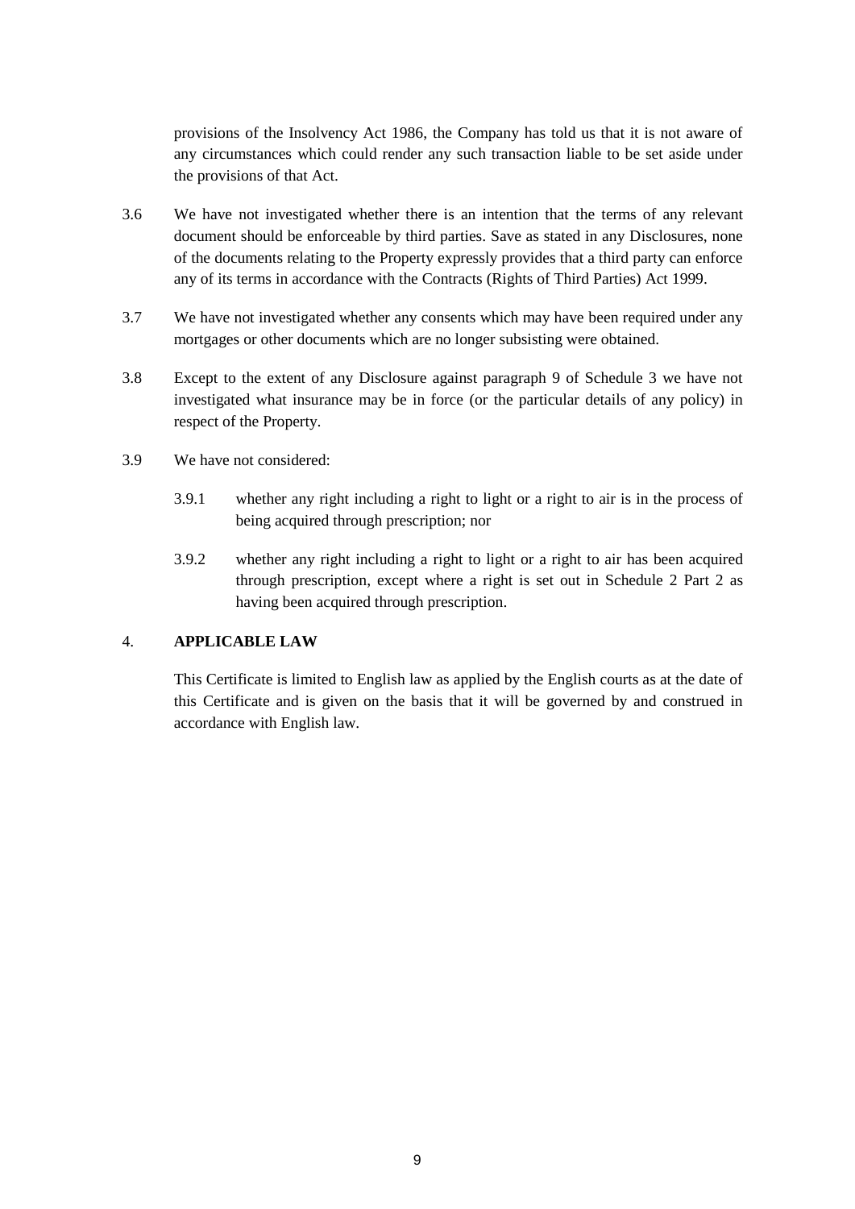provisions of the Insolvency Act 1986, the Company has told us that it is not aware of any circumstances which could render any such transaction liable to be set aside under the provisions of that Act.

3.6 We have not investigated whether there is an intention that the terms of any relevant document should be enforceable by third parties. Save as stated in any Disclosures, none of the documents relating to the Property expressly provides that a third party can enforce any of its terms in accordance with the Contracts (Rights of Third Parties) Act 1999.

3.7 We have not investigated whether any consents which may have been required under any mortgages or other documents which are no longer subsisting were obtained.

3.8 Except to the extent of any Disclosure against paragraph 9 of Schedule 3 we have not investigated what insurance may be in force (or the particular details of any policy) in respect of the Property.

3.9 We have not considered:

3.9.1 whether any right including a right to light or a right to air is in the process of being acquired through prescription; nor

3.9.2 whether any right including a right to light or a right to air has been acquired through prescription, except where a right is set out in Schedule 2 Part 2 as having been acquired through prescription.

## 4. APPLICABLE LAW

This Certificate is limited to English law as applied by the English courts as at the date of this Certificate and is given on the basis that it will be governed by and construed in accordance with English law.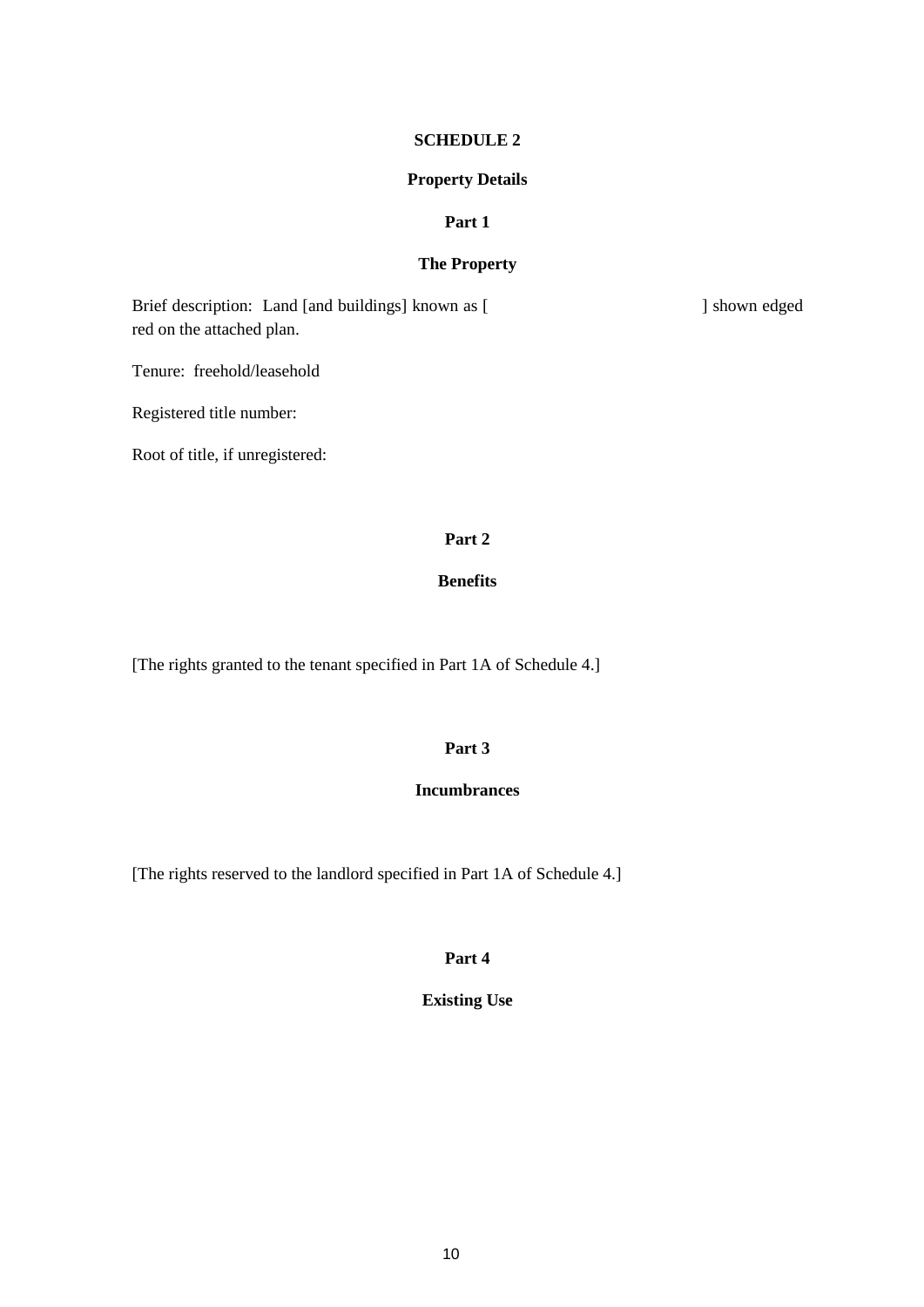# SCHEDULE 2

## Property Details

### Part 1

### The Property

Brief description: Land [and buildings] known as [ ] shown edged red on the attached plan.

Tenure: freehold/leasehold

Registered title number:

Root of title, if unregistered:

### Part 2

### Benefits

[The rights granted to the tenant specified in Part 1A of Schedule 4.]

### Part 3

### Incumbrances

[The rights reserved to the landlord specified in Part 1A of Schedule 4.]

### Part 4

### Existing Use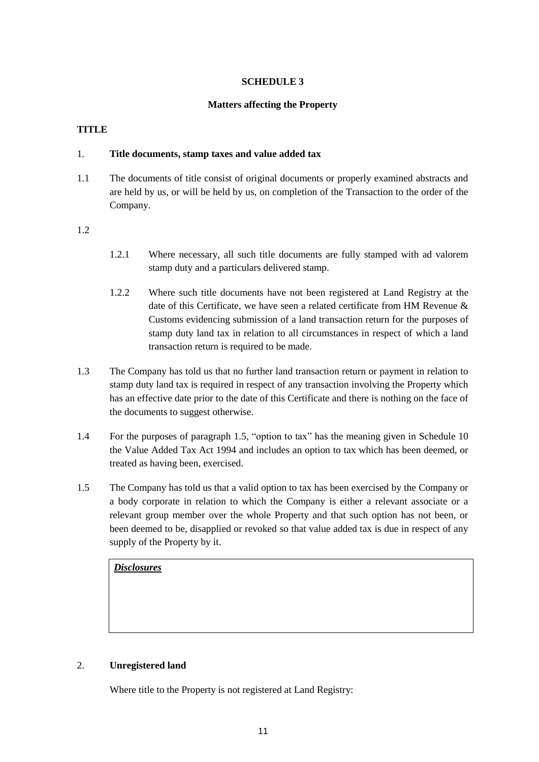## SCHEDULE 3

### Matters affecting the Property

**TITLE**

1. **Title documents, stamp taxes and value added tax**

1.1 The documents of title consist of original documents or properly examined abstracts and are held by us, or will be held by us, on completion of the Transaction to the order of the Company.

1.2

1.2.1 Where necessary, all such title documents are fully stamped with ad valorem stamp duty and a particulars delivered stamp.

1.2.2 Where such title documents have not been registered at Land Registry at the date of this Certificate, we have seen a related certificate from HM Revenue & Customs evidencing submission of a land transaction return for the purposes of stamp duty land tax in relation to all circumstances in respect of which a land transaction return is required to be made.

1.3 The Company has told us that no further land transaction return or payment in relation to stamp duty land tax is required in respect of any transaction involving the Property which has an effective date prior to the date of this Certificate and there is nothing on the face of the documents to suggest otherwise.

1.4 For the purposes of paragraph 1.5, "option to tax" has the meaning given in Schedule 10 the Value Added Tax Act 1994 and includes an option to tax which has been deemed, or treated as having been, exercised.

1.5 The Company has told us that a valid option to tax has been exercised by the Company or a body corporate in relation to which the Company is either a relevant associate or a relevant group member over the whole Property and that such option has not been, or been deemed to be, disapplied or revoked so that value added tax is due in respect of any supply of the Property by it.

| ***Disclosures*** |
|---|
| |

2. **Unregistered land**

Where title to the Property is not registered at Land Registry: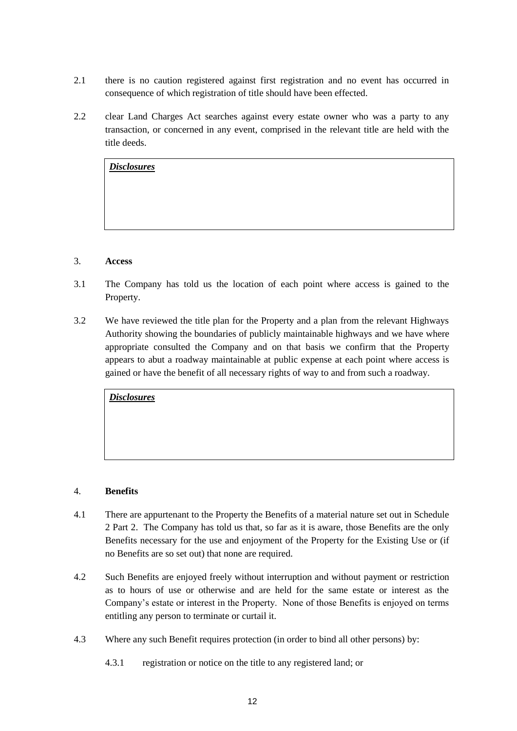2.1 there is no caution registered against first registration and no event has occurred in consequence of which registration of title should have been effected.

2.2 clear Land Charges Act searches against every estate owner who was a party to any transaction, or concerned in any event, comprised in the relevant title are held with the title deeds.

| ***Disclosures*** |
| --- |
| |

3. **Access**

3.1 The Company has told us the location of each point where access is gained to the Property.

3.2 We have reviewed the title plan for the Property and a plan from the relevant Highways Authority showing the boundaries of publicly maintainable highways and we have where appropriate consulted the Company and on that basis we confirm that the Property appears to abut a roadway maintainable at public expense at each point where access is gained or have the benefit of all necessary rights of way to and from such a roadway.

| ***Disclosures*** |
| --- |
| |

4. **Benefits**

4.1 There are appurtenant to the Property the Benefits of a material nature set out in Schedule 2 Part 2. The Company has told us that, so far as it is aware, those Benefits are the only Benefits necessary for the use and enjoyment of the Property for the Existing Use or (if no Benefits are so set out) that none are required.

4.2 Such Benefits are enjoyed freely without interruption and without payment or restriction as to hours of use or otherwise and are held for the same estate or interest as the Company's estate or interest in the Property. None of those Benefits is enjoyed on terms entitling any person to terminate or curtail it.

4.3 Where any such Benefit requires protection (in order to bind all other persons) by:

4.3.1 registration or notice on the title to any registered land; or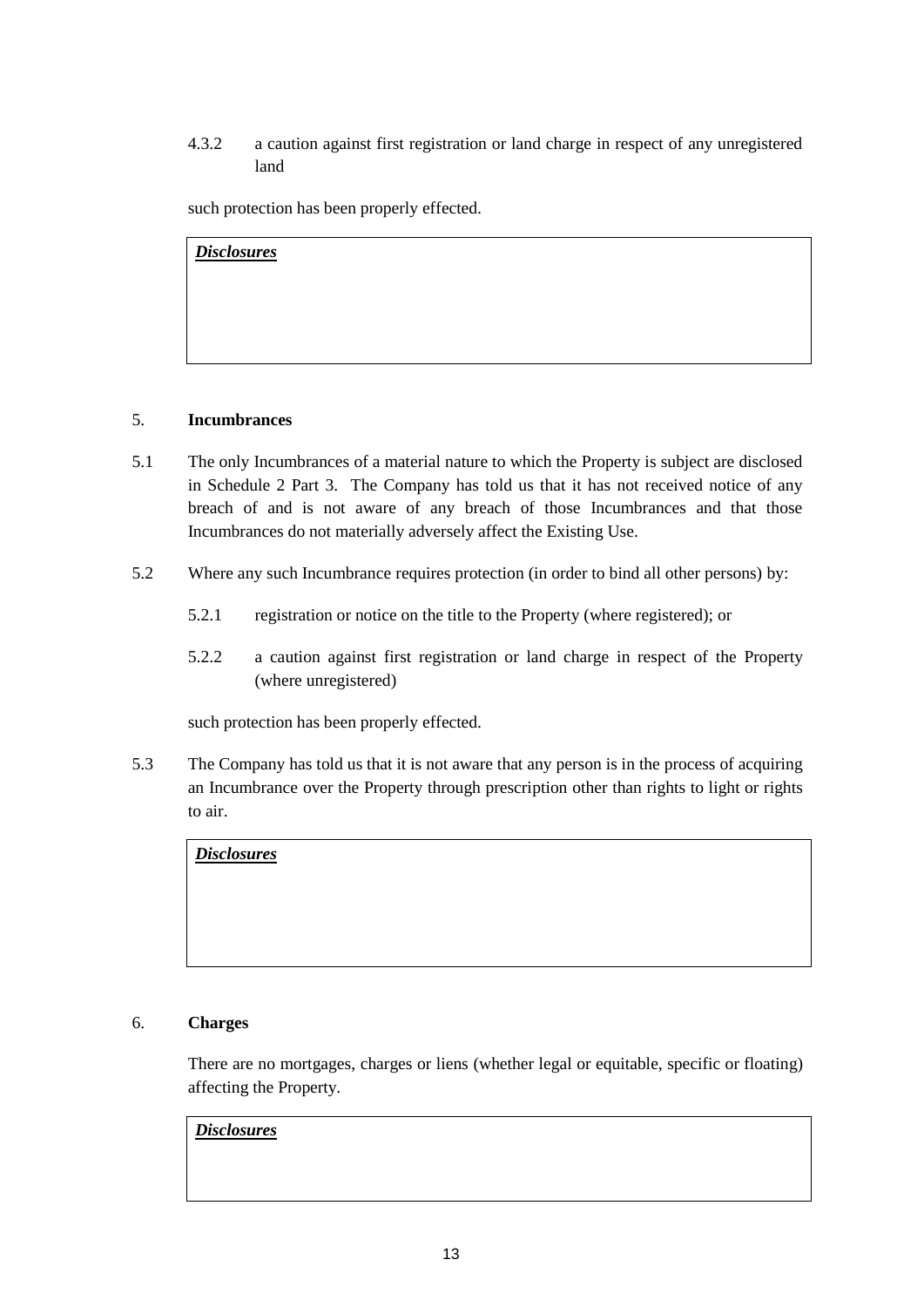4.3.2 a caution against first registration or land charge in respect of any unregistered land

such protection has been properly effected.

| ***Disclosures*** |
| --- |
| |

## 5. Incumbrances

5.1 The only Incumbrances of a material nature to which the Property is subject are disclosed in Schedule 2 Part 3. The Company has told us that it has not received notice of any breach of and is not aware of any breach of those Incumbrances and that those Incumbrances do not materially adversely affect the Existing Use.

5.2 Where any such Incumbrance requires protection (in order to bind all other persons) by:

5.2.1 registration or notice on the title to the Property (where registered); or

5.2.2 a caution against first registration or land charge in respect of the Property (where unregistered)

such protection has been properly effected.

5.3 The Company has told us that it is not aware that any person is in the process of acquiring an Incumbrance over the Property through prescription other than rights to light or rights to air.

| ***Disclosures*** |
| --- |
| |

## 6. Charges

There are no mortgages, charges or liens (whether legal or equitable, specific or floating) affecting the Property.

| ***Disclosures*** |
| --- |
| |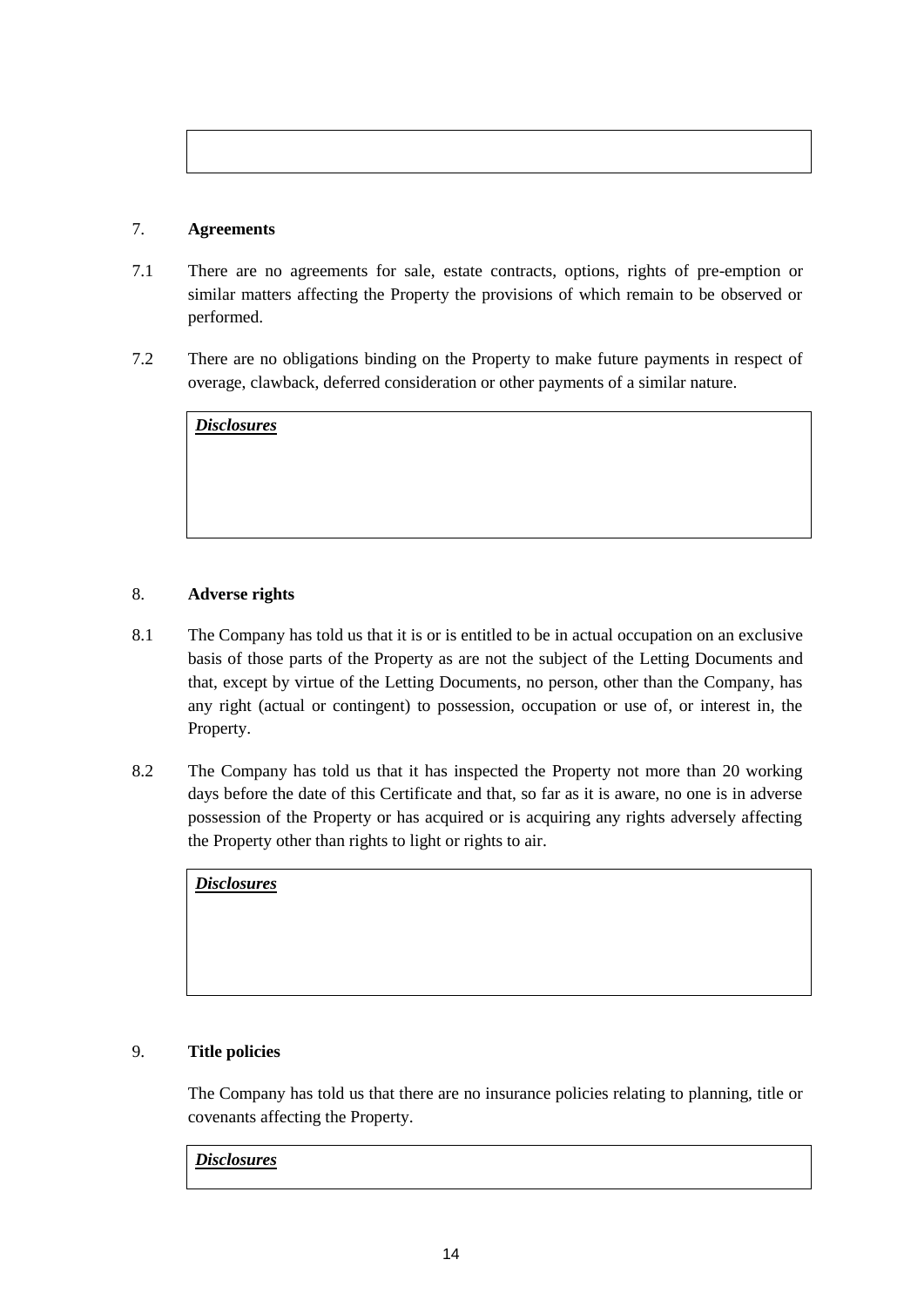## 7. **Agreements**

7.1 There are no agreements for sale, estate contracts, options, rights of pre-emption or similar matters affecting the Property the provisions of which remain to be observed or performed.

7.2 There are no obligations binding on the Property to make future payments in respect of overage, clawback, deferred consideration or other payments of a similar nature.

| ***Disclosures*** |
|---|
| |

## 8. **Adverse rights**

8.1 The Company has told us that it is or is entitled to be in actual occupation on an exclusive basis of those parts of the Property as are not the subject of the Letting Documents and that, except by virtue of the Letting Documents, no person, other than the Company, has any right (actual or contingent) to possession, occupation or use of, or interest in, the Property.

8.2 The Company has told us that it has inspected the Property not more than 20 working days before the date of this Certificate and that, so far as it is aware, no one is in adverse possession of the Property or has acquired or is acquiring any rights adversely affecting the Property other than rights to light or rights to air.

| ***Disclosures*** |
|---|
| |

## 9. **Title policies**

The Company has told us that there are no insurance policies relating to planning, title or covenants affecting the Property.

| ***Disclosures*** |
|---|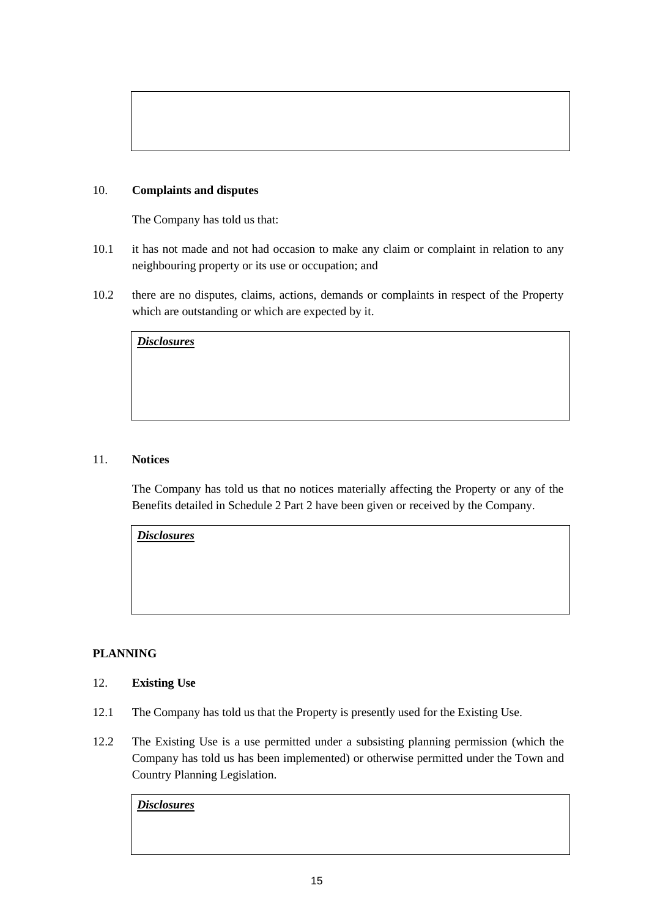10. **Complaints and disputes**

The Company has told us that:

10.1 it has not made and not had occasion to make any claim or complaint in relation to any neighbouring property or its use or occupation; and

10.2 there are no disputes, claims, actions, demands or complaints in respect of the Property which are outstanding or which are expected by it.

***Disclosures***

11. **Notices**

The Company has told us that no notices materially affecting the Property or any of the Benefits detailed in Schedule 2 Part 2 have been given or received by the Company.

***Disclosures***

**PLANNING**

12. **Existing Use**

12.1 The Company has told us that the Property is presently used for the Existing Use.

12.2 The Existing Use is a use permitted under a subsisting planning permission (which the Company has told us has been implemented) or otherwise permitted under the Town and Country Planning Legislation.

***Disclosures***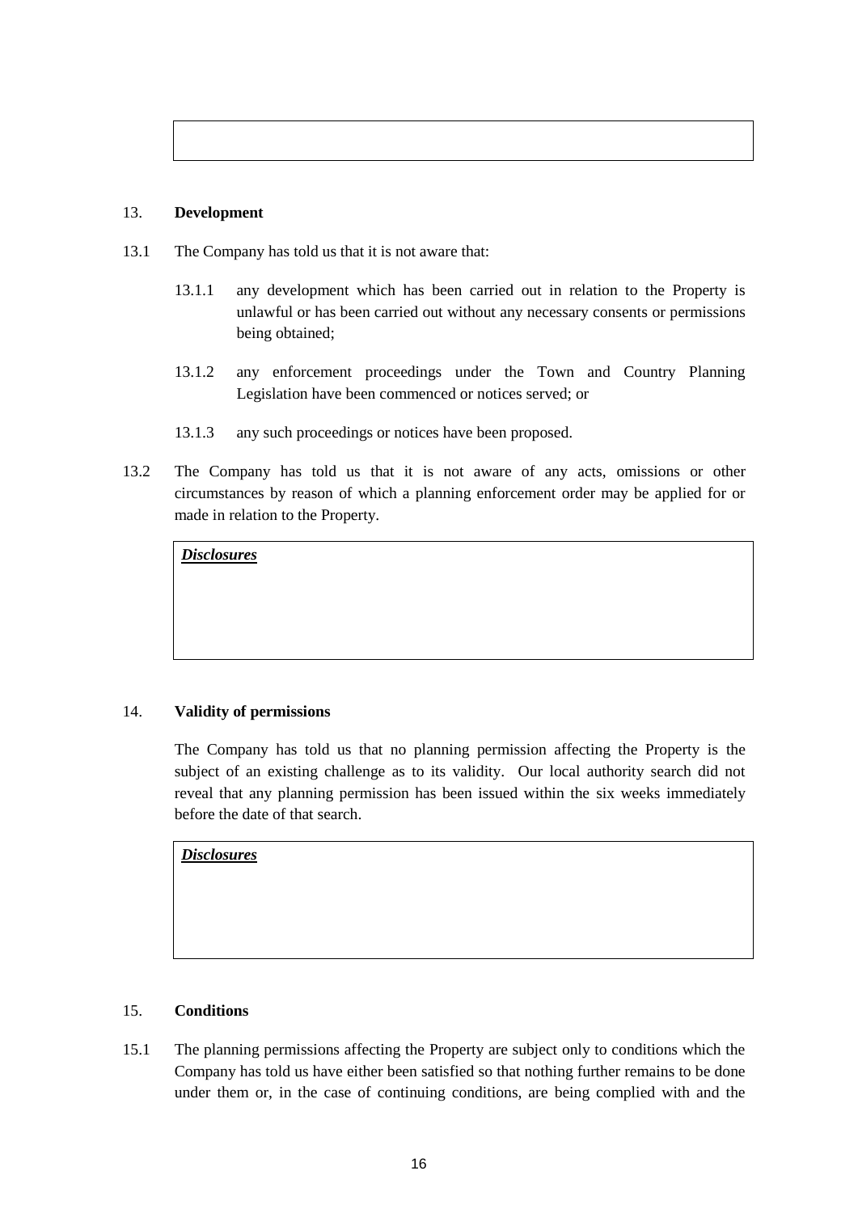## 13. **Development**

13.1 The Company has told us that it is not aware that:

13.1.1 any development which has been carried out in relation to the Property is unlawful or has been carried out without any necessary consents or permissions being obtained;

13.1.2 any enforcement proceedings under the Town and Country Planning Legislation have been commenced or notices served; or

13.1.3 any such proceedings or notices have been proposed.

13.2 The Company has told us that it is not aware of any acts, omissions or other circumstances by reason of which a planning enforcement order may be applied for or made in relation to the Property.

| ***Disclosures*** |
|---|
| |

## 14. **Validity of permissions**

The Company has told us that no planning permission affecting the Property is the subject of an existing challenge as to its validity. Our local authority search did not reveal that any planning permission has been issued within the six weeks immediately before the date of that search.

| ***Disclosures*** |
|---|
| |

## 15. **Conditions**

15.1 The planning permissions affecting the Property are subject only to conditions which the Company has told us have either been satisfied so that nothing further remains to be done under them or, in the case of continuing conditions, are being complied with and the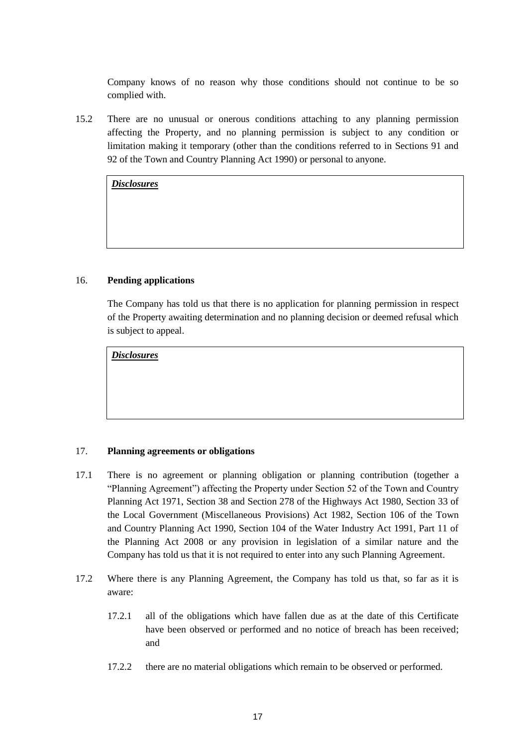Company knows of no reason why those conditions should not continue to be so complied with.

15.2 There are no unusual or onerous conditions attaching to any planning permission affecting the Property, and no planning permission is subject to any condition or limitation making it temporary (other than the conditions referred to in Sections 91 and 92 of the Town and Country Planning Act 1990) or personal to anyone.

| ***Disclosures*** |
| --- |
| |

## 16. Pending applications

The Company has told us that there is no application for planning permission in respect of the Property awaiting determination and no planning decision or deemed refusal which is subject to appeal.

| ***Disclosures*** |
| --- |
| |

## 17. Planning agreements or obligations

17.1 There is no agreement or planning obligation or planning contribution (together a "Planning Agreement") affecting the Property under Section 52 of the Town and Country Planning Act 1971, Section 38 and Section 278 of the Highways Act 1980, Section 33 of the Local Government (Miscellaneous Provisions) Act 1982, Section 106 of the Town and Country Planning Act 1990, Section 104 of the Water Industry Act 1991, Part 11 of the Planning Act 2008 or any provision in legislation of a similar nature and the Company has told us that it is not required to enter into any such Planning Agreement.

17.2 Where there is any Planning Agreement, the Company has told us that, so far as it is aware:

17.2.1 all of the obligations which have fallen due as at the date of this Certificate have been observed or performed and no notice of breach has been received; and

17.2.2 there are no material obligations which remain to be observed or performed.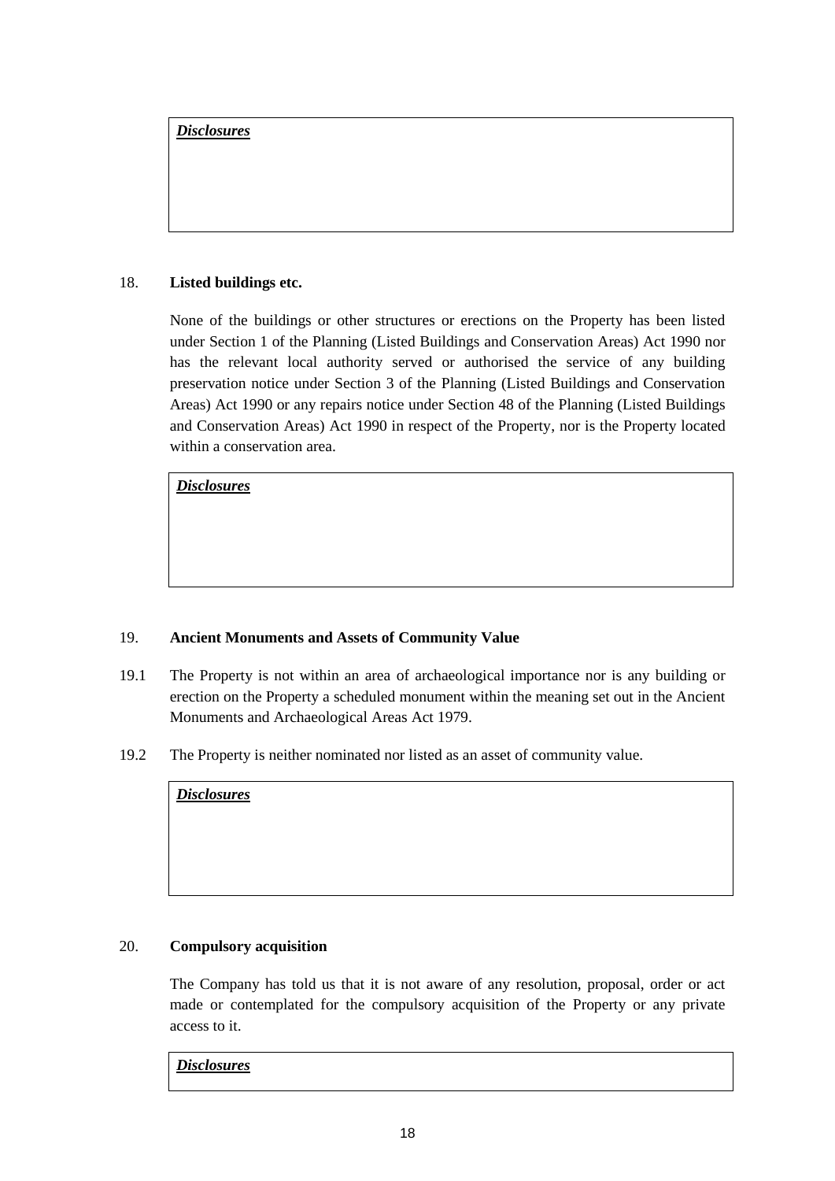***Disclosures***

**18. Listed buildings etc.**

None of the buildings or other structures or erections on the Property has been listed under Section 1 of the Planning (Listed Buildings and Conservation Areas) Act 1990 nor has the relevant local authority served or authorised the service of any building preservation notice under Section 3 of the Planning (Listed Buildings and Conservation Areas) Act 1990 or any repairs notice under Section 48 of the Planning (Listed Buildings and Conservation Areas) Act 1990 in respect of the Property, nor is the Property located within a conservation area.

***Disclosures***

**19. Ancient Monuments and Assets of Community Value**

19.1 The Property is not within an area of archaeological importance nor is any building or erection on the Property a scheduled monument within the meaning set out in the Ancient Monuments and Archaeological Areas Act 1979.

19.2 The Property is neither nominated nor listed as an asset of community value.

***Disclosures***

**20. Compulsory acquisition**

The Company has told us that it is not aware of any resolution, proposal, order or act made or contemplated for the compulsory acquisition of the Property or any private access to it.

***Disclosures***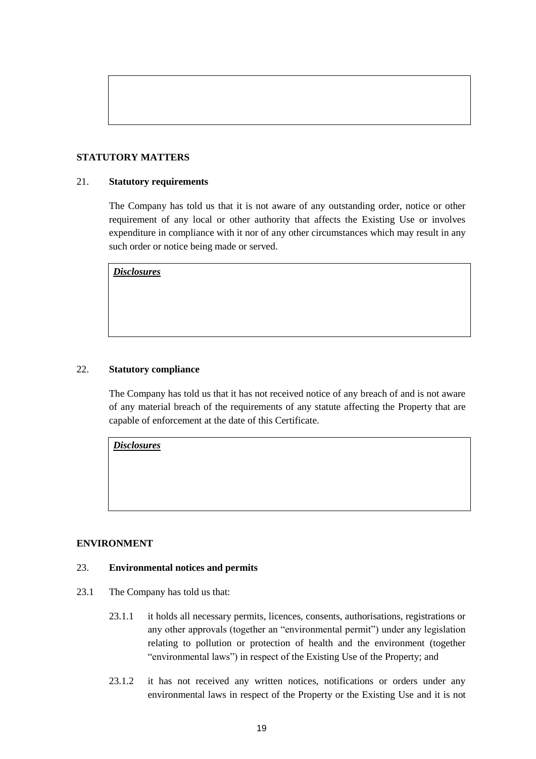## STATUTORY MATTERS

### 21. Statutory requirements

The Company has told us that it is not aware of any outstanding order, notice or other requirement of any local or other authority that affects the Existing Use or involves expenditure in compliance with it nor of any other circumstances which may result in any such order or notice being made or served.

***Disclosures***

### 22. Statutory compliance

The Company has told us that it has not received notice of any breach of and is not aware of any material breach of the requirements of any statute affecting the Property that are capable of enforcement at the date of this Certificate.

***Disclosures***

## ENVIRONMENT

### 23. Environmental notices and permits

23.1 The Company has told us that:

23.1.1 it holds all necessary permits, licences, consents, authorisations, registrations or any other approvals (together an "environmental permit") under any legislation relating to pollution or protection of health and the environment (together "environmental laws") in respect of the Existing Use of the Property; and

23.1.2 it has not received any written notices, notifications or orders under any environmental laws in respect of the Property or the Existing Use and it is not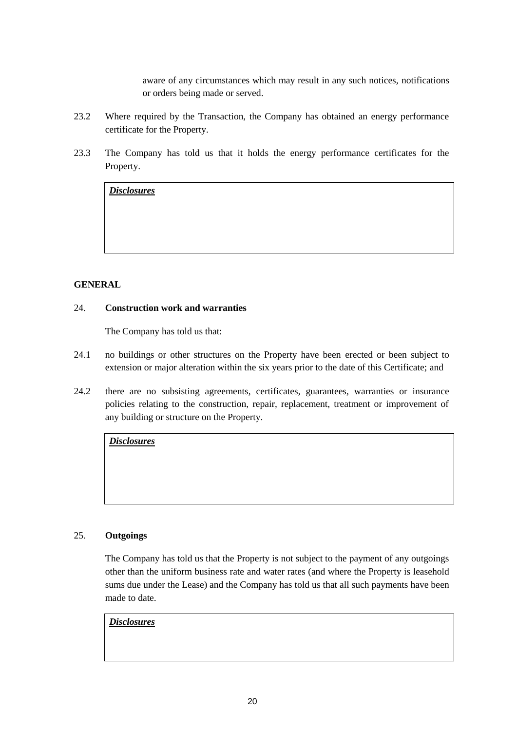aware of any circumstances which may result in any such notices, notifications or orders being made or served.

23.2 Where required by the Transaction, the Company has obtained an energy performance certificate for the Property.

23.3 The Company has told us that it holds the energy performance certificates for the Property.

| ***Disclosures*** |
|---|
| |

**GENERAL**

24. **Construction work and warranties**

The Company has told us that:

24.1 no buildings or other structures on the Property have been erected or been subject to extension or major alteration within the six years prior to the date of this Certificate; and

24.2 there are no subsisting agreements, certificates, guarantees, warranties or insurance policies relating to the construction, repair, replacement, treatment or improvement of any building or structure on the Property.

| ***Disclosures*** |
|---|
| |

25. **Outgoings**

The Company has told us that the Property is not subject to the payment of any outgoings other than the uniform business rate and water rates (and where the Property is leasehold sums due under the Lease) and the Company has told us that all such payments have been made to date.

| ***Disclosures*** |
|---|
| |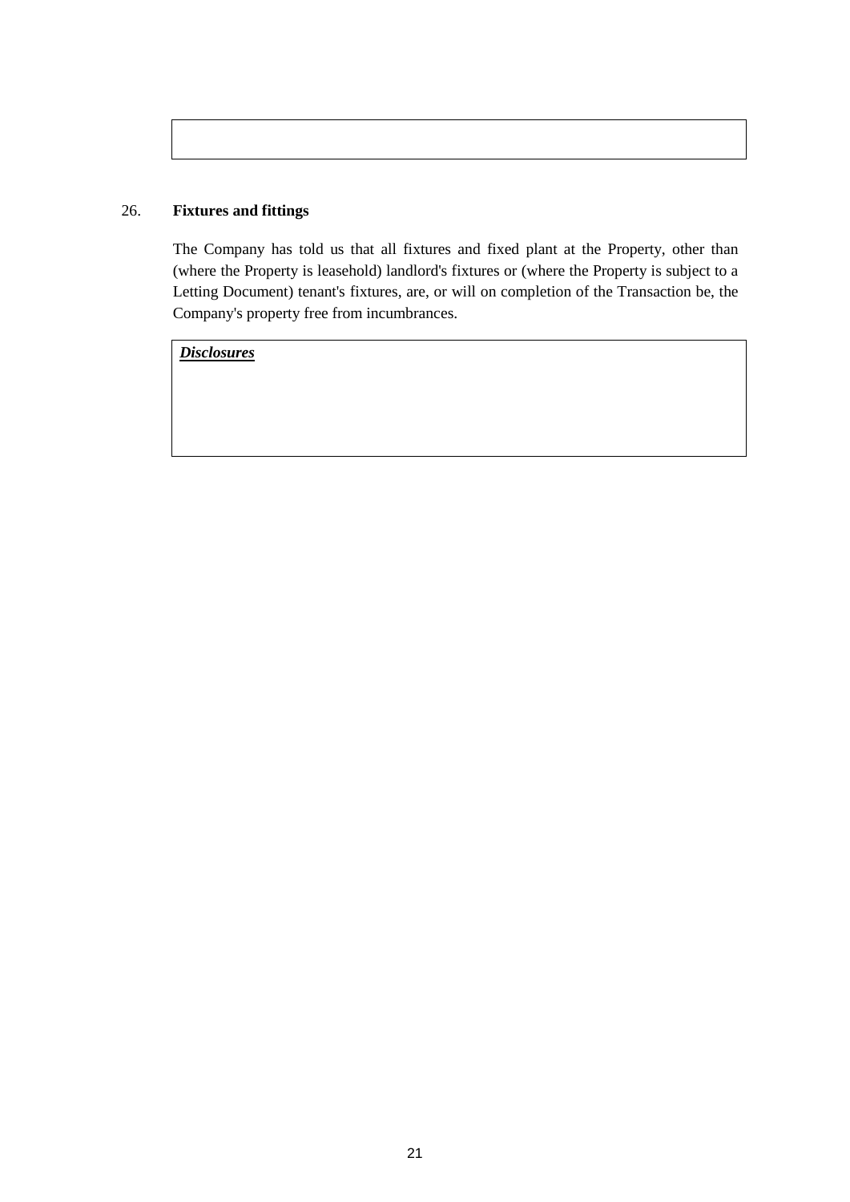## 26. **Fixtures and fittings**

The Company has told us that all fixtures and fixed plant at the Property, other than (where the Property is leasehold) landlord's fixtures or (where the Property is subject to a Letting Document) tenant's fixtures, are, or will on completion of the Transaction be, the Company's property free from incumbrances.

| ***Disclosures*** |
| --- |
| |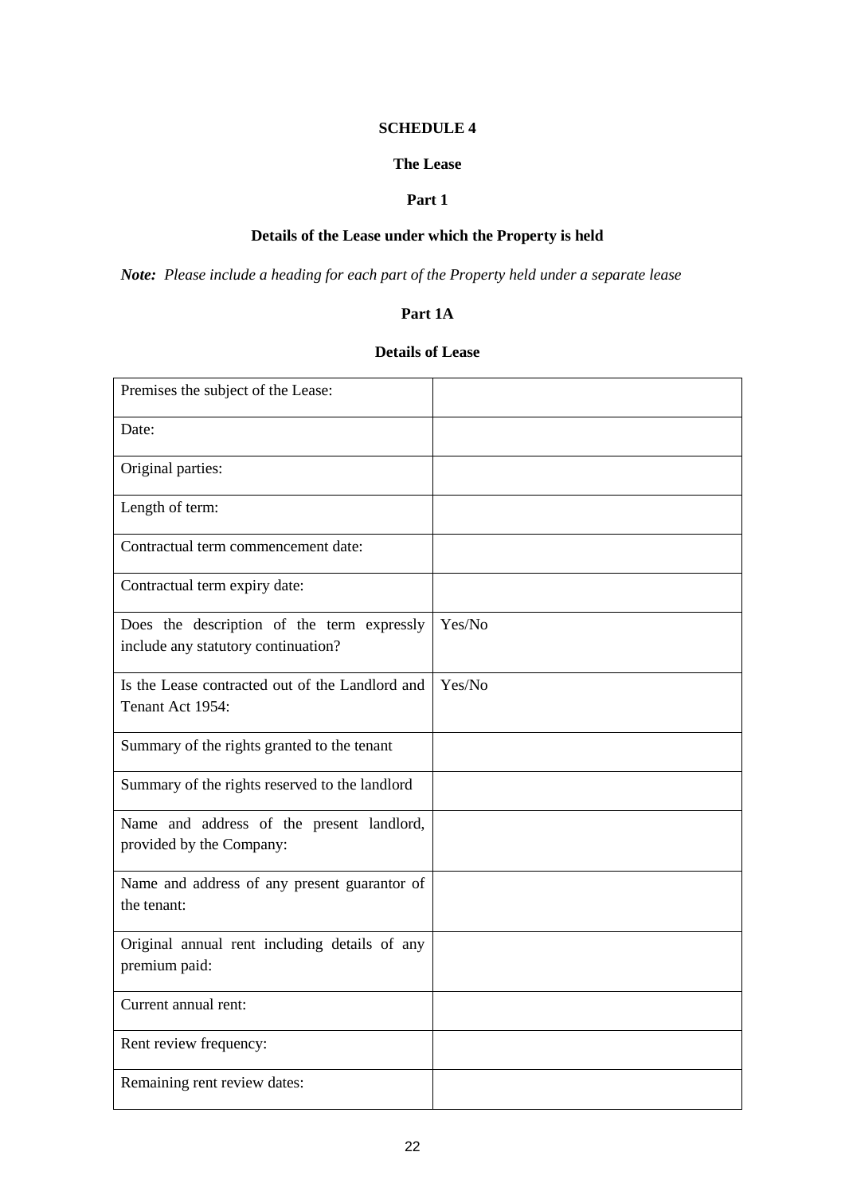**SCHEDULE 4**

**The Lease**

**Part 1**

**Details of the Lease under which the Property is held**

***Note:*** *Please include a heading for each part of the Property held under a separate lease*

**Part 1A**

**Details of Lease**

| | |
|---|---|
| Premises the subject of the Lease: | |
| Date: | |
| Original parties: | |
| Length of term: | |
| Contractual term commencement date: | |
| Contractual term expiry date: | |
| Does the description of the term expressly include any statutory continuation? | Yes/No |
| Is the Lease contracted out of the Landlord and Tenant Act 1954: | Yes/No |
| Summary of the rights granted to the tenant | |
| Summary of the rights reserved to the landlord | |
| Name and address of the present landlord, provided by the Company: | |
| Name and address of any present guarantor of the tenant: | |
| Original annual rent including details of any premium paid: | |
| Current annual rent: | |
| Rent review frequency: | |
| Remaining rent review dates: | |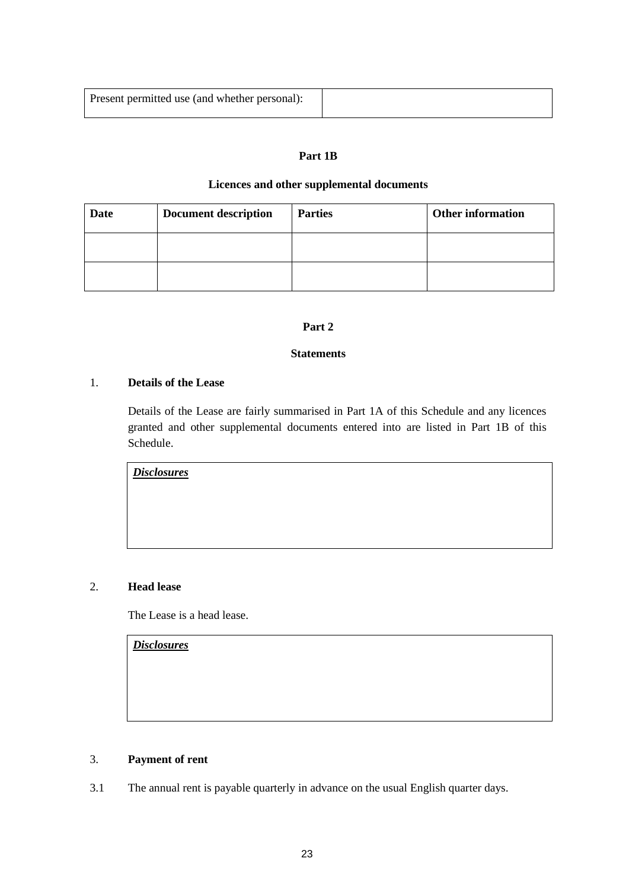| Present permitted use (and whether personal): | |
|---|---|

**Part 1B**

**Licences and other supplemental documents**

| Date | Document description | Parties | Other information |
|---|---|---|---|
| | | | |
| | | | |

**Part 2**

**Statements**

1. **Details of the Lease**

Details of the Lease are fairly summarised in Part 1A of this Schedule and any licences granted and other supplemental documents entered into are listed in Part 1B of this Schedule.

| ***Disclosures*** |
|---|
| |

2. **Head lease**

The Lease is a head lease.

| ***Disclosures*** |
|---|
| |

3. **Payment of rent**

3.1 The annual rent is payable quarterly in advance on the usual English quarter days.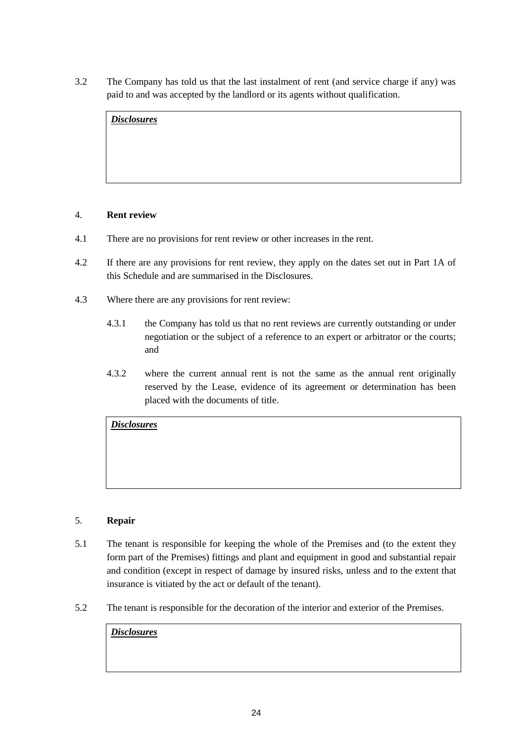3.2 The Company has told us that the last instalment of rent (and service charge if any) was paid to and was accepted by the landlord or its agents without qualification.

| ***Disclosures*** |
| --- |
| |

4. **Rent review**

4.1 There are no provisions for rent review or other increases in the rent.

4.2 If there are any provisions for rent review, they apply on the dates set out in Part 1A of this Schedule and are summarised in the Disclosures.

4.3 Where there are any provisions for rent review:

4.3.1 the Company has told us that no rent reviews are currently outstanding or under negotiation or the subject of a reference to an expert or arbitrator or the courts; and

4.3.2 where the current annual rent is not the same as the annual rent originally reserved by the Lease, evidence of its agreement or determination has been placed with the documents of title.

| ***Disclosures*** |
| --- |
| |

5. **Repair**

5.1 The tenant is responsible for keeping the whole of the Premises and (to the extent they form part of the Premises) fittings and plant and equipment in good and substantial repair and condition (except in respect of damage by insured risks, unless and to the extent that insurance is vitiated by the act or default of the tenant).

5.2 The tenant is responsible for the decoration of the interior and exterior of the Premises.

| ***Disclosures*** |
| --- |
| |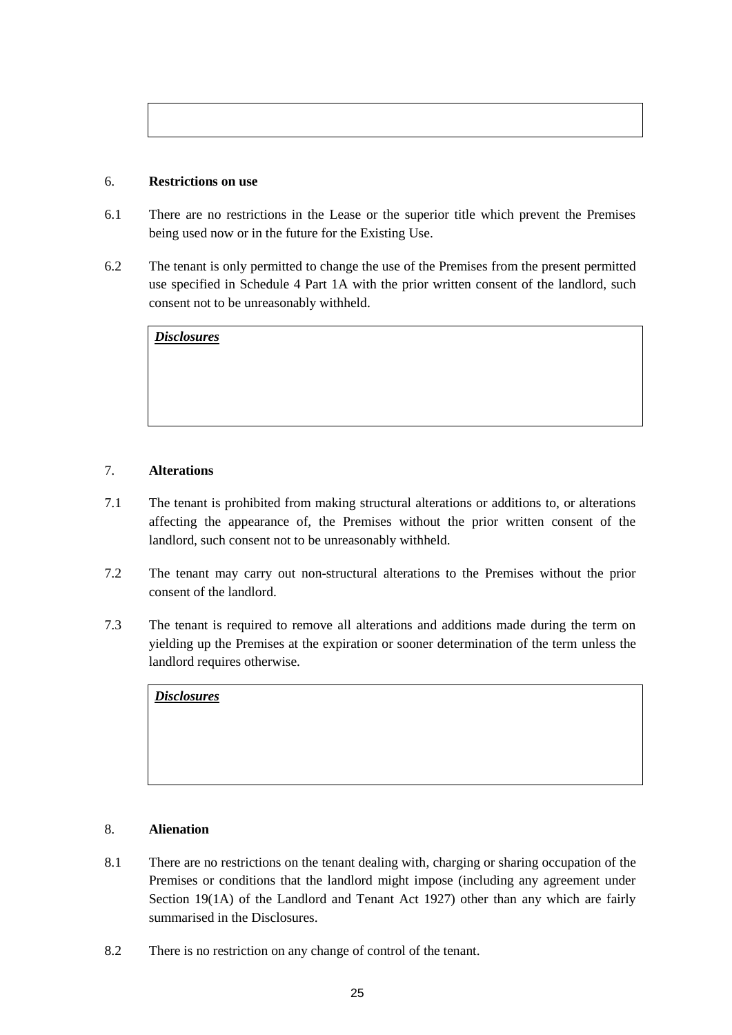## 6. Restrictions on use

6.1 There are no restrictions in the Lease or the superior title which prevent the Premises being used now or in the future for the Existing Use.

6.2 The tenant is only permitted to change the use of the Premises from the present permitted use specified in Schedule 4 Part 1A with the prior written consent of the landlord, such consent not to be unreasonably withheld.

***Disclosures***

## 7. Alterations

7.1 The tenant is prohibited from making structural alterations or additions to, or alterations affecting the appearance of, the Premises without the prior written consent of the landlord, such consent not to be unreasonably withheld.

7.2 The tenant may carry out non-structural alterations to the Premises without the prior consent of the landlord.

7.3 The tenant is required to remove all alterations and additions made during the term on yielding up the Premises at the expiration or sooner determination of the term unless the landlord requires otherwise.

***Disclosures***

## 8. Alienation

8.1 There are no restrictions on the tenant dealing with, charging or sharing occupation of the Premises or conditions that the landlord might impose (including any agreement under Section 19(1A) of the Landlord and Tenant Act 1927) other than any which are fairly summarised in the Disclosures.

8.2 There is no restriction on any change of control of the tenant.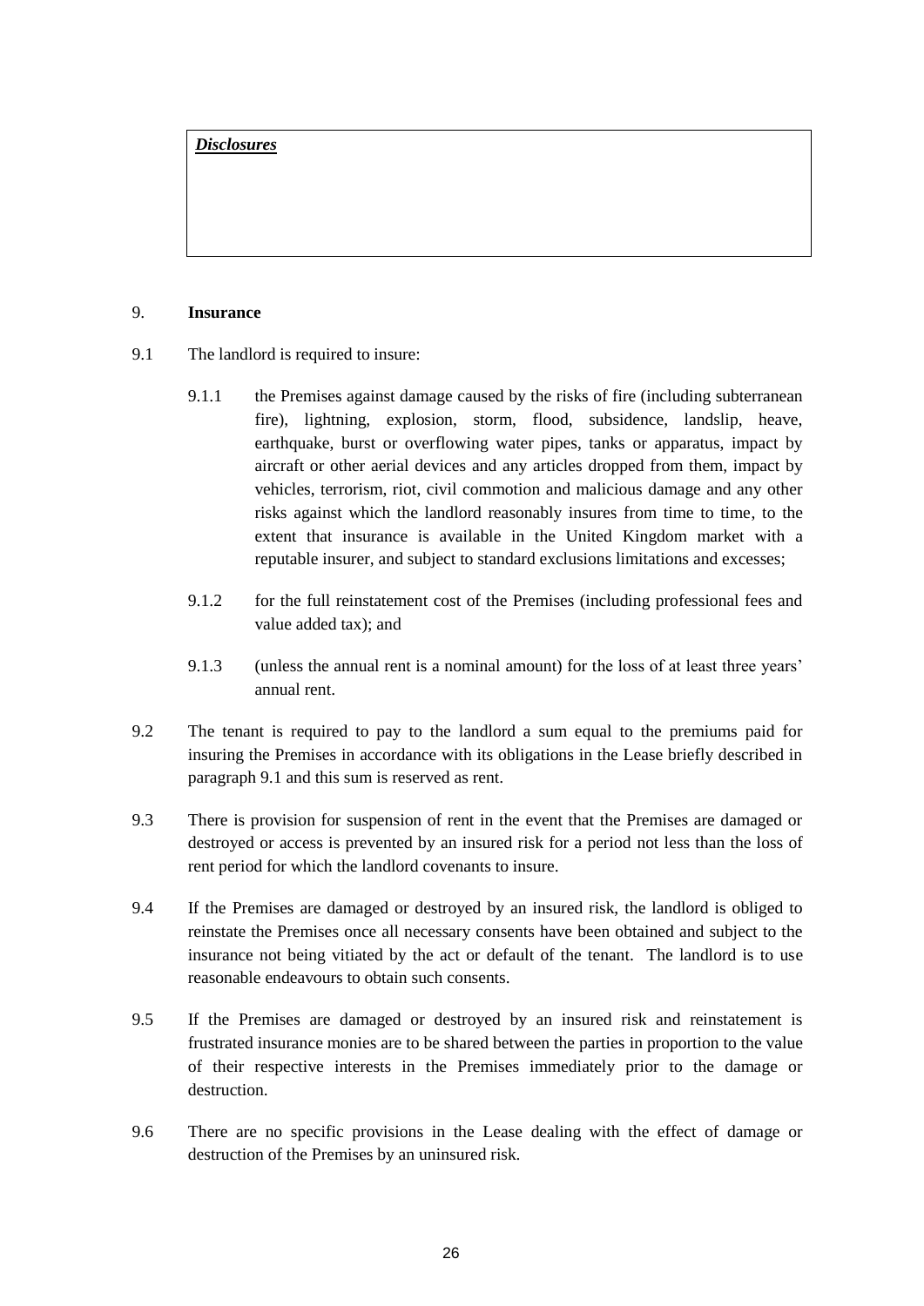| ***Disclosures*** |
|---|
| |

## 9. **Insurance**

9.1 The landlord is required to insure:

9.1.1 the Premises against damage caused by the risks of fire (including subterranean fire), lightning, explosion, storm, flood, subsidence, landslip, heave, earthquake, burst or overflowing water pipes, tanks or apparatus, impact by aircraft or other aerial devices and any articles dropped from them, impact by vehicles, terrorism, riot, civil commotion and malicious damage and any other risks against which the landlord reasonably insures from time to time, to the extent that insurance is available in the United Kingdom market with a reputable insurer, and subject to standard exclusions limitations and excesses;

9.1.2 for the full reinstatement cost of the Premises (including professional fees and value added tax); and

9.1.3 (unless the annual rent is a nominal amount) for the loss of at least three years' annual rent.

9.2 The tenant is required to pay to the landlord a sum equal to the premiums paid for insuring the Premises in accordance with its obligations in the Lease briefly described in paragraph 9.1 and this sum is reserved as rent.

9.3 There is provision for suspension of rent in the event that the Premises are damaged or destroyed or access is prevented by an insured risk for a period not less than the loss of rent period for which the landlord covenants to insure.

9.4 If the Premises are damaged or destroyed by an insured risk, the landlord is obliged to reinstate the Premises once all necessary consents have been obtained and subject to the insurance not being vitiated by the act or default of the tenant. The landlord is to use reasonable endeavours to obtain such consents.

9.5 If the Premises are damaged or destroyed by an insured risk and reinstatement is frustrated insurance monies are to be shared between the parties in proportion to the value of their respective interests in the Premises immediately prior to the damage or destruction.

9.6 There are no specific provisions in the Lease dealing with the effect of damage or destruction of the Premises by an uninsured risk.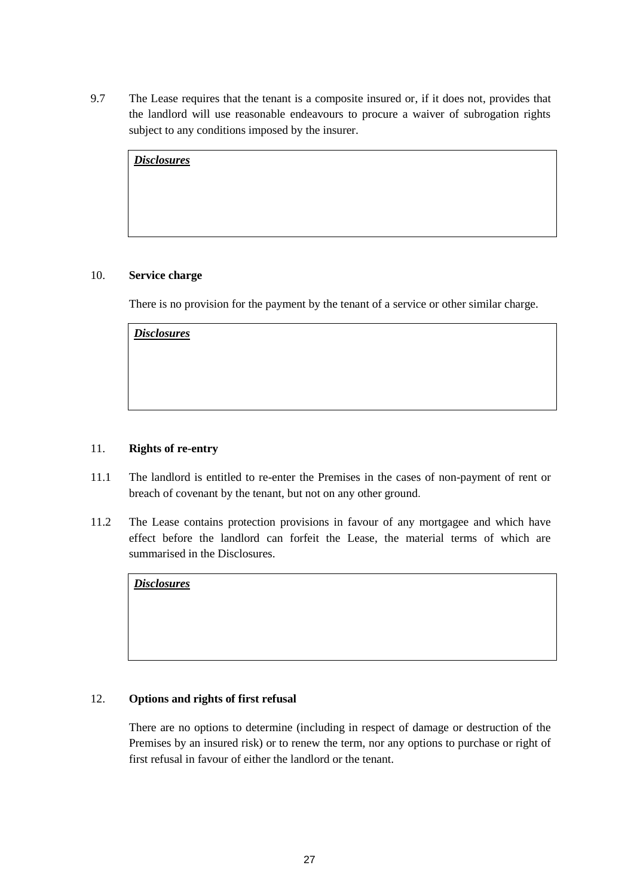9.7 The Lease requires that the tenant is a composite insured or, if it does not, provides that the landlord will use reasonable endeavours to procure a waiver of subrogation rights subject to any conditions imposed by the insurer.

| ***Disclosures*** |
| --- |
| |

## 10. **Service charge**

There is no provision for the payment by the tenant of a service or other similar charge.

| ***Disclosures*** |
| --- |
| |

## 11. **Rights of re-entry**

11.1 The landlord is entitled to re-enter the Premises in the cases of non-payment of rent or breach of covenant by the tenant, but not on any other ground.

11.2 The Lease contains protection provisions in favour of any mortgagee and which have effect before the landlord can forfeit the Lease, the material terms of which are summarised in the Disclosures.

| ***Disclosures*** |
| --- |
| |

## 12. **Options and rights of first refusal**

There are no options to determine (including in respect of damage or destruction of the Premises by an insured risk) or to renew the term, nor any options to purchase or right of first refusal in favour of either the landlord or the tenant.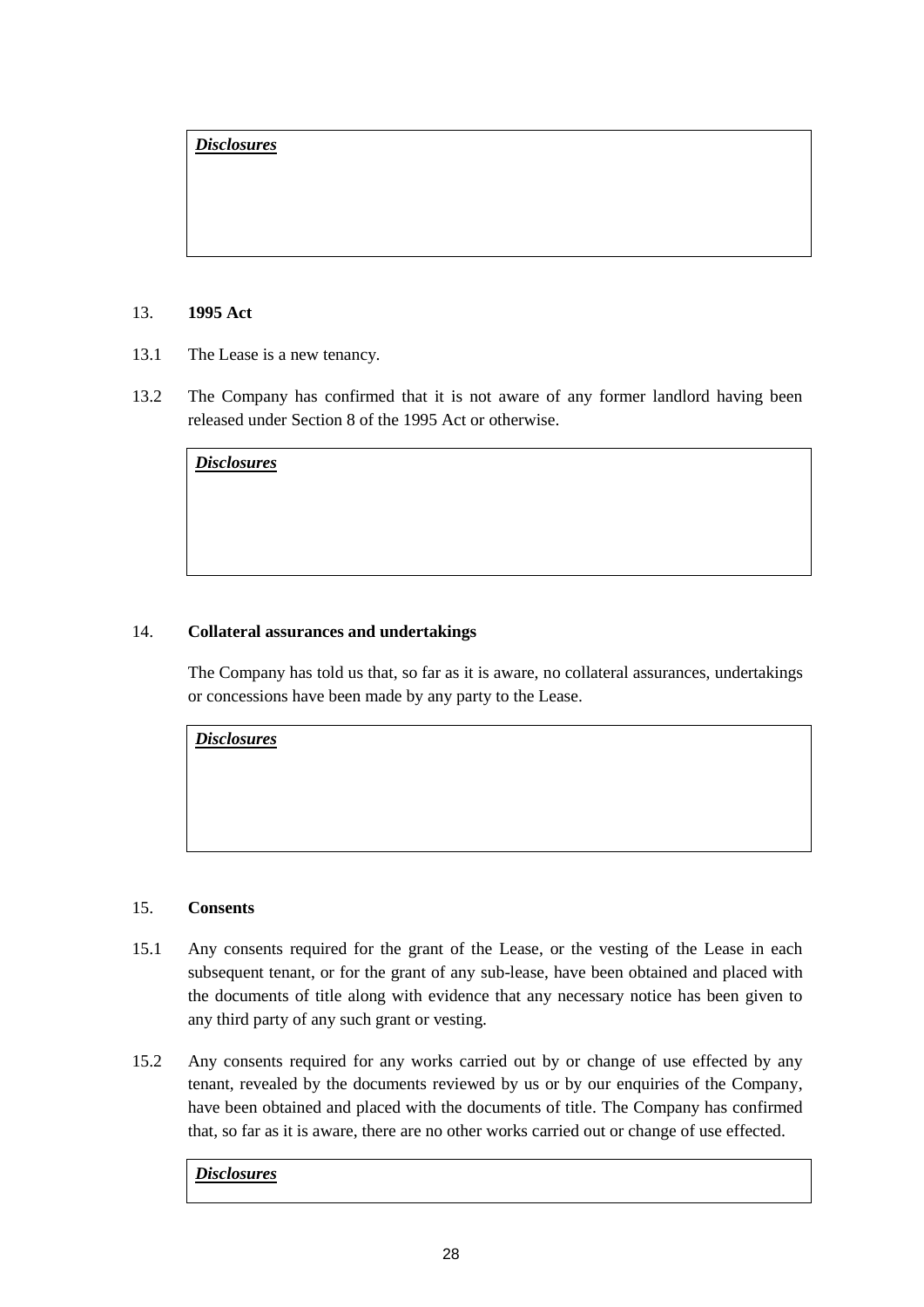***Disclosures***

## 13. **1995 Act**

13.1 The Lease is a new tenancy.

13.2 The Company has confirmed that it is not aware of any former landlord having been released under Section 8 of the 1995 Act or otherwise.

***Disclosures***

## 14. **Collateral assurances and undertakings**

The Company has told us that, so far as it is aware, no collateral assurances, undertakings or concessions have been made by any party to the Lease.

***Disclosures***

## 15. **Consents**

15.1 Any consents required for the grant of the Lease, or the vesting of the Lease in each subsequent tenant, or for the grant of any sub-lease, have been obtained and placed with the documents of title along with evidence that any necessary notice has been given to any third party of any such grant or vesting.

15.2 Any consents required for any works carried out by or change of use effected by any tenant, revealed by the documents reviewed by us or by our enquiries of the Company, have been obtained and placed with the documents of title. The Company has confirmed that, so far as it is aware, there are no other works carried out or change of use effected.

***Disclosures***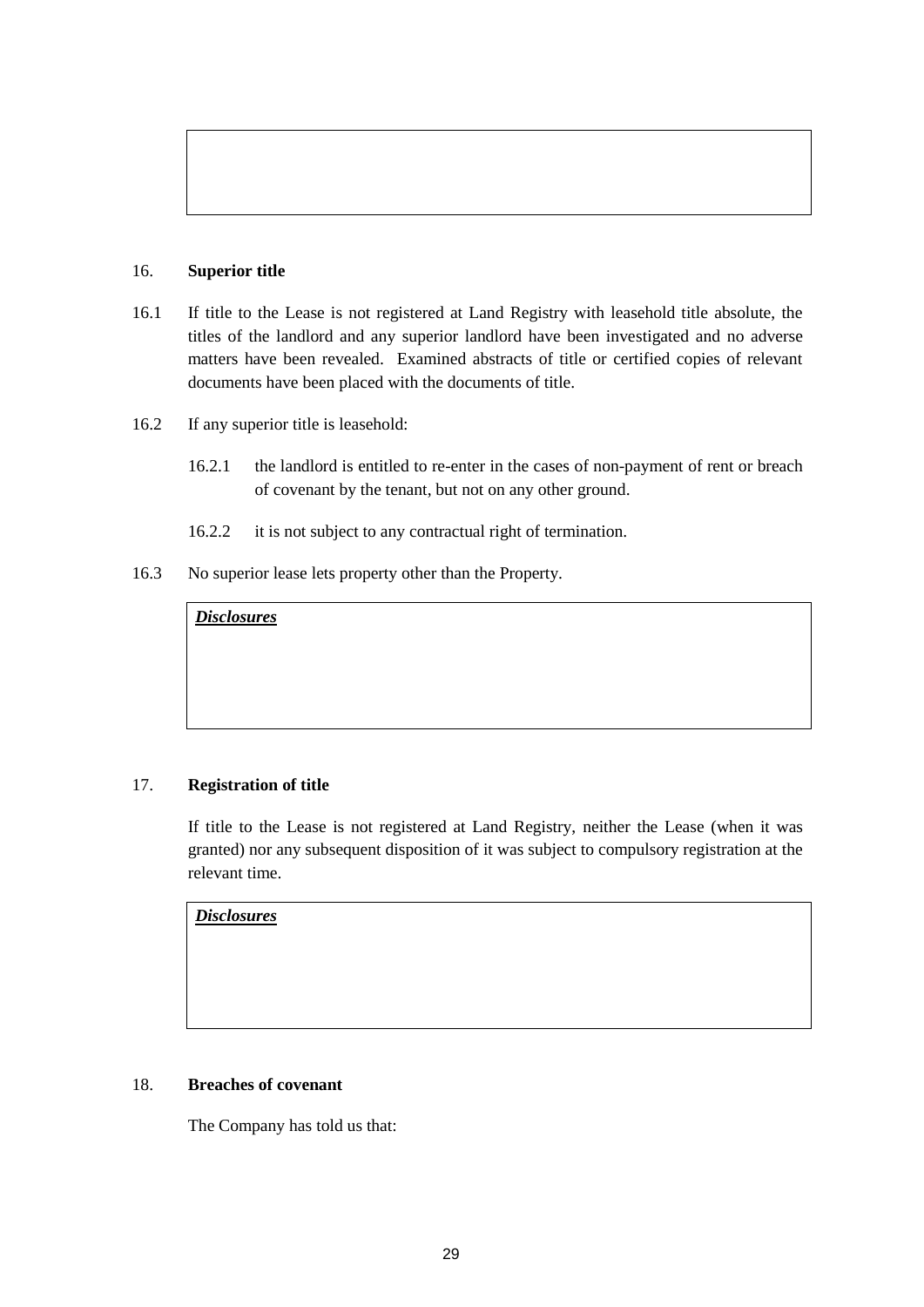## 16. Superior title

16.1 If title to the Lease is not registered at Land Registry with leasehold title absolute, the titles of the landlord and any superior landlord have been investigated and no adverse matters have been revealed. Examined abstracts of title or certified copies of relevant documents have been placed with the documents of title.

16.2 If any superior title is leasehold:

16.2.1 the landlord is entitled to re-enter in the cases of non-payment of rent or breach of covenant by the tenant, but not on any other ground.

16.2.2 it is not subject to any contractual right of termination.

16.3 No superior lease lets property other than the Property.

***Disclosures***

## 17. Registration of title

If title to the Lease is not registered at Land Registry, neither the Lease (when it was granted) nor any subsequent disposition of it was subject to compulsory registration at the relevant time.

***Disclosures***

## 18. Breaches of covenant

The Company has told us that: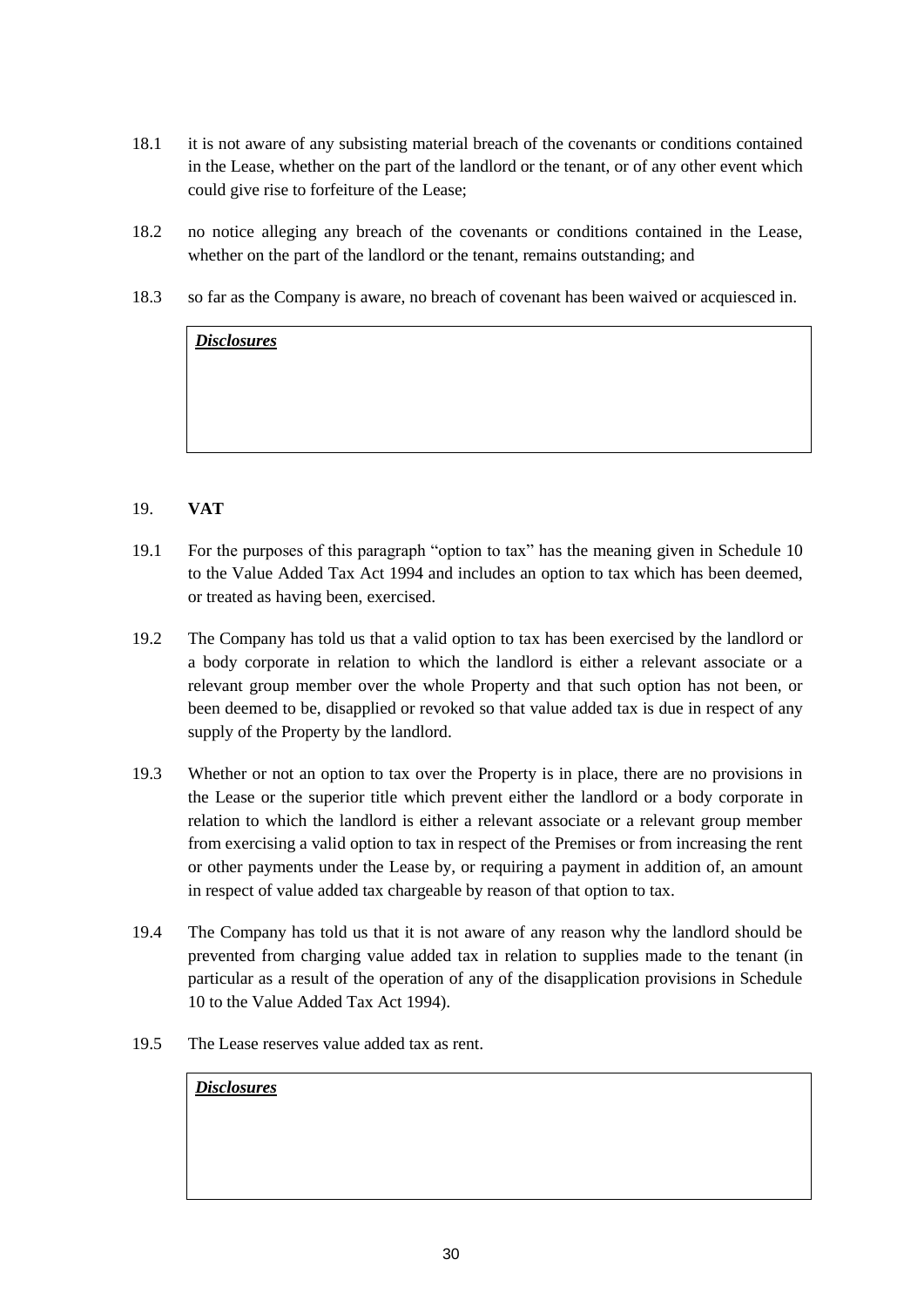18.1 it is not aware of any subsisting material breach of the covenants or conditions contained in the Lease, whether on the part of the landlord or the tenant, or of any other event which could give rise to forfeiture of the Lease;

18.2 no notice alleging any breach of the covenants or conditions contained in the Lease, whether on the part of the landlord or the tenant, remains outstanding; and

18.3 so far as the Company is aware, no breach of covenant has been waived or acquiesced in.

| ***Disclosures*** |
|---|
| |

## 19. VAT

19.1 For the purposes of this paragraph "option to tax" has the meaning given in Schedule 10 to the Value Added Tax Act 1994 and includes an option to tax which has been deemed, or treated as having been, exercised.

19.2 The Company has told us that a valid option to tax has been exercised by the landlord or a body corporate in relation to which the landlord is either a relevant associate or a relevant group member over the whole Property and that such option has not been, or been deemed to be, disapplied or revoked so that value added tax is due in respect of any supply of the Property by the landlord.

19.3 Whether or not an option to tax over the Property is in place, there are no provisions in the Lease or the superior title which prevent either the landlord or a body corporate in relation to which the landlord is either a relevant associate or a relevant group member from exercising a valid option to tax in respect of the Premises or from increasing the rent or other payments under the Lease by, or requiring a payment in addition of, an amount in respect of value added tax chargeable by reason of that option to tax.

19.4 The Company has told us that it is not aware of any reason why the landlord should be prevented from charging value added tax in relation to supplies made to the tenant (in particular as a result of the operation of any of the disapplication provisions in Schedule 10 to the Value Added Tax Act 1994).

19.5 The Lease reserves value added tax as rent.

| ***Disclosures*** |
|---|
| |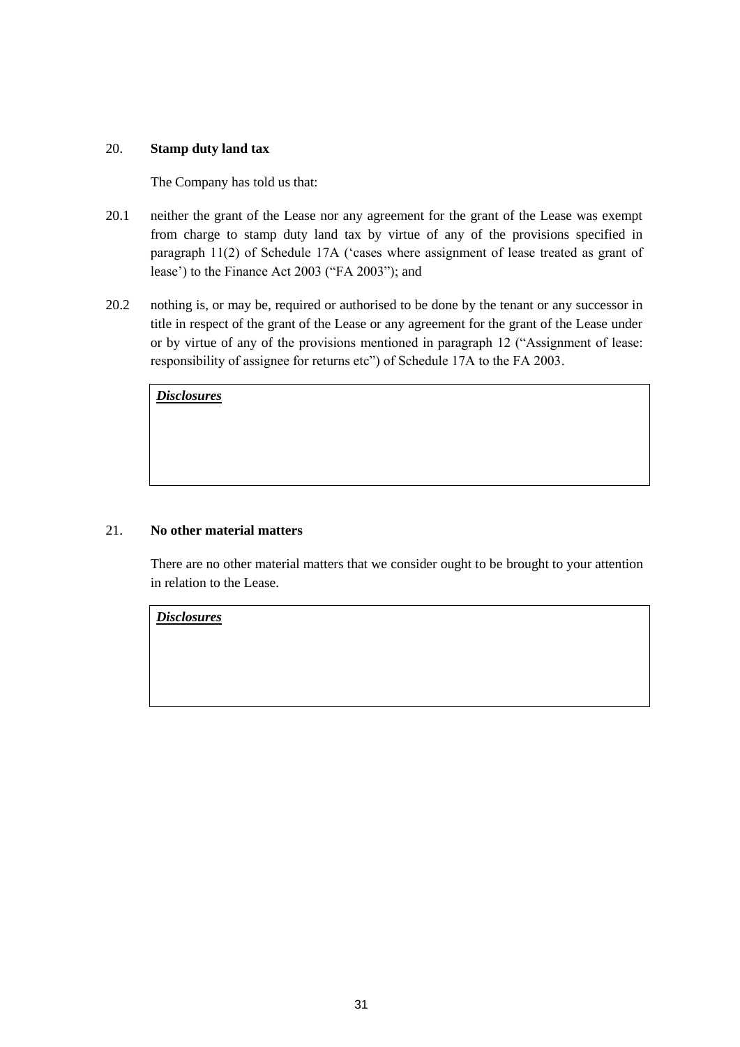## 20. **Stamp duty land tax**

The Company has told us that:

20.1 neither the grant of the Lease nor any agreement for the grant of the Lease was exempt from charge to stamp duty land tax by virtue of any of the provisions specified in paragraph 11(2) of Schedule 17A ('cases where assignment of lease treated as grant of lease') to the Finance Act 2003 ("FA 2003"); and

20.2 nothing is, or may be, required or authorised to be done by the tenant or any successor in title in respect of the grant of the Lease or any agreement for the grant of the Lease under or by virtue of any of the provisions mentioned in paragraph 12 ("Assignment of lease: responsibility of assignee for returns etc") of Schedule 17A to the FA 2003.

| ***Disclosures*** |
| --- |
| |

## 21. **No other material matters**

There are no other material matters that we consider ought to be brought to your attention in relation to the Lease.

| ***Disclosures*** |
| --- |
| |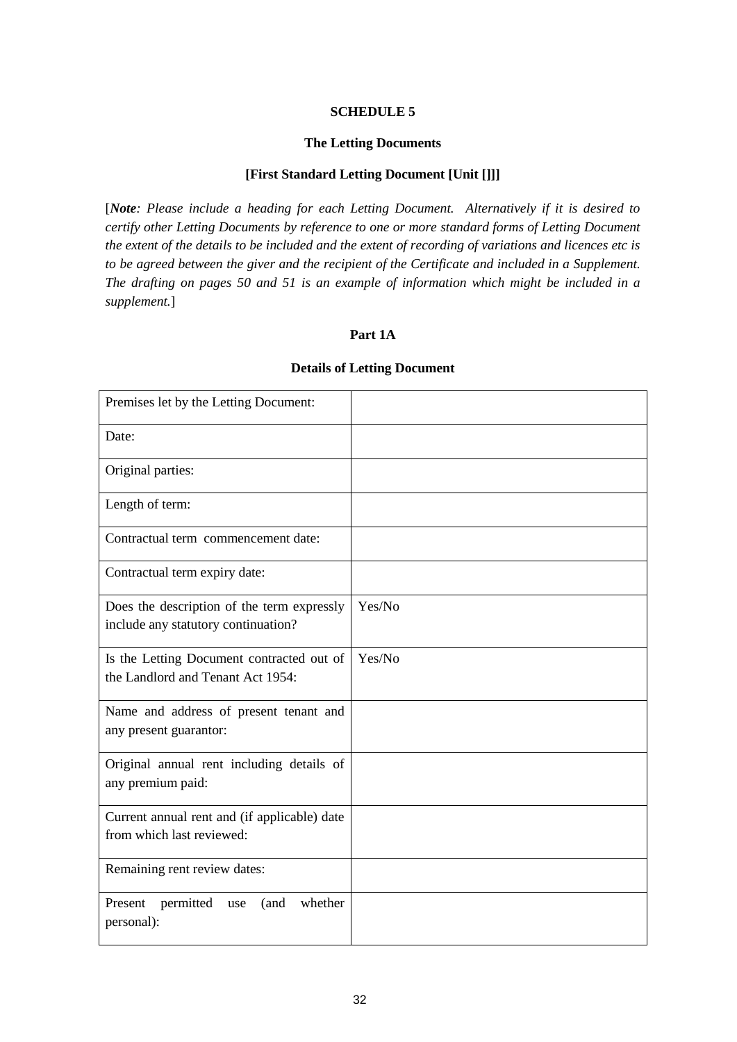**SCHEDULE 5**

**The Letting Documents**

**[First Standard Letting Document [Unit []]]**

[***Note****: Please include a heading for each Letting Document. Alternatively if it is desired to certify other Letting Documents by reference to one or more standard forms of Letting Document the extent of the details to be included and the extent of recording of variations and licences etc is to be agreed between the giver and the recipient of the Certificate and included in a Supplement. The drafting on pages 50 and 51 is an example of information which might be included in a supplement.*]

**Part 1A**

**Details of Letting Document**

| | |
|---|---|
| Premises let by the Letting Document: | |
| Date: | |
| Original parties: | |
| Length of term: | |
| Contractual term commencement date: | |
| Contractual term expiry date: | |
| Does the description of the term expressly include any statutory continuation? | Yes/No |
| Is the Letting Document contracted out of the Landlord and Tenant Act 1954: | Yes/No |
| Name and address of present tenant and any present guarantor: | |
| Original annual rent including details of any premium paid: | |
| Current annual rent and (if applicable) date from which last reviewed: | |
| Remaining rent review dates: | |
| Present permitted use (and whether personal): | |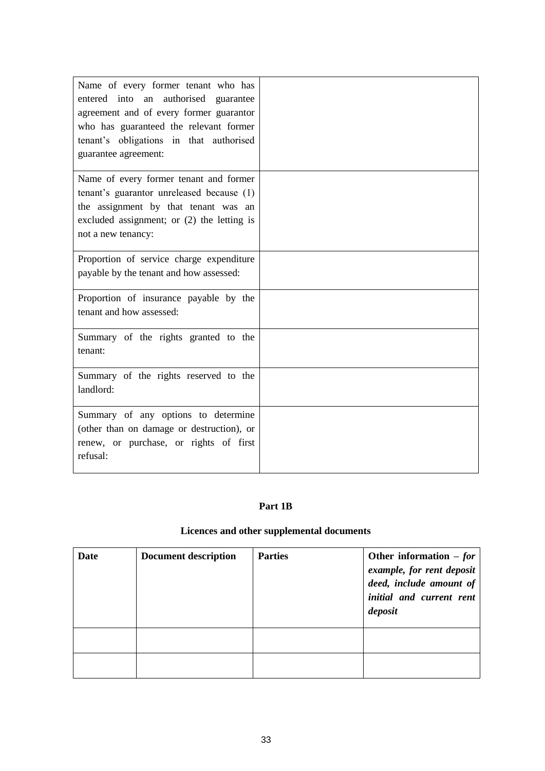| | |
|---|---|
| Name of every former tenant who has entered into an authorised guarantee agreement and of every former guarantor who has guaranteed the relevant former tenant's obligations in that authorised guarantee agreement: | |
| Name of every former tenant and former tenant's guarantor unreleased because (1) the assignment by that tenant was an excluded assignment; or (2) the letting is not a new tenancy: | |
| Proportion of service charge expenditure payable by the tenant and how assessed: | |
| Proportion of insurance payable by the tenant and how assessed: | |
| Summary of the rights granted to the tenant: | |
| Summary of the rights reserved to the landlord: | |
| Summary of any options to determine (other than on damage or destruction), or renew, or purchase, or rights of first refusal: | |

**Part 1B**

**Licences and other supplemental documents**

| **Date** | **Document description** | **Parties** | **Other information** – ***for example, for rent deposit deed, include amount of initial and current rent deposit*** |
|---|---|---|---|
| | | | |
| | | | |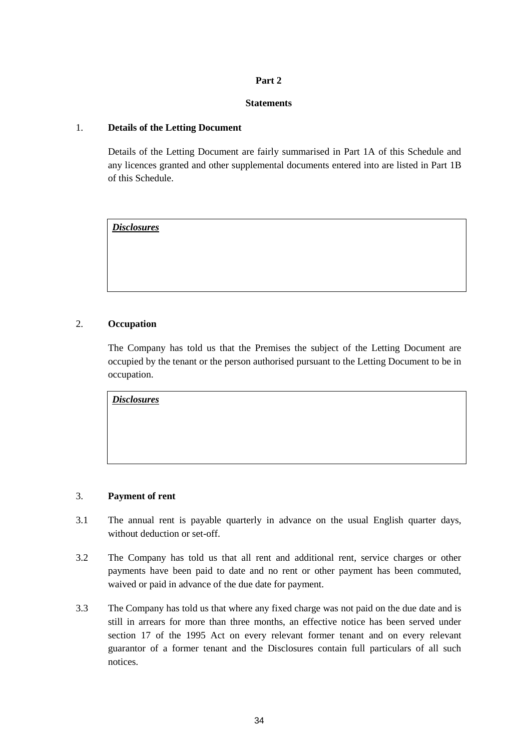**Part 2**

**Statements**

1. **Details of the Letting Document**

Details of the Letting Document are fairly summarised in Part 1A of this Schedule and any licences granted and other supplemental documents entered into are listed in Part 1B of this Schedule.

| ***Disclosures*** |
|---|
| |

2. **Occupation**

The Company has told us that the Premises the subject of the Letting Document are occupied by the tenant or the person authorised pursuant to the Letting Document to be in occupation.

| ***Disclosures*** |
|---|
| |

3. **Payment of rent**

3.1 The annual rent is payable quarterly in advance on the usual English quarter days, without deduction or set-off.

3.2 The Company has told us that all rent and additional rent, service charges or other payments have been paid to date and no rent or other payment has been commuted, waived or paid in advance of the due date for payment.

3.3 The Company has told us that where any fixed charge was not paid on the due date and is still in arrears for more than three months, an effective notice has been served under section 17 of the 1995 Act on every relevant former tenant and on every relevant guarantor of a former tenant and the Disclosures contain full particulars of all such notices.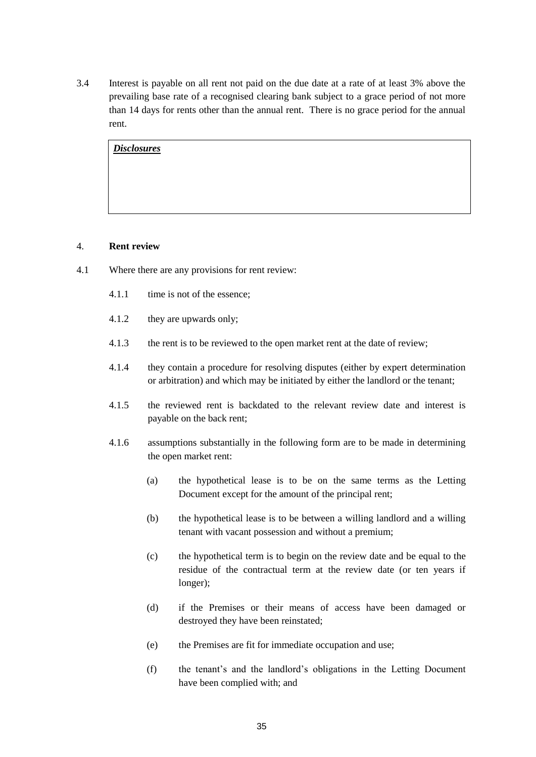3.4 Interest is payable on all rent not paid on the due date at a rate of at least 3% above the prevailing base rate of a recognised clearing bank subject to a grace period of not more than 14 days for rents other than the annual rent. There is no grace period for the annual rent.

| ***Disclosures*** |
|---|
| |

4. **Rent review**

4.1 Where there are any provisions for rent review:

4.1.1 time is not of the essence;

4.1.2 they are upwards only;

4.1.3 the rent is to be reviewed to the open market rent at the date of review;

4.1.4 they contain a procedure for resolving disputes (either by expert determination or arbitration) and which may be initiated by either the landlord or the tenant;

4.1.5 the reviewed rent is backdated to the relevant review date and interest is payable on the back rent;

4.1.6 assumptions substantially in the following form are to be made in determining the open market rent:

(a) the hypothetical lease is to be on the same terms as the Letting Document except for the amount of the principal rent;

(b) the hypothetical lease is to be between a willing landlord and a willing tenant with vacant possession and without a premium;

(c) the hypothetical term is to begin on the review date and be equal to the residue of the contractual term at the review date (or ten years if longer);

(d) if the Premises or their means of access have been damaged or destroyed they have been reinstated;

(e) the Premises are fit for immediate occupation and use;

(f) the tenant's and the landlord's obligations in the Letting Document have been complied with; and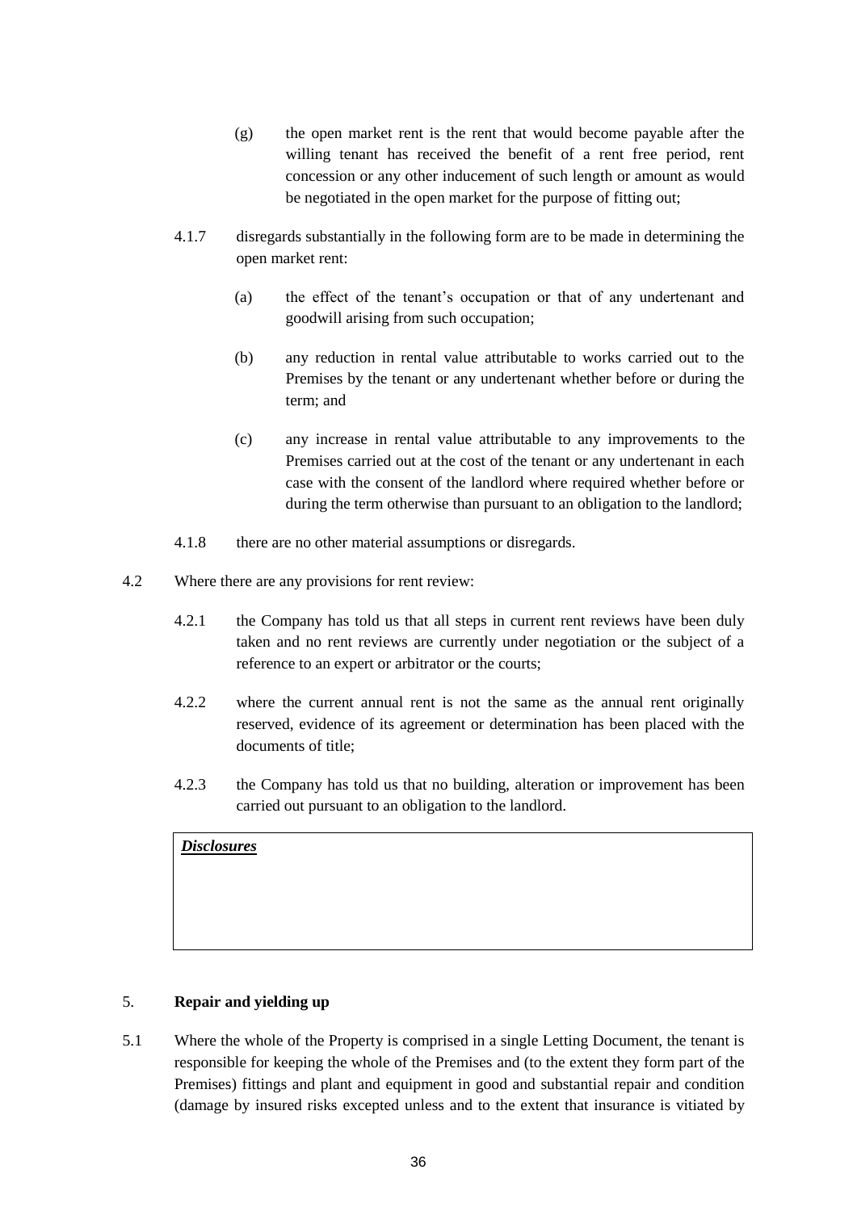(g) the open market rent is the rent that would become payable after the willing tenant has received the benefit of a rent free period, rent concession or any other inducement of such length or amount as would be negotiated in the open market for the purpose of fitting out;

4.1.7 disregards substantially in the following form are to be made in determining the open market rent:

(a) the effect of the tenant's occupation or that of any undertenant and goodwill arising from such occupation;

(b) any reduction in rental value attributable to works carried out to the Premises by the tenant or any undertenant whether before or during the term; and

(c) any increase in rental value attributable to any improvements to the Premises carried out at the cost of the tenant or any undertenant in each case with the consent of the landlord where required whether before or during the term otherwise than pursuant to an obligation to the landlord;

4.1.8 there are no other material assumptions or disregards.

4.2 Where there are any provisions for rent review:

4.2.1 the Company has told us that all steps in current rent reviews have been duly taken and no rent reviews are currently under negotiation or the subject of a reference to an expert or arbitrator or the courts;

4.2.2 where the current annual rent is not the same as the annual rent originally reserved, evidence of its agreement or determination has been placed with the documents of title;

4.2.3 the Company has told us that no building, alteration or improvement has been carried out pursuant to an obligation to the landlord.

| ***Disclosures*** |
|---|
| |

5. **Repair and yielding up**

5.1 Where the whole of the Property is comprised in a single Letting Document, the tenant is responsible for keeping the whole of the Premises and (to the extent they form part of the Premises) fittings and plant and equipment in good and substantial repair and condition (damage by insured risks excepted unless and to the extent that insurance is vitiated by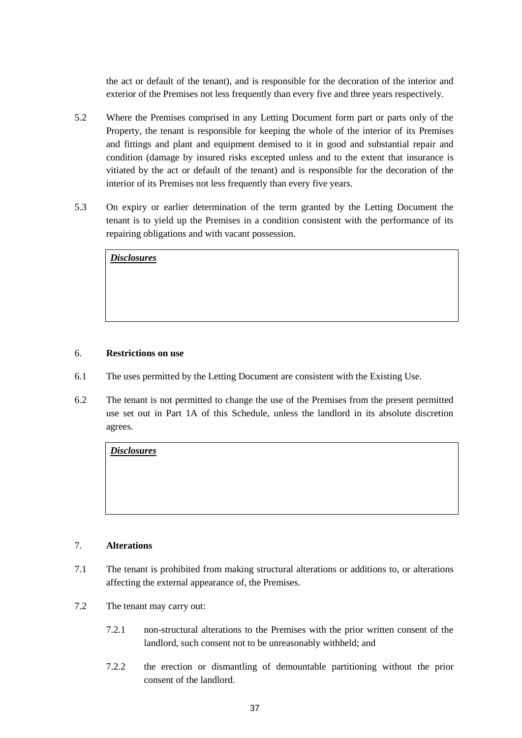the act or default of the tenant), and is responsible for the decoration of the interior and exterior of the Premises not less frequently than every five and three years respectively.

5.2 Where the Premises comprised in any Letting Document form part or parts only of the Property, the tenant is responsible for keeping the whole of the interior of its Premises and fittings and plant and equipment demised to it in good and substantial repair and condition (damage by insured risks excepted unless and to the extent that insurance is vitiated by the act or default of the tenant) and is responsible for the decoration of the interior of its Premises not less frequently than every five years.

5.3 On expiry or earlier determination of the term granted by the Letting Document the tenant is to yield up the Premises in a condition consistent with the performance of its repairing obligations and with vacant possession.

| ***Disclosures*** |
|---|
| |

6. **Restrictions on use**

6.1 The uses permitted by the Letting Document are consistent with the Existing Use.

6.2 The tenant is not permitted to change the use of the Premises from the present permitted use set out in Part 1A of this Schedule, unless the landlord in its absolute discretion agrees.

| ***Disclosures*** |
|---|
| |

7. **Alterations**

7.1 The tenant is prohibited from making structural alterations or additions to, or alterations affecting the external appearance of, the Premises.

7.2 The tenant may carry out:

7.2.1 non-structural alterations to the Premises with the prior written consent of the landlord, such consent not to be unreasonably withheld; and

7.2.2 the erection or dismantling of demountable partitioning without the prior consent of the landlord.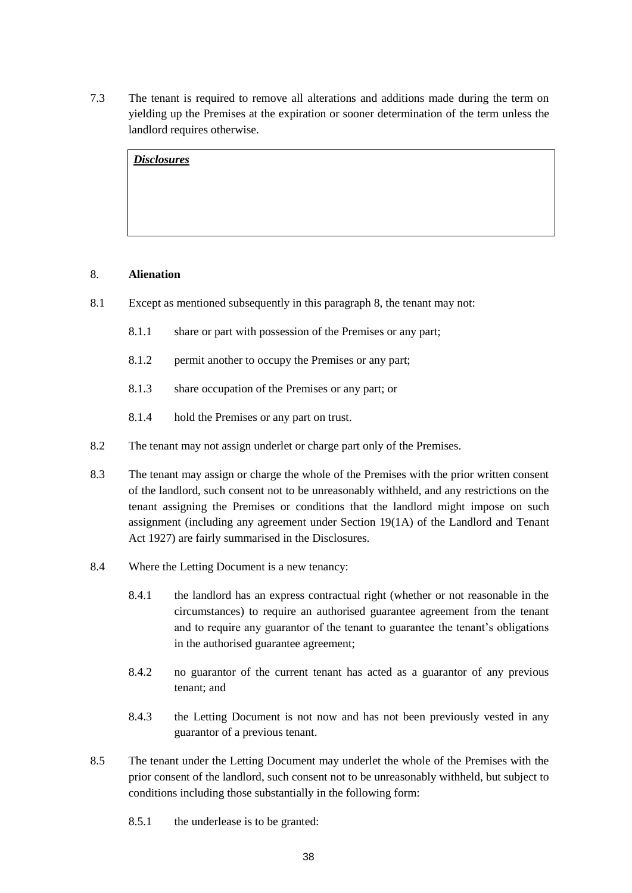7.3 The tenant is required to remove all alterations and additions made during the term on yielding up the Premises at the expiration or sooner determination of the term unless the landlord requires otherwise.

| ***Disclosures*** |
| --- |
| |

8. **Alienation**

8.1 Except as mentioned subsequently in this paragraph 8, the tenant may not:

8.1.1 share or part with possession of the Premises or any part;

8.1.2 permit another to occupy the Premises or any part;

8.1.3 share occupation of the Premises or any part; or

8.1.4 hold the Premises or any part on trust.

8.2 The tenant may not assign underlet or charge part only of the Premises.

8.3 The tenant may assign or charge the whole of the Premises with the prior written consent of the landlord, such consent not to be unreasonably withheld, and any restrictions on the tenant assigning the Premises or conditions that the landlord might impose on such assignment (including any agreement under Section 19(1A) of the Landlord and Tenant Act 1927) are fairly summarised in the Disclosures.

8.4 Where the Letting Document is a new tenancy:

8.4.1 the landlord has an express contractual right (whether or not reasonable in the circumstances) to require an authorised guarantee agreement from the tenant and to require any guarantor of the tenant to guarantee the tenant's obligations in the authorised guarantee agreement;

8.4.2 no guarantor of the current tenant has acted as a guarantor of any previous tenant; and

8.4.3 the Letting Document is not now and has not been previously vested in any guarantor of a previous tenant.

8.5 The tenant under the Letting Document may underlet the whole of the Premises with the prior consent of the landlord, such consent not to be unreasonably withheld, but subject to conditions including those substantially in the following form:

8.5.1 the underlease is to be granted: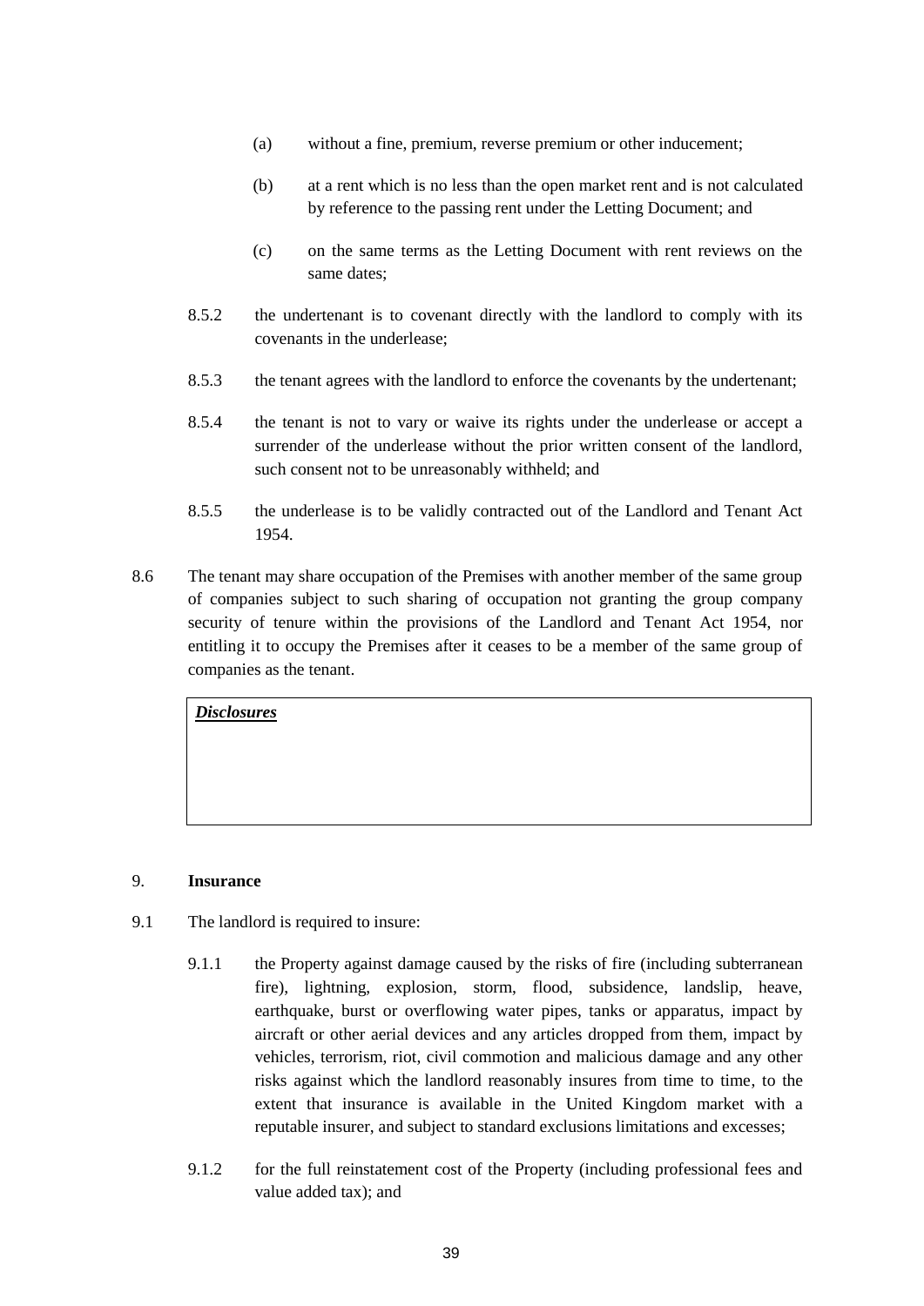(a) without a fine, premium, reverse premium or other inducement;

(b) at a rent which is no less than the open market rent and is not calculated by reference to the passing rent under the Letting Document; and

(c) on the same terms as the Letting Document with rent reviews on the same dates;

8.5.2 the undertenant is to covenant directly with the landlord to comply with its covenants in the underlease;

8.5.3 the tenant agrees with the landlord to enforce the covenants by the undertenant;

8.5.4 the tenant is not to vary or waive its rights under the underlease or accept a surrender of the underlease without the prior written consent of the landlord, such consent not to be unreasonably withheld; and

8.5.5 the underlease is to be validly contracted out of the Landlord and Tenant Act 1954.

8.6 The tenant may share occupation of the Premises with another member of the same group of companies subject to such sharing of occupation not granting the group company security of tenure within the provisions of the Landlord and Tenant Act 1954, nor entitling it to occupy the Premises after it ceases to be a member of the same group of companies as the tenant.

| ***Disclosures*** |
| --- |
| |

9. **Insurance**

9.1 The landlord is required to insure:

9.1.1 the Property against damage caused by the risks of fire (including subterranean fire), lightning, explosion, storm, flood, subsidence, landslip, heave, earthquake, burst or overflowing water pipes, tanks or apparatus, impact by aircraft or other aerial devices and any articles dropped from them, impact by vehicles, terrorism, riot, civil commotion and malicious damage and any other risks against which the landlord reasonably insures from time to time, to the extent that insurance is available in the United Kingdom market with a reputable insurer, and subject to standard exclusions limitations and excesses;

9.1.2 for the full reinstatement cost of the Property (including professional fees and value added tax); and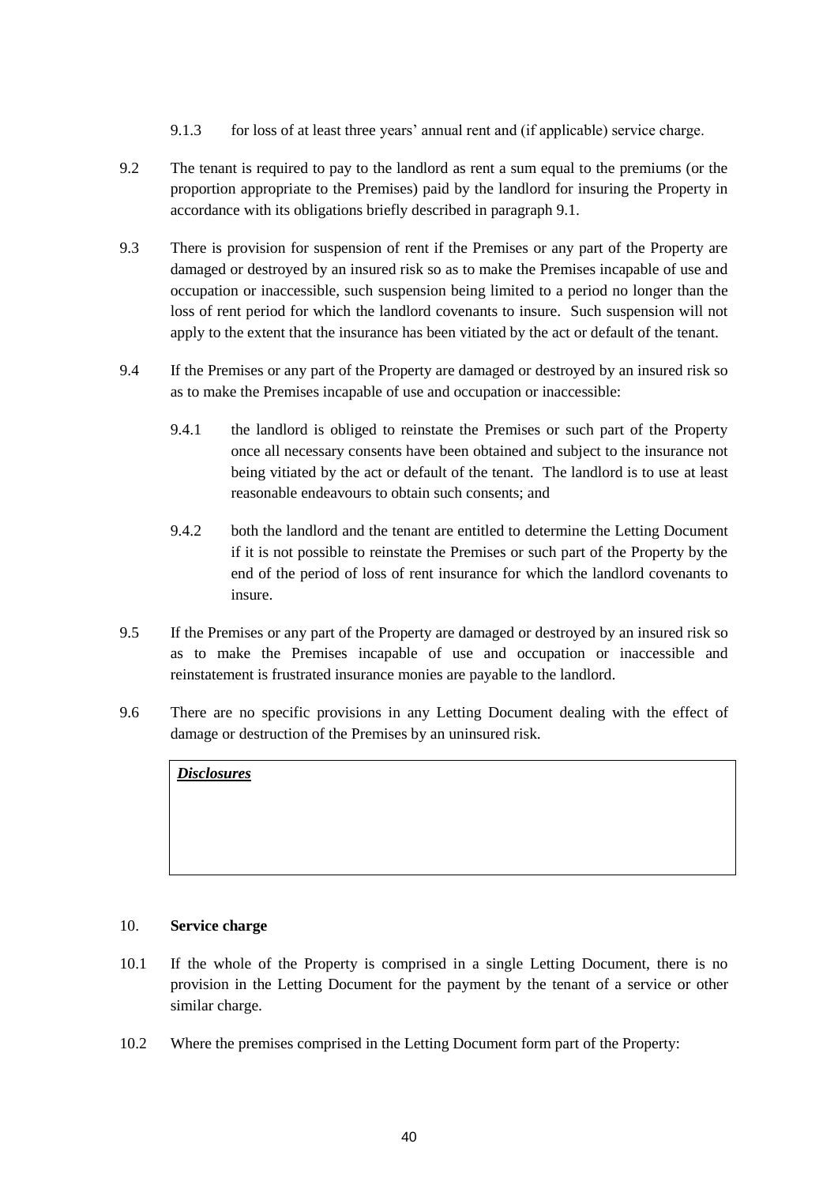9.1.3 for loss of at least three years' annual rent and (if applicable) service charge.

9.2 The tenant is required to pay to the landlord as rent a sum equal to the premiums (or the proportion appropriate to the Premises) paid by the landlord for insuring the Property in accordance with its obligations briefly described in paragraph 9.1.

9.3 There is provision for suspension of rent if the Premises or any part of the Property are damaged or destroyed by an insured risk so as to make the Premises incapable of use and occupation or inaccessible, such suspension being limited to a period no longer than the loss of rent period for which the landlord covenants to insure. Such suspension will not apply to the extent that the insurance has been vitiated by the act or default of the tenant.

9.4 If the Premises or any part of the Property are damaged or destroyed by an insured risk so as to make the Premises incapable of use and occupation or inaccessible:

9.4.1 the landlord is obliged to reinstate the Premises or such part of the Property once all necessary consents have been obtained and subject to the insurance not being vitiated by the act or default of the tenant. The landlord is to use at least reasonable endeavours to obtain such consents; and

9.4.2 both the landlord and the tenant are entitled to determine the Letting Document if it is not possible to reinstate the Premises or such part of the Property by the end of the period of loss of rent insurance for which the landlord covenants to insure.

9.5 If the Premises or any part of the Property are damaged or destroyed by an insured risk so as to make the Premises incapable of use and occupation or inaccessible and reinstatement is frustrated insurance monies are payable to the landlord.

9.6 There are no specific provisions in any Letting Document dealing with the effect of damage or destruction of the Premises by an uninsured risk.

| ***Disclosures*** |
|---|
| |

## 10. **Service charge**

10.1 If the whole of the Property is comprised in a single Letting Document, there is no provision in the Letting Document for the payment by the tenant of a service or other similar charge.

10.2 Where the premises comprised in the Letting Document form part of the Property: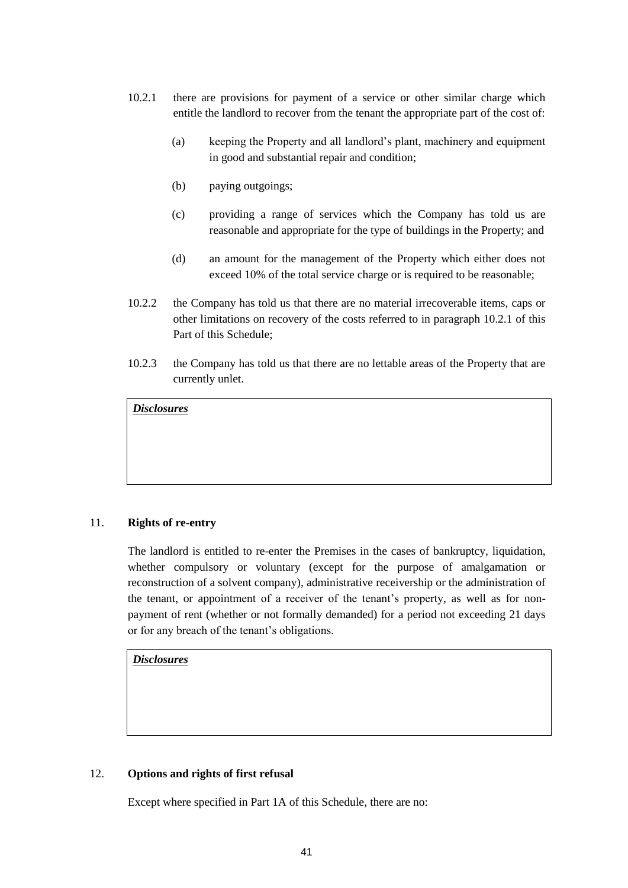10.2.1 there are provisions for payment of a service or other similar charge which entitle the landlord to recover from the tenant the appropriate part of the cost of:

  (a) keeping the Property and all landlord's plant, machinery and equipment in good and substantial repair and condition;

  (b) paying outgoings;

  (c) providing a range of services which the Company has told us are reasonable and appropriate for the type of buildings in the Property; and

  (d) an amount for the management of the Property which either does not exceed 10% of the total service charge or is required to be reasonable;

10.2.2 the Company has told us that there are no material irrecoverable items, caps or other limitations on recovery of the costs referred to in paragraph 10.2.1 of this Part of this Schedule;

10.2.3 the Company has told us that there are no lettable areas of the Property that are currently unlet.

| ***Disclosures*** |
|---|
| |

## 11. Rights of re-entry

The landlord is entitled to re-enter the Premises in the cases of bankruptcy, liquidation, whether compulsory or voluntary (except for the purpose of amalgamation or reconstruction of a solvent company), administrative receivership or the administration of the tenant, or appointment of a receiver of the tenant's property, as well as for non-payment of rent (whether or not formally demanded) for a period not exceeding 21 days or for any breach of the tenant's obligations.

| ***Disclosures*** |
|---|
| |

## 12. Options and rights of first refusal

Except where specified in Part 1A of this Schedule, there are no: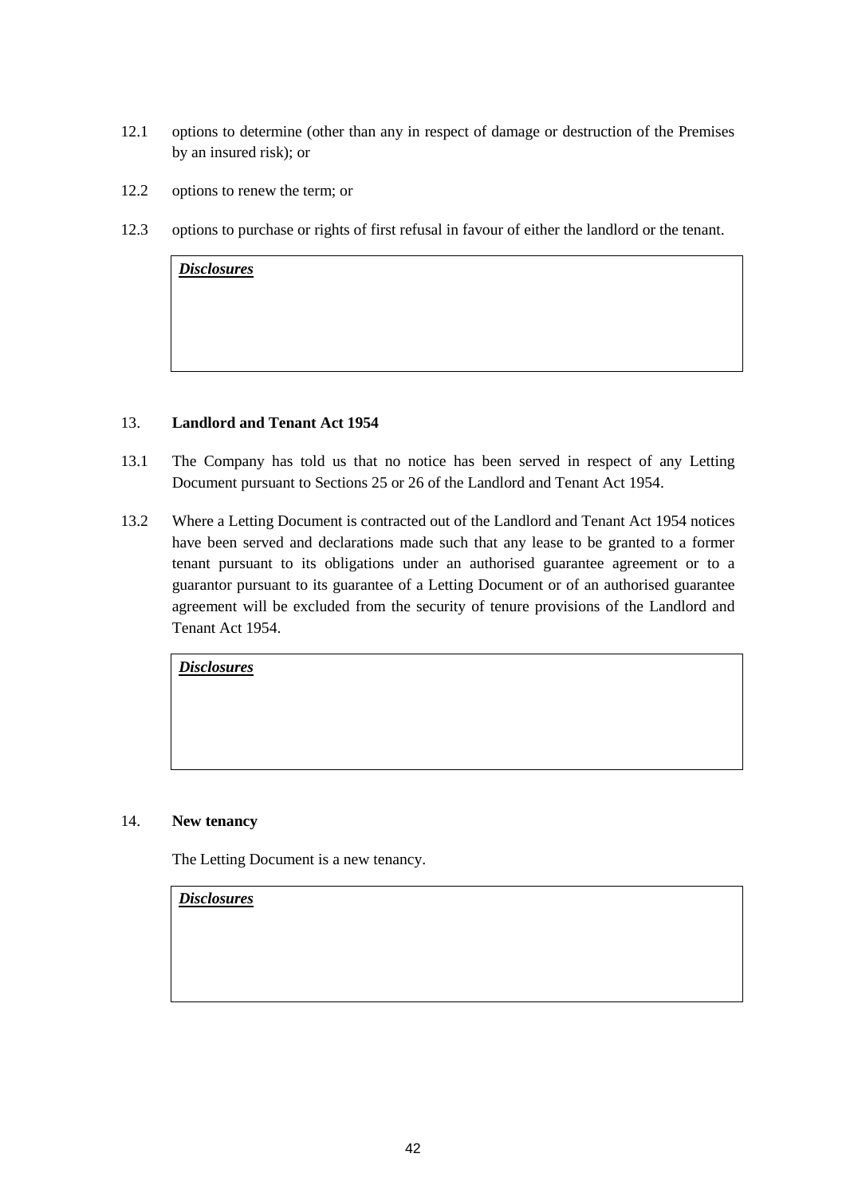12.1 options to determine (other than any in respect of damage or destruction of the Premises by an insured risk); or

12.2 options to renew the term; or

12.3 options to purchase or rights of first refusal in favour of either the landlord or the tenant.

| ***Disclosures*** |
|---|
| |

### 13. Landlord and Tenant Act 1954

13.1 The Company has told us that no notice has been served in respect of any Letting Document pursuant to Sections 25 or 26 of the Landlord and Tenant Act 1954.

13.2 Where a Letting Document is contracted out of the Landlord and Tenant Act 1954 notices have been served and declarations made such that any lease to be granted to a former tenant pursuant to its obligations under an authorised guarantee agreement or to a guarantor pursuant to its guarantee of a Letting Document or of an authorised guarantee agreement will be excluded from the security of tenure provisions of the Landlord and Tenant Act 1954.

| ***Disclosures*** |
|---|
| |

### 14. New tenancy

The Letting Document is a new tenancy.

| ***Disclosures*** |
|---|
| |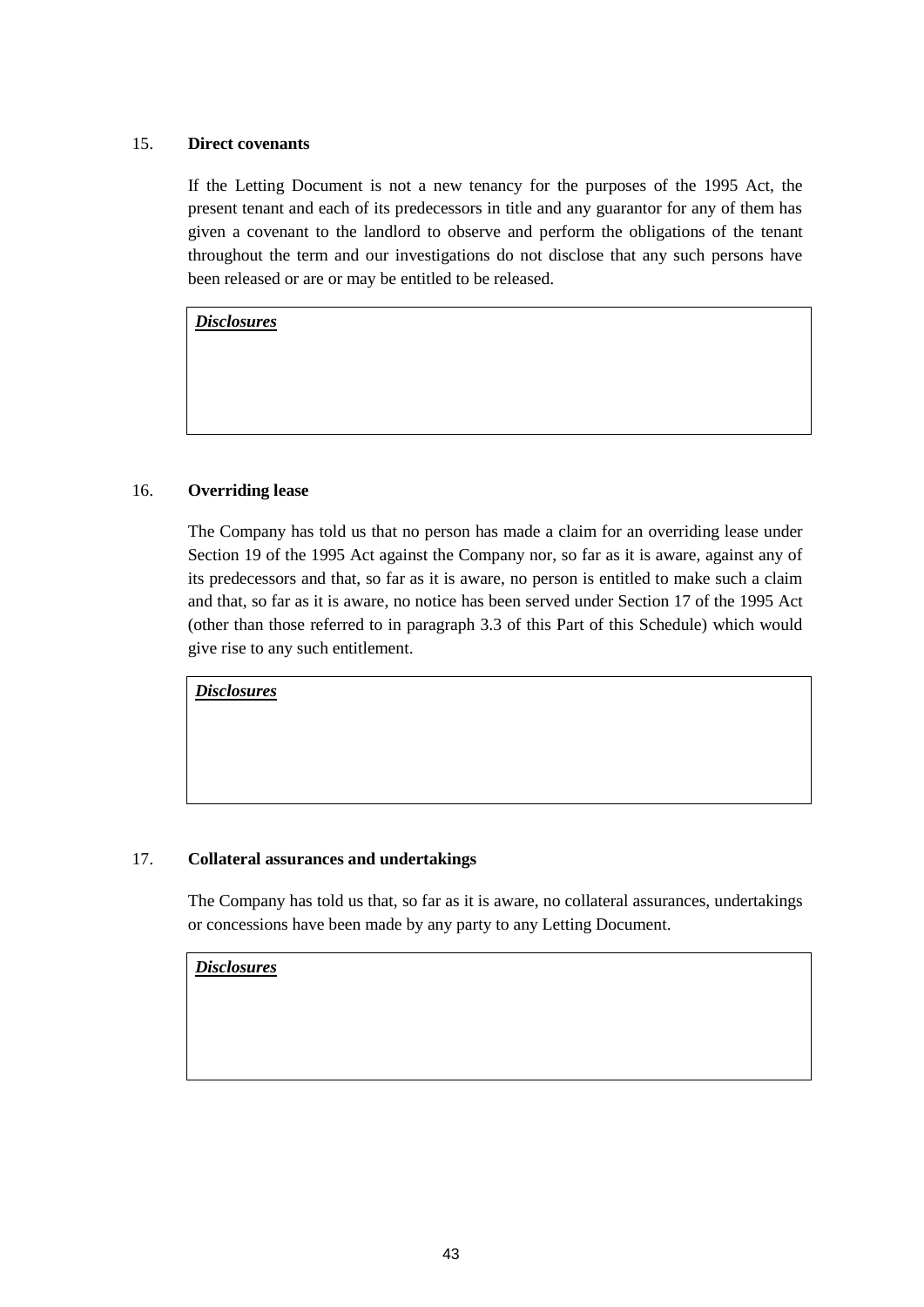## 15. **Direct covenants**

If the Letting Document is not a new tenancy for the purposes of the 1995 Act, the present tenant and each of its predecessors in title and any guarantor for any of them has given a covenant to the landlord to observe and perform the obligations of the tenant throughout the term and our investigations do not disclose that any such persons have been released or are or may be entitled to be released.

| ***Disclosures*** |
|---|
| |

## 16. **Overriding lease**

The Company has told us that no person has made a claim for an overriding lease under Section 19 of the 1995 Act against the Company nor, so far as it is aware, against any of its predecessors and that, so far as it is aware, no person is entitled to make such a claim and that, so far as it is aware, no notice has been served under Section 17 of the 1995 Act (other than those referred to in paragraph 3.3 of this Part of this Schedule) which would give rise to any such entitlement.

| ***Disclosures*** |
|---|
| |

## 17. **Collateral assurances and undertakings**

The Company has told us that, so far as it is aware, no collateral assurances, undertakings or concessions have been made by any party to any Letting Document.

| ***Disclosures*** |
|---|
| |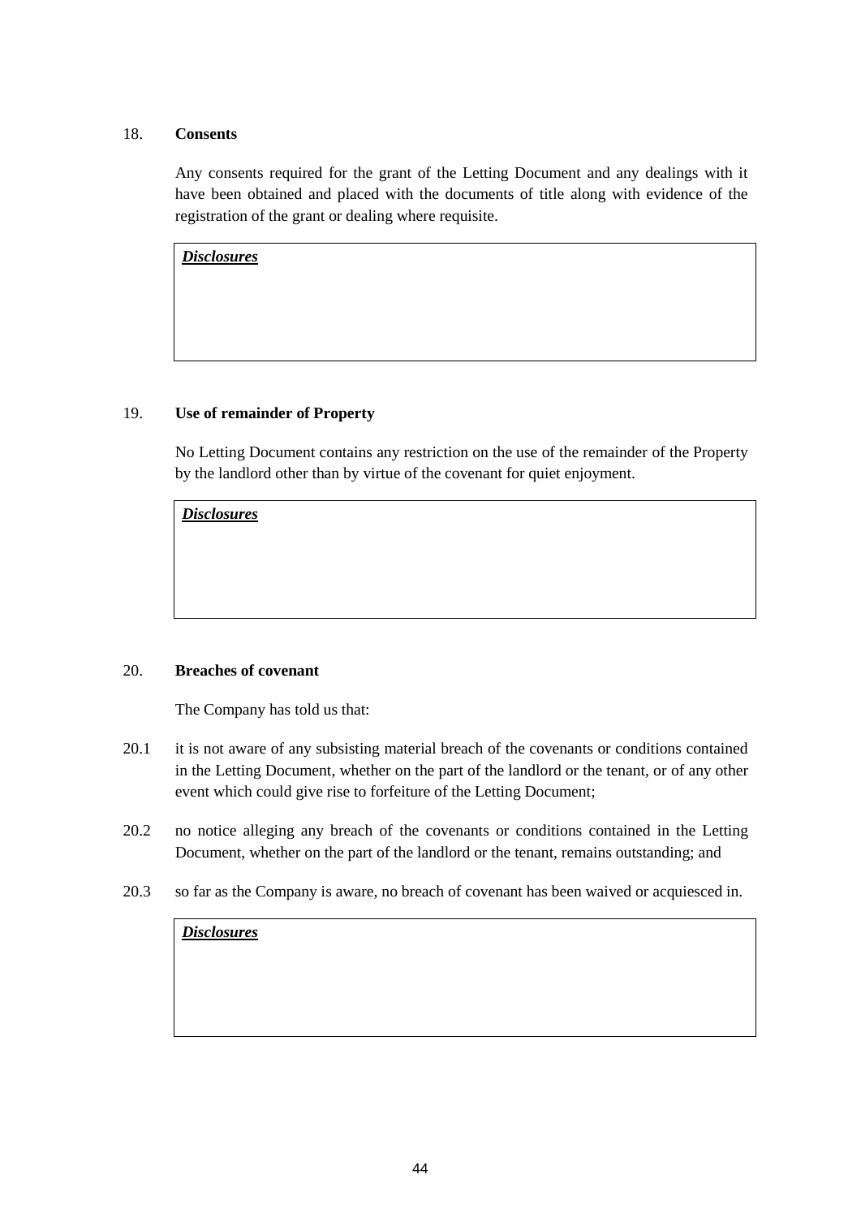## 18. Consents

Any consents required for the grant of the Letting Document and any dealings with it have been obtained and placed with the documents of title along with evidence of the registration of the grant or dealing where requisite.

| ***Disclosures*** |
| --- |
| |

## 19. Use of remainder of Property

No Letting Document contains any restriction on the use of the remainder of the Property by the landlord other than by virtue of the covenant for quiet enjoyment.

| ***Disclosures*** |
| --- |
| |

## 20. Breaches of covenant

The Company has told us that:

20.1 it is not aware of any subsisting material breach of the covenants or conditions contained in the Letting Document, whether on the part of the landlord or the tenant, or of any other event which could give rise to forfeiture of the Letting Document;

20.2 no notice alleging any breach of the covenants or conditions contained in the Letting Document, whether on the part of the landlord or the tenant, remains outstanding; and

20.3 so far as the Company is aware, no breach of covenant has been waived or acquiesced in.

| ***Disclosures*** |
| --- |
| |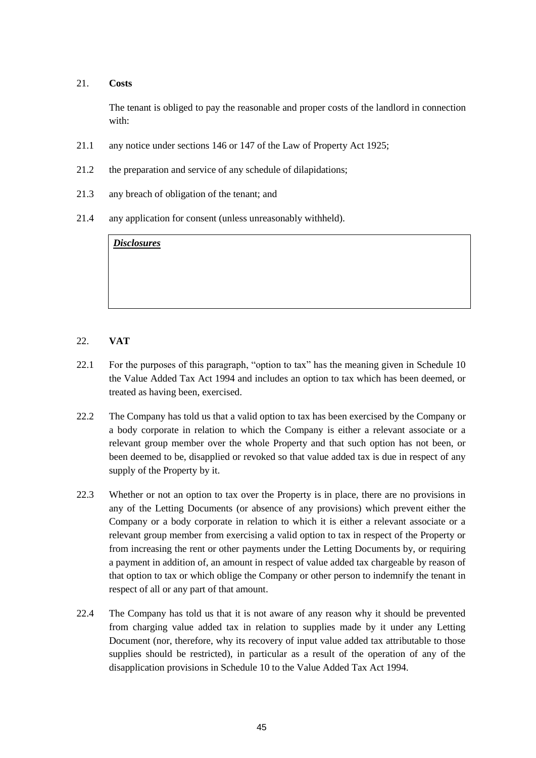## 21. **Costs**

The tenant is obliged to pay the reasonable and proper costs of the landlord in connection with:

21.1 any notice under sections 146 or 147 of the Law of Property Act 1925;

21.2 the preparation and service of any schedule of dilapidations;

21.3 any breach of obligation of the tenant; and

21.4 any application for consent (unless unreasonably withheld).

| ***Disclosures*** |
| --- |
| |

## 22. **VAT**

22.1 For the purposes of this paragraph, "option to tax" has the meaning given in Schedule 10 the Value Added Tax Act 1994 and includes an option to tax which has been deemed, or treated as having been, exercised.

22.2 The Company has told us that a valid option to tax has been exercised by the Company or a body corporate in relation to which the Company is either a relevant associate or a relevant group member over the whole Property and that such option has not been, or been deemed to be, disapplied or revoked so that value added tax is due in respect of any supply of the Property by it.

22.3 Whether or not an option to tax over the Property is in place, there are no provisions in any of the Letting Documents (or absence of any provisions) which prevent either the Company or a body corporate in relation to which it is either a relevant associate or a relevant group member from exercising a valid option to tax in respect of the Property or from increasing the rent or other payments under the Letting Documents by, or requiring a payment in addition of, an amount in respect of value added tax chargeable by reason of that option to tax or which oblige the Company or other person to indemnify the tenant in respect of all or any part of that amount.

22.4 The Company has told us that it is not aware of any reason why it should be prevented from charging value added tax in relation to supplies made by it under any Letting Document (nor, therefore, why its recovery of input value added tax attributable to those supplies should be restricted), in particular as a result of the operation of any of the disapplication provisions in Schedule 10 to the Value Added Tax Act 1994.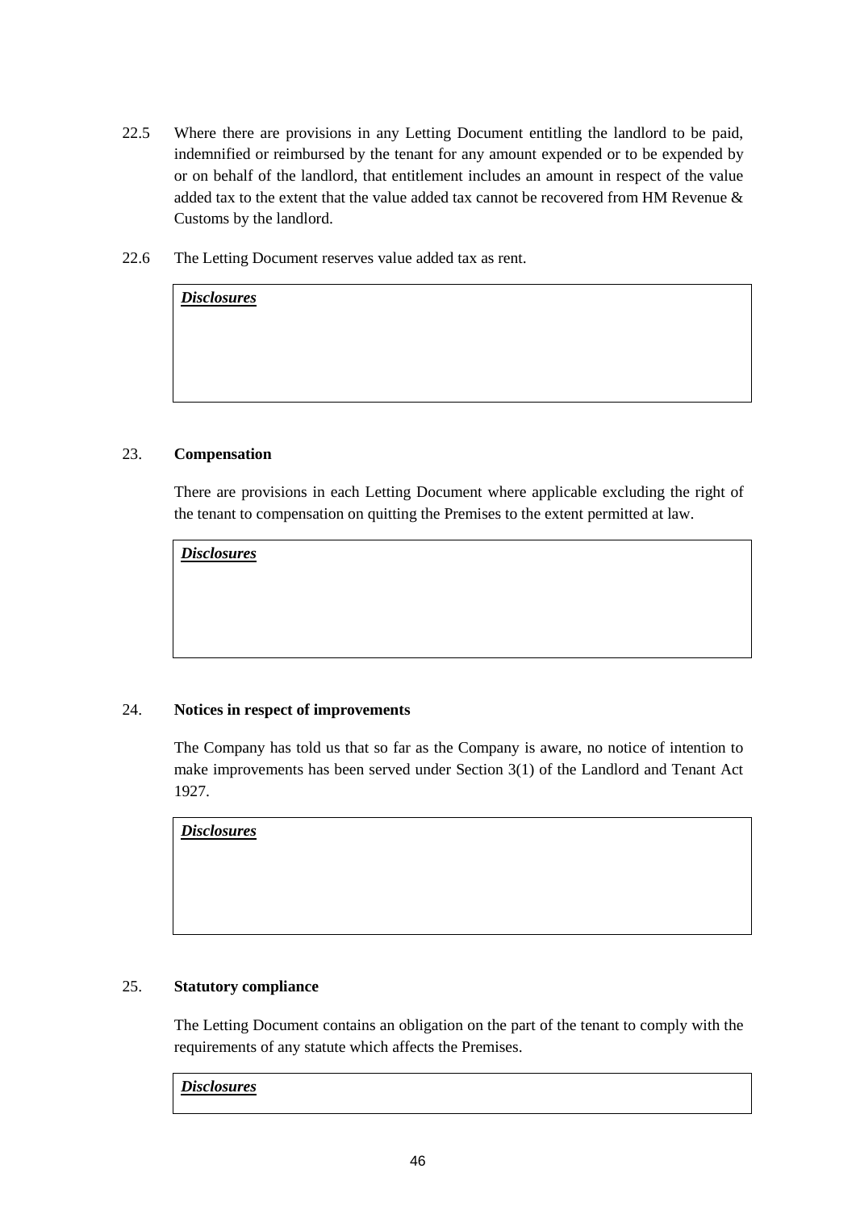22.5 Where there are provisions in any Letting Document entitling the landlord to be paid, indemnified or reimbursed by the tenant for any amount expended or to be expended by or on behalf of the landlord, that entitlement includes an amount in respect of the value added tax to the extent that the value added tax cannot be recovered from HM Revenue & Customs by the landlord.

22.6 The Letting Document reserves value added tax as rent.

| ***Disclosures*** |
|---|
| |

## 23. **Compensation**

There are provisions in each Letting Document where applicable excluding the right of the tenant to compensation on quitting the Premises to the extent permitted at law.

| ***Disclosures*** |
|---|
| |

## 24. **Notices in respect of improvements**

The Company has told us that so far as the Company is aware, no notice of intention to make improvements has been served under Section 3(1) of the Landlord and Tenant Act 1927.

| ***Disclosures*** |
|---|
| |

## 25. **Statutory compliance**

The Letting Document contains an obligation on the part of the tenant to comply with the requirements of any statute which affects the Premises.

| ***Disclosures*** |
|---|
| |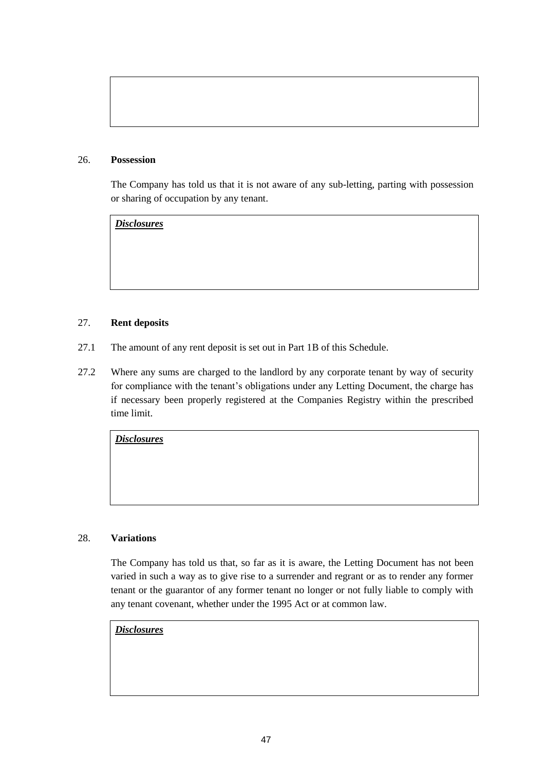## 26. Possession

The Company has told us that it is not aware of any sub-letting, parting with possession or sharing of occupation by any tenant.

| ***Disclosures*** |
| --- |
| |

## 27. Rent deposits

27.1 The amount of any rent deposit is set out in Part 1B of this Schedule.

27.2 Where any sums are charged to the landlord by any corporate tenant by way of security for compliance with the tenant's obligations under any Letting Document, the charge has if necessary been properly registered at the Companies Registry within the prescribed time limit.

| ***Disclosures*** |
| --- |
| |

## 28. Variations

The Company has told us that, so far as it is aware, the Letting Document has not been varied in such a way as to give rise to a surrender and regrant or as to render any former tenant or the guarantor of any former tenant no longer or not fully liable to comply with any tenant covenant, whether under the 1995 Act or at common law.

| ***Disclosures*** |
| --- |
| |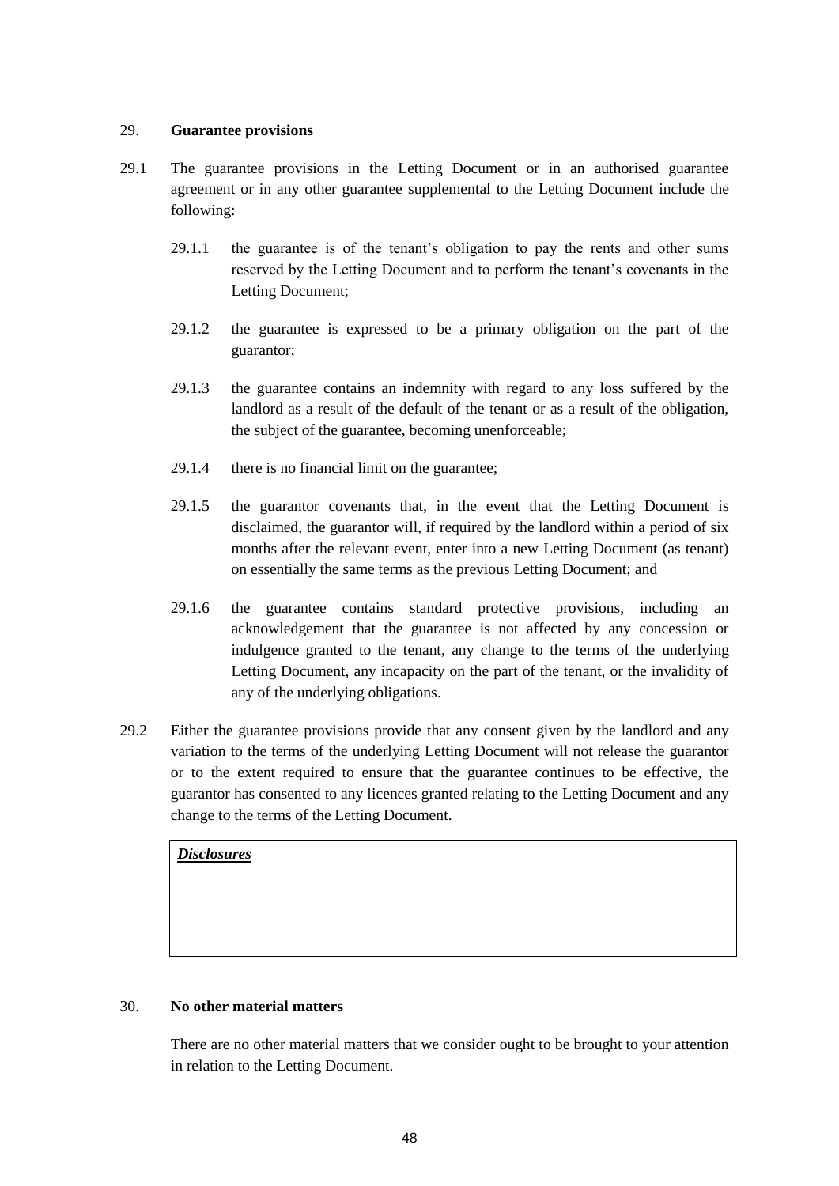## 29. **Guarantee provisions**

29.1 The guarantee provisions in the Letting Document or in an authorised guarantee agreement or in any other guarantee supplemental to the Letting Document include the following:

29.1.1 the guarantee is of the tenant's obligation to pay the rents and other sums reserved by the Letting Document and to perform the tenant's covenants in the Letting Document;

29.1.2 the guarantee is expressed to be a primary obligation on the part of the guarantor;

29.1.3 the guarantee contains an indemnity with regard to any loss suffered by the landlord as a result of the default of the tenant or as a result of the obligation, the subject of the guarantee, becoming unenforceable;

29.1.4 there is no financial limit on the guarantee;

29.1.5 the guarantor covenants that, in the event that the Letting Document is disclaimed, the guarantor will, if required by the landlord within a period of six months after the relevant event, enter into a new Letting Document (as tenant) on essentially the same terms as the previous Letting Document; and

29.1.6 the guarantee contains standard protective provisions, including an acknowledgement that the guarantee is not affected by any concession or indulgence granted to the tenant, any change to the terms of the underlying Letting Document, any incapacity on the part of the tenant, or the invalidity of any of the underlying obligations.

29.2 Either the guarantee provisions provide that any consent given by the landlord and any variation to the terms of the underlying Letting Document will not release the guarantor or to the extent required to ensure that the guarantee continues to be effective, the guarantor has consented to any licences granted relating to the Letting Document and any change to the terms of the Letting Document.

| ***Disclosures*** |
|---|
| |

## 30. **No other material matters**

There are no other material matters that we consider ought to be brought to your attention in relation to the Letting Document.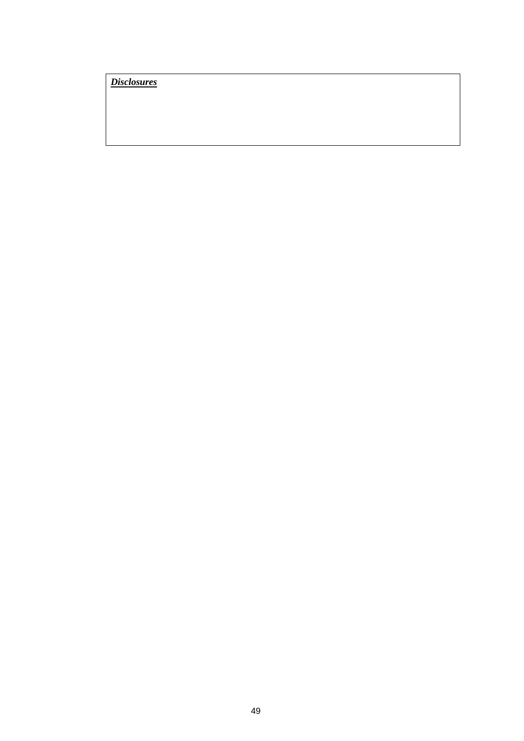***Disclosures***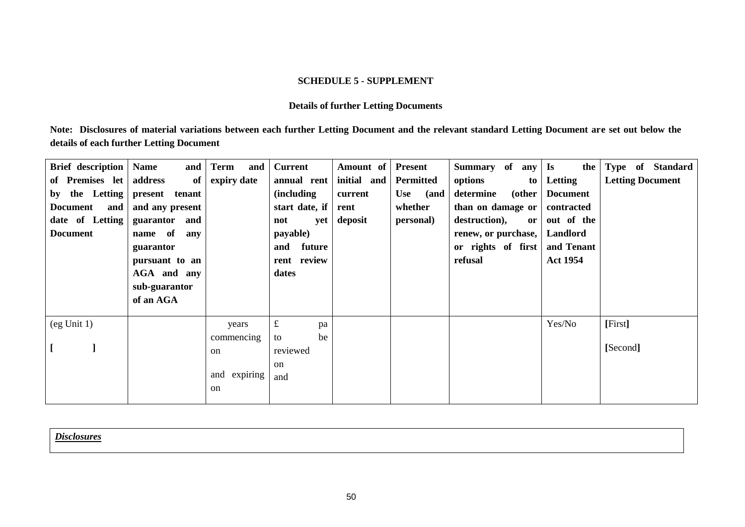**SCHEDULE 5 - SUPPLEMENT**

**Details of further Letting Documents**

**Note: Disclosures of material variations between each further Letting Document and the relevant standard Letting Document are set out below the details of each further Letting Document**

| **Brief description of Premises let by the Letting Document and date of Letting Document** | **Name and address of present tenant and any present guarantor and name of any guarantor pursuant to an AGA and any sub-guarantor of an AGA** | **Term and expiry date** | **Current annual rent (including start date, if not yet payable) and future rent review dates** | **Amount of initial and current rent deposit** | **Present Permitted Use (and whether personal)** | **Summary of any options to determine (other than on damage or destruction), or renew, or purchase, or rights of first refusal** | **Is the Letting Document contracted out of the Landlord and Tenant Act 1954** | **Type of Standard Letting Document** |
|---|---|---|---|---|---|---|---|---|
| (eg Unit 1)<br><br>**[ ]** | | years commencing on<br><br>and expiring on | £ pa to be reviewed on and | | | | Yes/No | **[**First**]**<br><br>**[**Second**]** |

| ***Disclosures*** |
|---|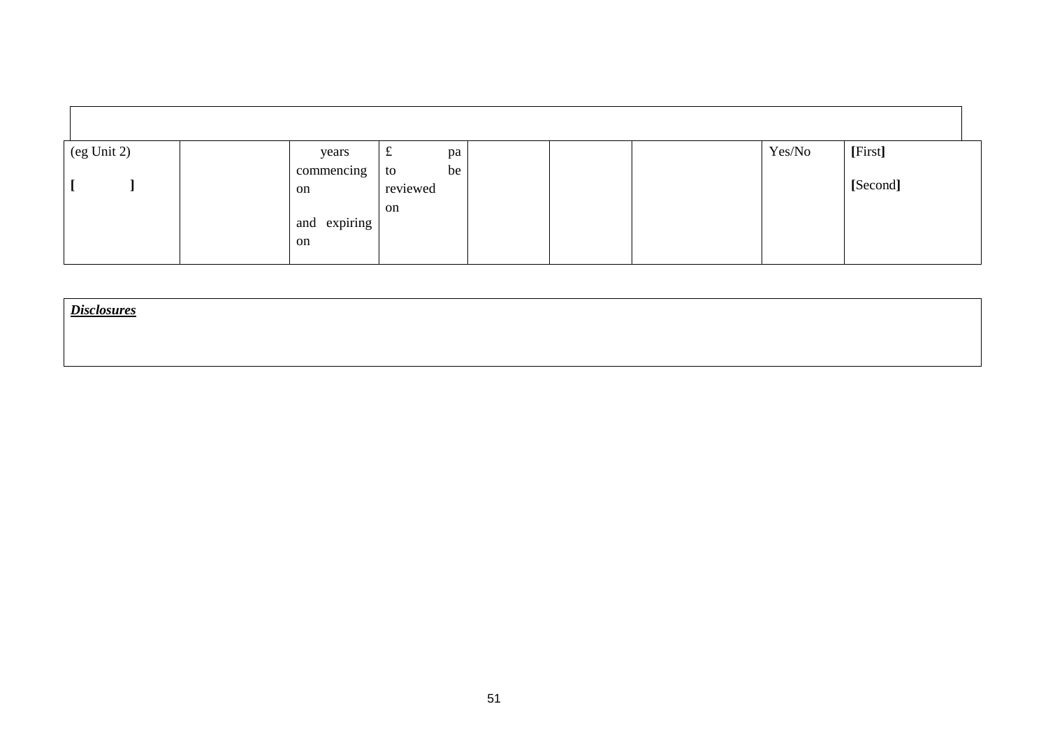| | | | | | | | | |
|---|---|---|---|---|---|---|---|---|
| (eg Unit 2)<br><br>**[ ]** | | years commencing on<br><br>and expiring on | £ pa to be reviewed on | | | | Yes/No | **[**First**]**<br><br>**[**Second**]** |

| ***Disclosures*** |
|---|
| |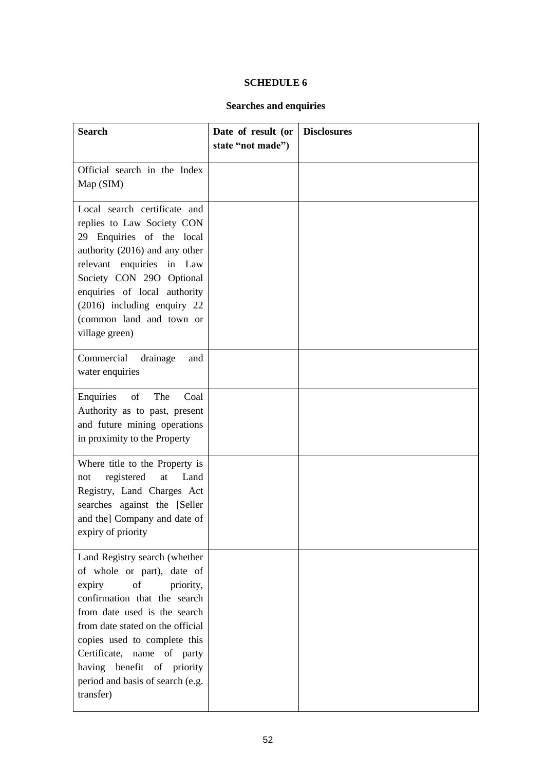# SCHEDULE 6

## Searches and enquiries

| Search | Date of result (or state "not made") | Disclosures |
|---|---|---|
| Official search in the Index Map (SIM) | | |
| Local search certificate and replies to Law Society CON 29 Enquiries of the local authority (2016) and any other relevant enquiries in Law Society CON 29O Optional enquiries of local authority (2016) including enquiry 22 (common land and town or village green) | | |
| Commercial drainage and water enquiries | | |
| Enquiries of The Coal Authority as to past, present and future mining operations in proximity to the Property | | |
| Where title to the Property is not registered at Land Registry, Land Charges Act searches against the [Seller and the] Company and date of expiry of priority | | |
| Land Registry search (whether of whole or part), date of expiry of priority, confirmation that the search from date used is the search from date stated on the official copies used to complete this Certificate, name of party having benefit of priority period and basis of search (e.g. transfer) | | |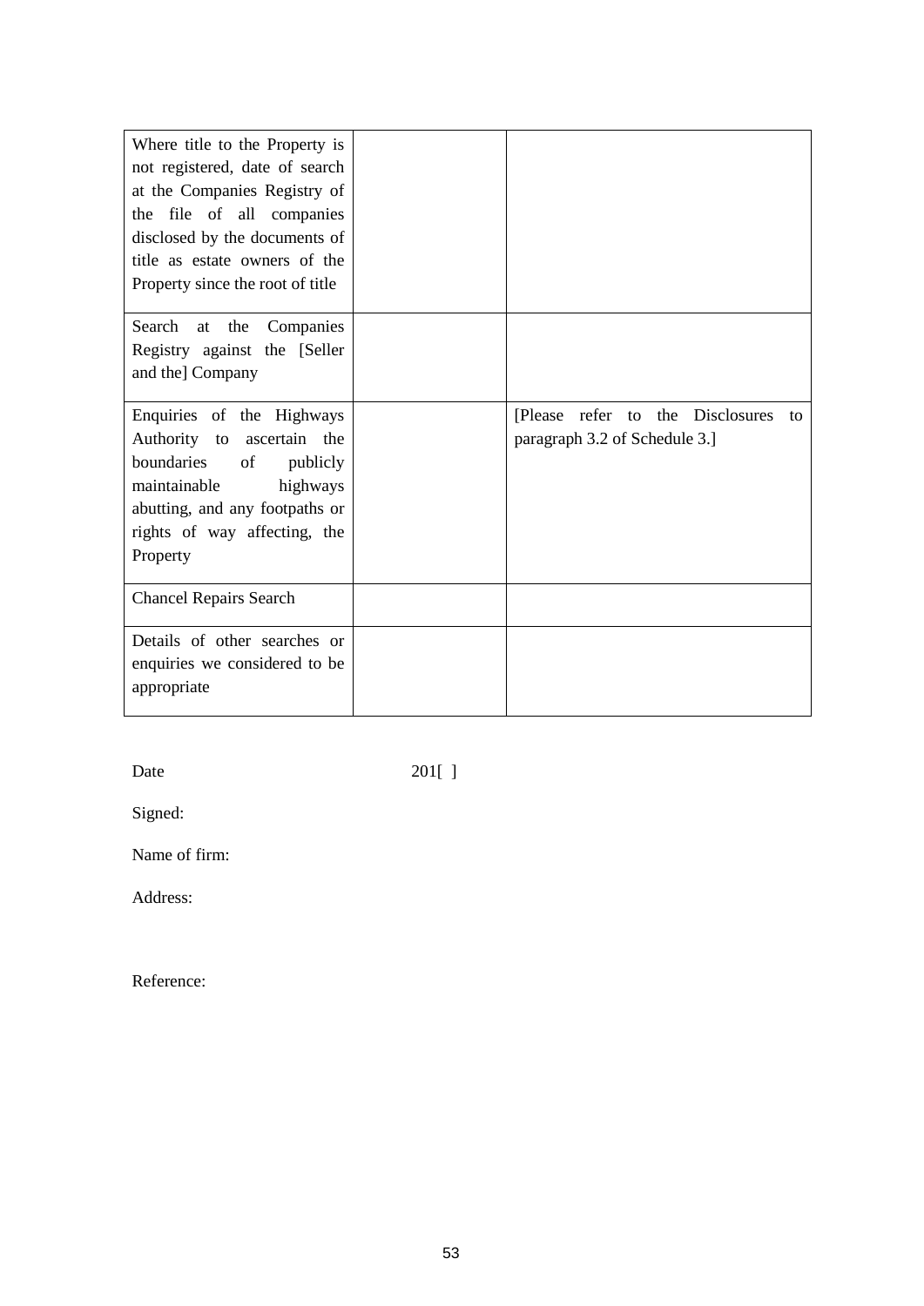| | | |
|---|---|---|
| Where title to the Property is not registered, date of search at the Companies Registry of the file of all companies disclosed by the documents of title as estate owners of the Property since the root of title | | |
| Search at the Companies Registry against the [Seller and the] Company | | |
| Enquiries of the Highways Authority to ascertain the boundaries of publicly maintainable highways abutting, and any footpaths or rights of way affecting, the Property | | [Please refer to the Disclosures to paragraph 3.2 of Schedule 3.] |
| Chancel Repairs Search | | |
| Details of other searches or enquiries we considered to be appropriate | | |

Date 201[ ]

Signed:

Name of firm:

Address:

Reference: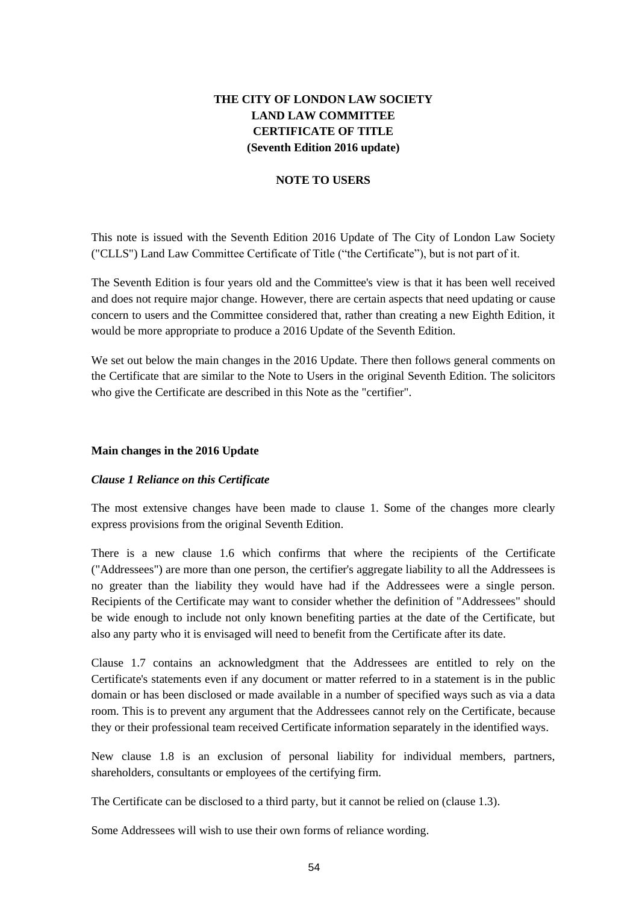**THE CITY OF LONDON LAW SOCIETY**
**LAND LAW COMMITTEE**
**CERTIFICATE OF TITLE**
**(Seventh Edition 2016 update)**

**NOTE TO USERS**

This note is issued with the Seventh Edition 2016 Update of The City of London Law Society ("CLLS") Land Law Committee Certificate of Title ("the Certificate"), but is not part of it.

The Seventh Edition is four years old and the Committee's view is that it has been well received and does not require major change. However, there are certain aspects that need updating or cause concern to users and the Committee considered that, rather than creating a new Eighth Edition, it would be more appropriate to produce a 2016 Update of the Seventh Edition.

We set out below the main changes in the 2016 Update. There then follows general comments on the Certificate that are similar to the Note to Users in the original Seventh Edition. The solicitors who give the Certificate are described in this Note as the "certifier".

**Main changes in the 2016 Update**

***Clause 1 Reliance on this Certificate***

The most extensive changes have been made to clause 1. Some of the changes more clearly express provisions from the original Seventh Edition.

There is a new clause 1.6 which confirms that where the recipients of the Certificate ("Addressees") are more than one person, the certifier's aggregate liability to all the Addressees is no greater than the liability they would have had if the Addressees were a single person. Recipients of the Certificate may want to consider whether the definition of "Addressees" should be wide enough to include not only known benefiting parties at the date of the Certificate, but also any party who it is envisaged will need to benefit from the Certificate after its date.

Clause 1.7 contains an acknowledgment that the Addressees are entitled to rely on the Certificate's statements even if any document or matter referred to in a statement is in the public domain or has been disclosed or made available in a number of specified ways such as via a data room. This is to prevent any argument that the Addressees cannot rely on the Certificate, because they or their professional team received Certificate information separately in the identified ways.

New clause 1.8 is an exclusion of personal liability for individual members, partners, shareholders, consultants or employees of the certifying firm.

The Certificate can be disclosed to a third party, but it cannot be relied on (clause 1.3).

Some Addressees will wish to use their own forms of reliance wording.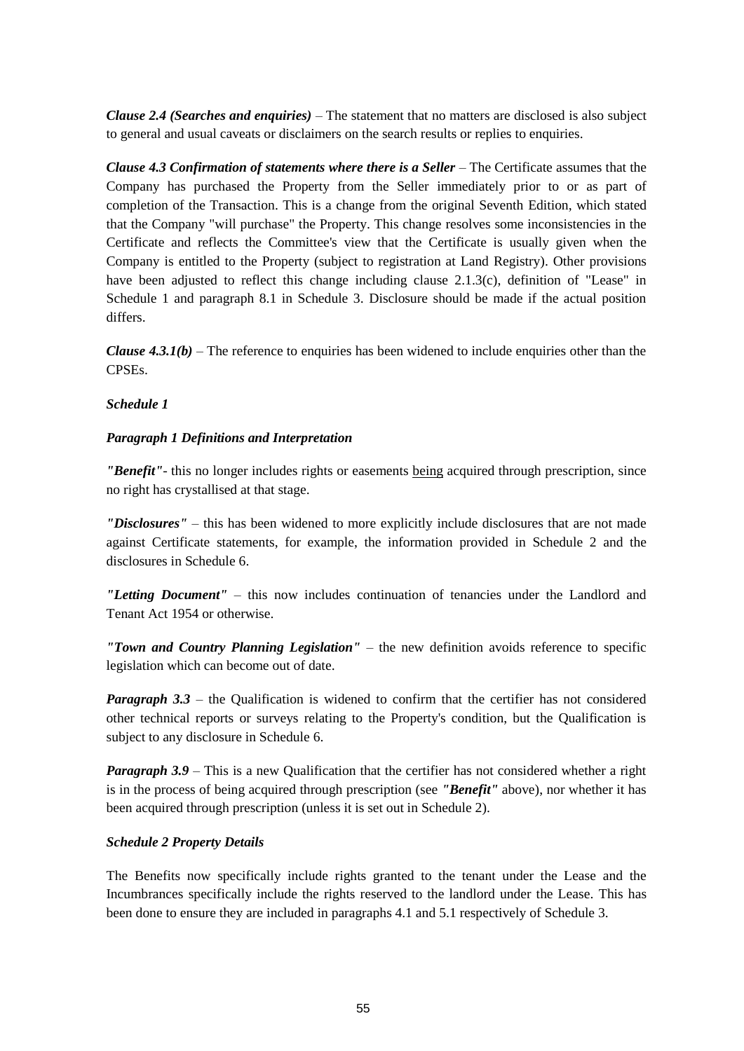***Clause 2.4 (Searches and enquiries)*** – The statement that no matters are disclosed is also subject to general and usual caveats or disclaimers on the search results or replies to enquiries.

***Clause 4.3 Confirmation of statements where there is a Seller*** – The Certificate assumes that the Company has purchased the Property from the Seller immediately prior to or as part of completion of the Transaction. This is a change from the original Seventh Edition, which stated that the Company "will purchase" the Property. This change resolves some inconsistencies in the Certificate and reflects the Committee's view that the Certificate is usually given when the Company is entitled to the Property (subject to registration at Land Registry). Other provisions have been adjusted to reflect this change including clause 2.1.3(c), definition of "Lease" in Schedule 1 and paragraph 8.1 in Schedule 3. Disclosure should be made if the actual position differs.

***Clause 4.3.1(b)*** – The reference to enquiries has been widened to include enquiries other than the CPSEs.

***Schedule 1***

***Paragraph 1 Definitions and Interpretation***

***"Benefit"***- this no longer includes rights or easements being acquired through prescription, since no right has crystallised at that stage.

***"Disclosures"*** – this has been widened to more explicitly include disclosures that are not made against Certificate statements, for example, the information provided in Schedule 2 and the disclosures in Schedule 6.

***"Letting Document"*** – this now includes continuation of tenancies under the Landlord and Tenant Act 1954 or otherwise.

***"Town and Country Planning Legislation"*** – the new definition avoids reference to specific legislation which can become out of date.

***Paragraph 3.3*** – the Qualification is widened to confirm that the certifier has not considered other technical reports or surveys relating to the Property's condition, but the Qualification is subject to any disclosure in Schedule 6.

***Paragraph 3.9*** – This is a new Qualification that the certifier has not considered whether a right is in the process of being acquired through prescription (see ***"Benefit"*** above), nor whether it has been acquired through prescription (unless it is set out in Schedule 2).

***Schedule 2 Property Details***

The Benefits now specifically include rights granted to the tenant under the Lease and the Incumbrances specifically include the rights reserved to the landlord under the Lease. This has been done to ensure they are included in paragraphs 4.1 and 5.1 respectively of Schedule 3.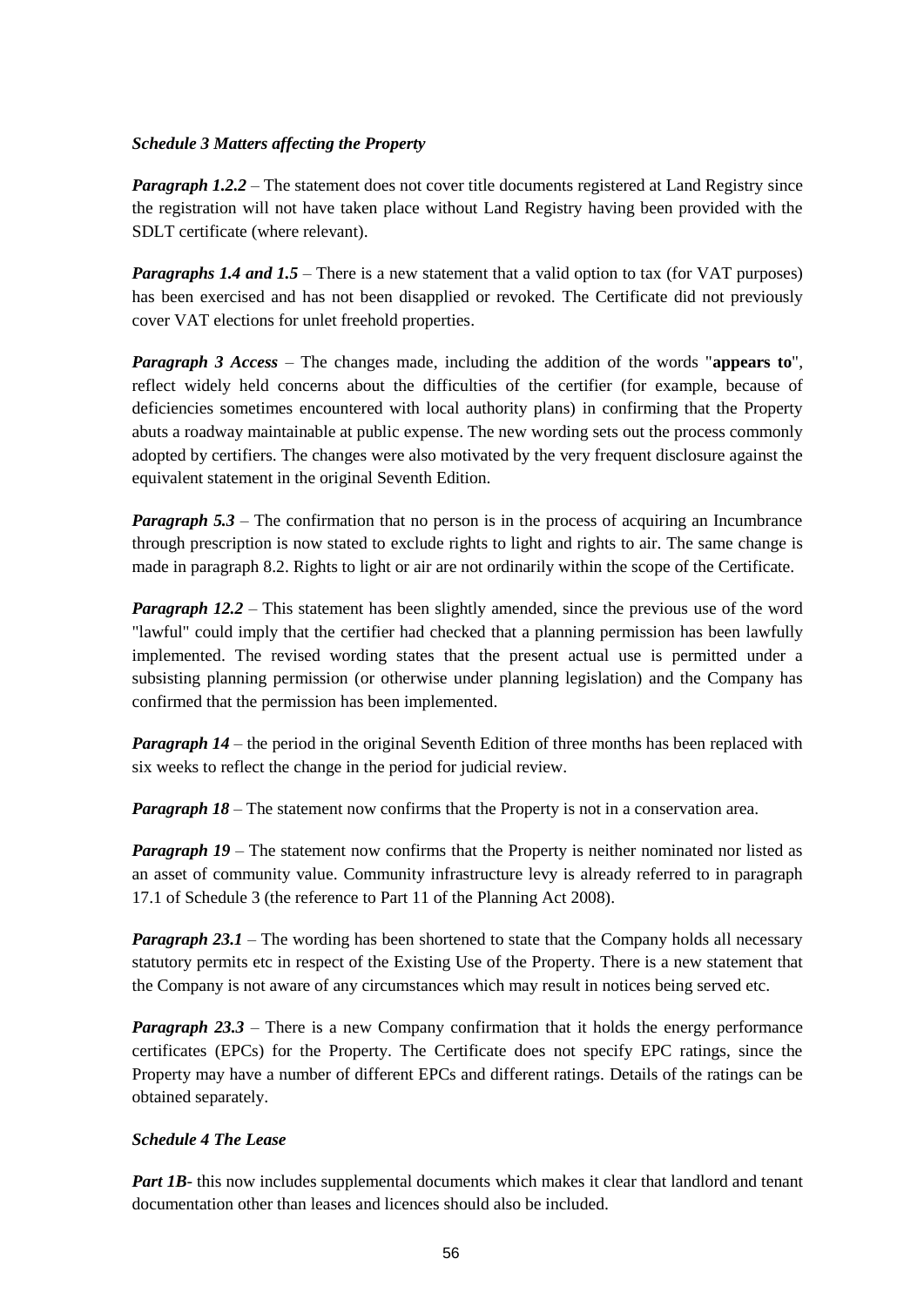***Schedule 3 Matters affecting the Property***

***Paragraph 1.2.2*** – The statement does not cover title documents registered at Land Registry since the registration will not have taken place without Land Registry having been provided with the SDLT certificate (where relevant).

***Paragraphs 1.4 and 1.5*** – There is a new statement that a valid option to tax (for VAT purposes) has been exercised and has not been disapplied or revoked. The Certificate did not previously cover VAT elections for unlet freehold properties.

***Paragraph 3 Access*** – The changes made, including the addition of the words "**appears to**", reflect widely held concerns about the difficulties of the certifier (for example, because of deficiencies sometimes encountered with local authority plans) in confirming that the Property abuts a roadway maintainable at public expense. The new wording sets out the process commonly adopted by certifiers. The changes were also motivated by the very frequent disclosure against the equivalent statement in the original Seventh Edition.

***Paragraph 5.3*** – The confirmation that no person is in the process of acquiring an Incumbrance through prescription is now stated to exclude rights to light and rights to air. The same change is made in paragraph 8.2. Rights to light or air are not ordinarily within the scope of the Certificate.

***Paragraph 12.2*** – This statement has been slightly amended, since the previous use of the word "lawful" could imply that the certifier had checked that a planning permission has been lawfully implemented. The revised wording states that the present actual use is permitted under a subsisting planning permission (or otherwise under planning legislation) and the Company has confirmed that the permission has been implemented.

***Paragraph 14*** – the period in the original Seventh Edition of three months has been replaced with six weeks to reflect the change in the period for judicial review.

***Paragraph 18*** – The statement now confirms that the Property is not in a conservation area.

***Paragraph 19*** – The statement now confirms that the Property is neither nominated nor listed as an asset of community value. Community infrastructure levy is already referred to in paragraph 17.1 of Schedule 3 (the reference to Part 11 of the Planning Act 2008).

***Paragraph 23.1*** – The wording has been shortened to state that the Company holds all necessary statutory permits etc in respect of the Existing Use of the Property. There is a new statement that the Company is not aware of any circumstances which may result in notices being served etc.

***Paragraph 23.3*** – There is a new Company confirmation that it holds the energy performance certificates (EPCs) for the Property. The Certificate does not specify EPC ratings, since the Property may have a number of different EPCs and different ratings. Details of the ratings can be obtained separately.

***Schedule 4 The Lease***

***Part 1B***- this now includes supplemental documents which makes it clear that landlord and tenant documentation other than leases and licences should also be included.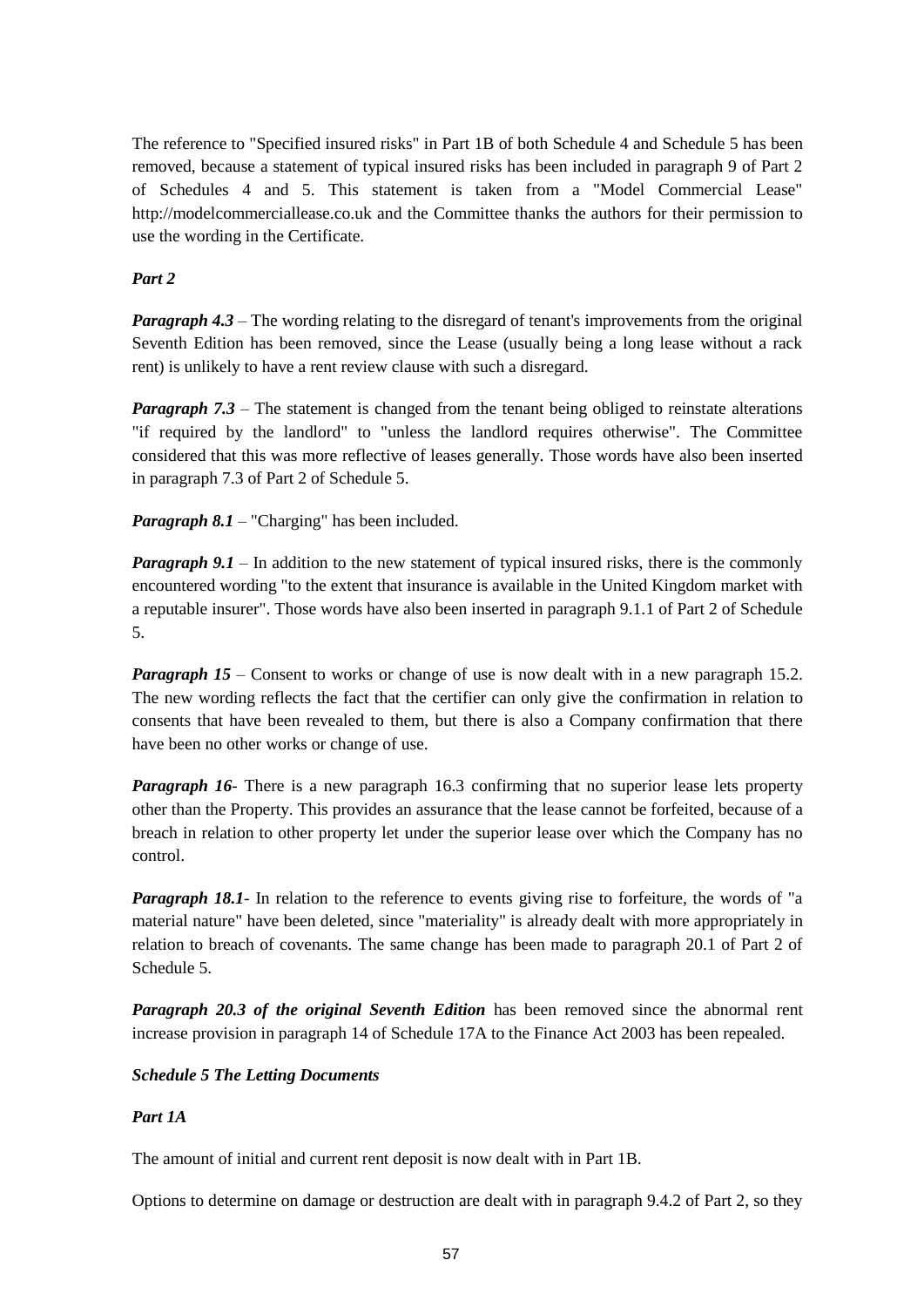The reference to "Specified insured risks" in Part 1B of both Schedule 4 and Schedule 5 has been removed, because a statement of typical insured risks has been included in paragraph 9 of Part 2 of Schedules 4 and 5. This statement is taken from a "Model Commercial Lease" http://modelcommerciallease.co.uk and the Committee thanks the authors for their permission to use the wording in the Certificate.

***Part 2***

***Paragraph 4.3*** – The wording relating to the disregard of tenant's improvements from the original Seventh Edition has been removed, since the Lease (usually being a long lease without a rack rent) is unlikely to have a rent review clause with such a disregard.

***Paragraph 7.3*** – The statement is changed from the tenant being obliged to reinstate alterations "if required by the landlord" to "unless the landlord requires otherwise". The Committee considered that this was more reflective of leases generally. Those words have also been inserted in paragraph 7.3 of Part 2 of Schedule 5.

***Paragraph 8.1*** – "Charging" has been included.

***Paragraph 9.1*** – In addition to the new statement of typical insured risks, there is the commonly encountered wording "to the extent that insurance is available in the United Kingdom market with a reputable insurer". Those words have also been inserted in paragraph 9.1.1 of Part 2 of Schedule 5.

***Paragraph 15*** – Consent to works or change of use is now dealt with in a new paragraph 15.2. The new wording reflects the fact that the certifier can only give the confirmation in relation to consents that have been revealed to them, but there is also a Company confirmation that there have been no other works or change of use.

***Paragraph 16***- There is a new paragraph 16.3 confirming that no superior lease lets property other than the Property. This provides an assurance that the lease cannot be forfeited, because of a breach in relation to other property let under the superior lease over which the Company has no control.

***Paragraph 18.1***- In relation to the reference to events giving rise to forfeiture, the words of "a material nature" have been deleted, since "materiality" is already dealt with more appropriately in relation to breach of covenants. The same change has been made to paragraph 20.1 of Part 2 of Schedule 5.

***Paragraph 20.3 of the original Seventh Edition*** has been removed since the abnormal rent increase provision in paragraph 14 of Schedule 17A to the Finance Act 2003 has been repealed.

***Schedule 5 The Letting Documents***

***Part 1A***

The amount of initial and current rent deposit is now dealt with in Part 1B.

Options to determine on damage or destruction are dealt with in paragraph 9.4.2 of Part 2, so they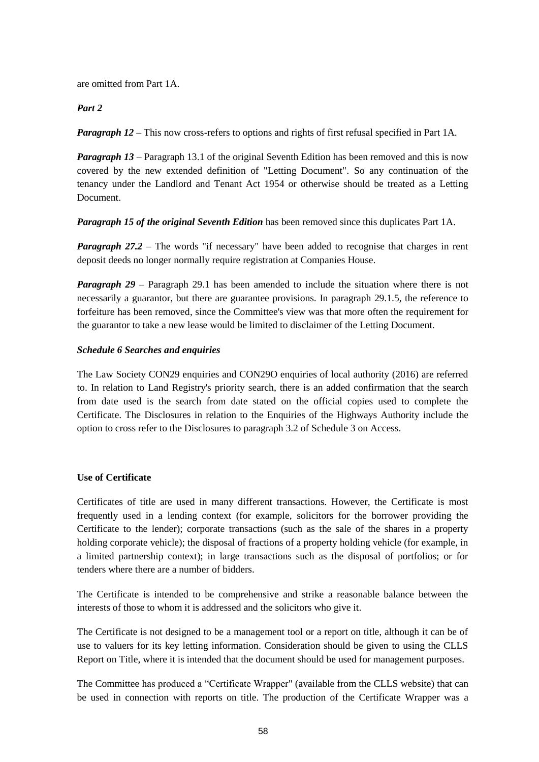are omitted from Part 1A.

***Part 2***

***Paragraph 12*** – This now cross-refers to options and rights of first refusal specified in Part 1A.

***Paragraph 13*** – Paragraph 13.1 of the original Seventh Edition has been removed and this is now covered by the new extended definition of "Letting Document". So any continuation of the tenancy under the Landlord and Tenant Act 1954 or otherwise should be treated as a Letting Document.

***Paragraph 15 of the original Seventh Edition*** has been removed since this duplicates Part 1A.

***Paragraph 27.2*** – The words "if necessary" have been added to recognise that charges in rent deposit deeds no longer normally require registration at Companies House.

***Paragraph 29*** – Paragraph 29.1 has been amended to include the situation where there is not necessarily a guarantor, but there are guarantee provisions. In paragraph 29.1.5, the reference to forfeiture has been removed, since the Committee's view was that more often the requirement for the guarantor to take a new lease would be limited to disclaimer of the Letting Document.

***Schedule 6 Searches and enquiries***

The Law Society CON29 enquiries and CON29O enquiries of local authority (2016) are referred to. In relation to Land Registry's priority search, there is an added confirmation that the search from date used is the search from date stated on the official copies used to complete the Certificate. The Disclosures in relation to the Enquiries of the Highways Authority include the option to cross refer to the Disclosures to paragraph 3.2 of Schedule 3 on Access.

**Use of Certificate**

Certificates of title are used in many different transactions. However, the Certificate is most frequently used in a lending context (for example, solicitors for the borrower providing the Certificate to the lender); corporate transactions (such as the sale of the shares in a property holding corporate vehicle); the disposal of fractions of a property holding vehicle (for example, in a limited partnership context); in large transactions such as the disposal of portfolios; or for tenders where there are a number of bidders.

The Certificate is intended to be comprehensive and strike a reasonable balance between the interests of those to whom it is addressed and the solicitors who give it.

The Certificate is not designed to be a management tool or a report on title, although it can be of use to valuers for its key letting information. Consideration should be given to using the CLLS Report on Title, where it is intended that the document should be used for management purposes.

The Committee has produced a "Certificate Wrapper" (available from the CLLS website) that can be used in connection with reports on title. The production of the Certificate Wrapper was a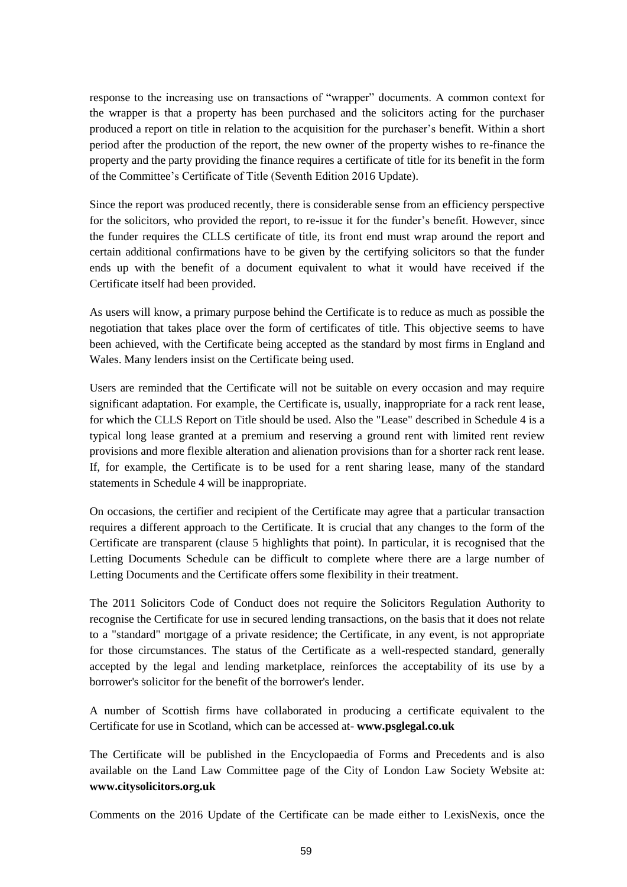response to the increasing use on transactions of "wrapper" documents. A common context for the wrapper is that a property has been purchased and the solicitors acting for the purchaser produced a report on title in relation to the acquisition for the purchaser's benefit. Within a short period after the production of the report, the new owner of the property wishes to re-finance the property and the party providing the finance requires a certificate of title for its benefit in the form of the Committee's Certificate of Title (Seventh Edition 2016 Update).

Since the report was produced recently, there is considerable sense from an efficiency perspective for the solicitors, who provided the report, to re-issue it for the funder's benefit. However, since the funder requires the CLLS certificate of title, its front end must wrap around the report and certain additional confirmations have to be given by the certifying solicitors so that the funder ends up with the benefit of a document equivalent to what it would have received if the Certificate itself had been provided.

As users will know, a primary purpose behind the Certificate is to reduce as much as possible the negotiation that takes place over the form of certificates of title. This objective seems to have been achieved, with the Certificate being accepted as the standard by most firms in England and Wales. Many lenders insist on the Certificate being used.

Users are reminded that the Certificate will not be suitable on every occasion and may require significant adaptation. For example, the Certificate is, usually, inappropriate for a rack rent lease, for which the CLLS Report on Title should be used. Also the "Lease" described in Schedule 4 is a typical long lease granted at a premium and reserving a ground rent with limited rent review provisions and more flexible alteration and alienation provisions than for a shorter rack rent lease. If, for example, the Certificate is to be used for a rent sharing lease, many of the standard statements in Schedule 4 will be inappropriate.

On occasions, the certifier and recipient of the Certificate may agree that a particular transaction requires a different approach to the Certificate. It is crucial that any changes to the form of the Certificate are transparent (clause 5 highlights that point). In particular, it is recognised that the Letting Documents Schedule can be difficult to complete where there are a large number of Letting Documents and the Certificate offers some flexibility in their treatment.

The 2011 Solicitors Code of Conduct does not require the Solicitors Regulation Authority to recognise the Certificate for use in secured lending transactions, on the basis that it does not relate to a "standard" mortgage of a private residence; the Certificate, in any event, is not appropriate for those circumstances. The status of the Certificate as a well-respected standard, generally accepted by the legal and lending marketplace, reinforces the acceptability of its use by a borrower's solicitor for the benefit of the borrower's lender.

A number of Scottish firms have collaborated in producing a certificate equivalent to the Certificate for use in Scotland, which can be accessed at- **www.psglegal.co.uk**

The Certificate will be published in the Encyclopaedia of Forms and Precedents and is also available on the Land Law Committee page of the City of London Law Society Website at: **www.citysolicitors.org.uk**

Comments on the 2016 Update of the Certificate can be made either to LexisNexis, once the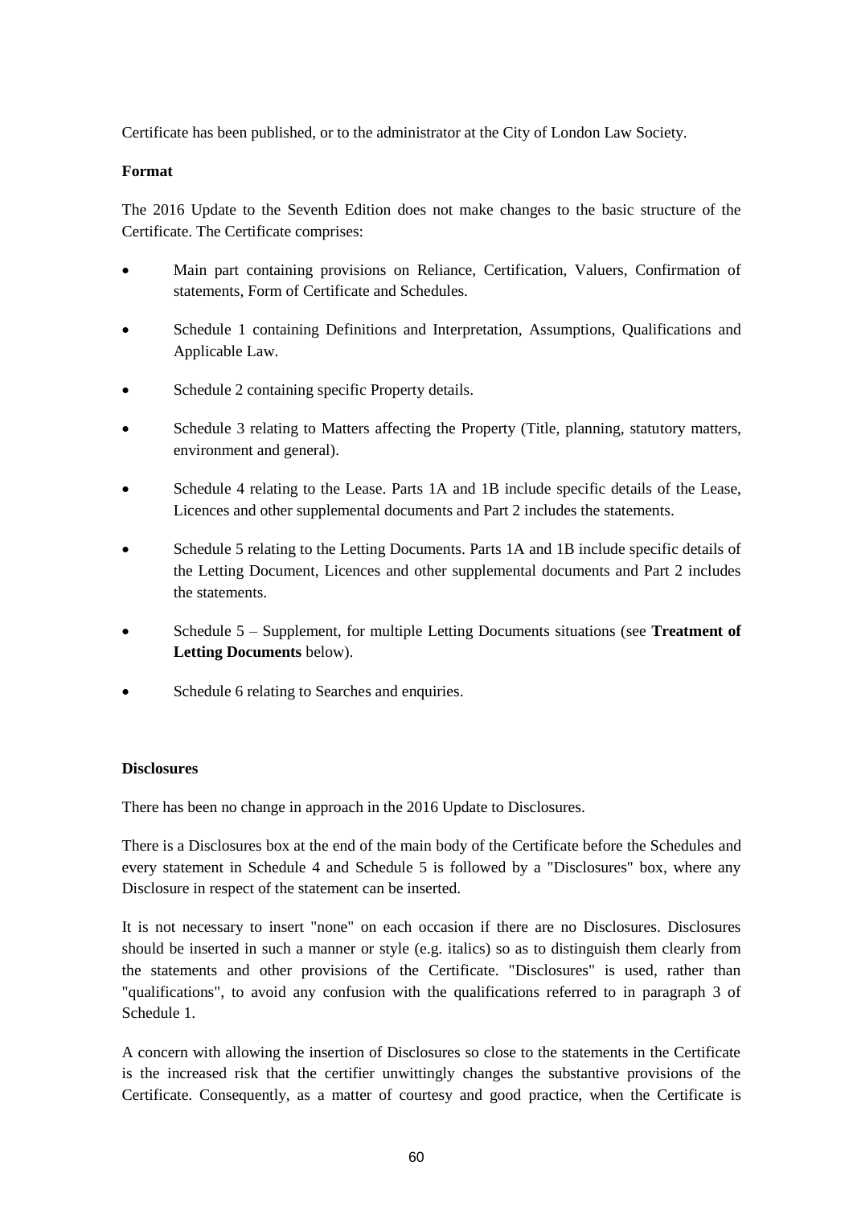Certificate has been published, or to the administrator at the City of London Law Society.

**Format**

The 2016 Update to the Seventh Edition does not make changes to the basic structure of the Certificate. The Certificate comprises:

- Main part containing provisions on Reliance, Certification, Valuers, Confirmation of statements, Form of Certificate and Schedules.
- Schedule 1 containing Definitions and Interpretation, Assumptions, Qualifications and Applicable Law.
- Schedule 2 containing specific Property details.
- Schedule 3 relating to Matters affecting the Property (Title, planning, statutory matters, environment and general).
- Schedule 4 relating to the Lease. Parts 1A and 1B include specific details of the Lease, Licences and other supplemental documents and Part 2 includes the statements.
- Schedule 5 relating to the Letting Documents. Parts 1A and 1B include specific details of the Letting Document, Licences and other supplemental documents and Part 2 includes the statements.
- Schedule 5 – Supplement, for multiple Letting Documents situations (see **Treatment of Letting Documents** below).
- Schedule 6 relating to Searches and enquiries.

**Disclosures**

There has been no change in approach in the 2016 Update to Disclosures.

There is a Disclosures box at the end of the main body of the Certificate before the Schedules and every statement in Schedule 4 and Schedule 5 is followed by a "Disclosures" box, where any Disclosure in respect of the statement can be inserted.

It is not necessary to insert "none" on each occasion if there are no Disclosures. Disclosures should be inserted in such a manner or style (e.g. italics) so as to distinguish them clearly from the statements and other provisions of the Certificate. "Disclosures" is used, rather than "qualifications", to avoid any confusion with the qualifications referred to in paragraph 3 of Schedule 1.

A concern with allowing the insertion of Disclosures so close to the statements in the Certificate is the increased risk that the certifier unwittingly changes the substantive provisions of the Certificate. Consequently, as a matter of courtesy and good practice, when the Certificate is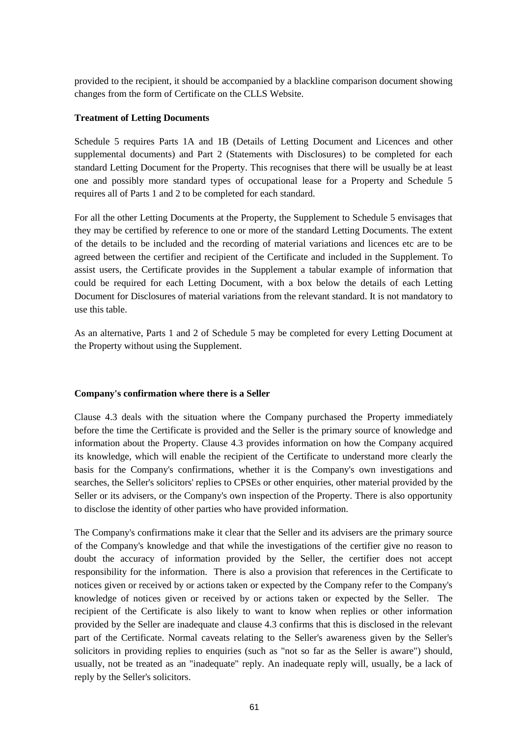provided to the recipient, it should be accompanied by a blackline comparison document showing changes from the form of Certificate on the CLLS Website.

**Treatment of Letting Documents**

Schedule 5 requires Parts 1A and 1B (Details of Letting Document and Licences and other supplemental documents) and Part 2 (Statements with Disclosures) to be completed for each standard Letting Document for the Property. This recognises that there will be usually be at least one and possibly more standard types of occupational lease for a Property and Schedule 5 requires all of Parts 1 and 2 to be completed for each standard.

For all the other Letting Documents at the Property, the Supplement to Schedule 5 envisages that they may be certified by reference to one or more of the standard Letting Documents. The extent of the details to be included and the recording of material variations and licences etc are to be agreed between the certifier and recipient of the Certificate and included in the Supplement. To assist users, the Certificate provides in the Supplement a tabular example of information that could be required for each Letting Document, with a box below the details of each Letting Document for Disclosures of material variations from the relevant standard. It is not mandatory to use this table.

As an alternative, Parts 1 and 2 of Schedule 5 may be completed for every Letting Document at the Property without using the Supplement.

**Company's confirmation where there is a Seller**

Clause 4.3 deals with the situation where the Company purchased the Property immediately before the time the Certificate is provided and the Seller is the primary source of knowledge and information about the Property. Clause 4.3 provides information on how the Company acquired its knowledge, which will enable the recipient of the Certificate to understand more clearly the basis for the Company's confirmations, whether it is the Company's own investigations and searches, the Seller's solicitors' replies to CPSEs or other enquiries, other material provided by the Seller or its advisers, or the Company's own inspection of the Property. There is also opportunity to disclose the identity of other parties who have provided information.

The Company's confirmations make it clear that the Seller and its advisers are the primary source of the Company's knowledge and that while the investigations of the certifier give no reason to doubt the accuracy of information provided by the Seller, the certifier does not accept responsibility for the information. There is also a provision that references in the Certificate to notices given or received by or actions taken or expected by the Company refer to the Company's knowledge of notices given or received by or actions taken or expected by the Seller. The recipient of the Certificate is also likely to want to know when replies or other information provided by the Seller are inadequate and clause 4.3 confirms that this is disclosed in the relevant part of the Certificate. Normal caveats relating to the Seller's awareness given by the Seller's solicitors in providing replies to enquiries (such as "not so far as the Seller is aware") should, usually, not be treated as an "inadequate" reply. An inadequate reply will, usually, be a lack of reply by the Seller's solicitors.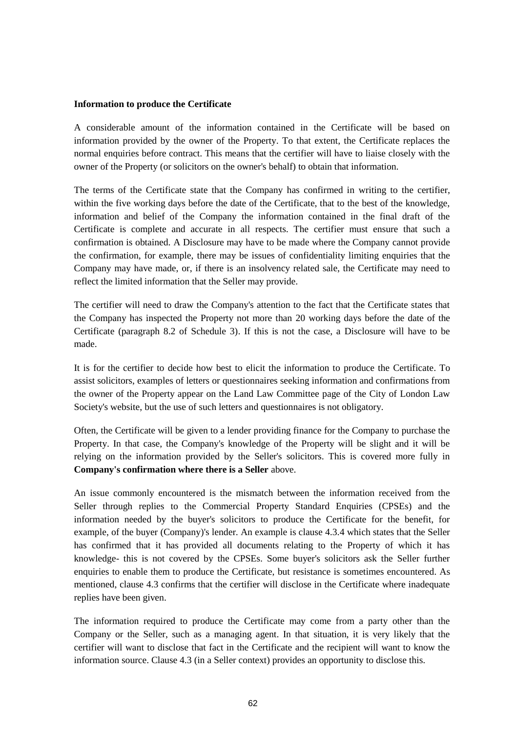**Information to produce the Certificate**

A considerable amount of the information contained in the Certificate will be based on information provided by the owner of the Property. To that extent, the Certificate replaces the normal enquiries before contract. This means that the certifier will have to liaise closely with the owner of the Property (or solicitors on the owner's behalf) to obtain that information.

The terms of the Certificate state that the Company has confirmed in writing to the certifier, within the five working days before the date of the Certificate, that to the best of the knowledge, information and belief of the Company the information contained in the final draft of the Certificate is complete and accurate in all respects. The certifier must ensure that such a confirmation is obtained. A Disclosure may have to be made where the Company cannot provide the confirmation, for example, there may be issues of confidentiality limiting enquiries that the Company may have made, or, if there is an insolvency related sale, the Certificate may need to reflect the limited information that the Seller may provide.

The certifier will need to draw the Company's attention to the fact that the Certificate states that the Company has inspected the Property not more than 20 working days before the date of the Certificate (paragraph 8.2 of Schedule 3). If this is not the case, a Disclosure will have to be made.

It is for the certifier to decide how best to elicit the information to produce the Certificate. To assist solicitors, examples of letters or questionnaires seeking information and confirmations from the owner of the Property appear on the Land Law Committee page of the City of London Law Society's website, but the use of such letters and questionnaires is not obligatory.

Often, the Certificate will be given to a lender providing finance for the Company to purchase the Property. In that case, the Company's knowledge of the Property will be slight and it will be relying on the information provided by the Seller's solicitors. This is covered more fully in **Company's confirmation where there is a Seller** above.

An issue commonly encountered is the mismatch between the information received from the Seller through replies to the Commercial Property Standard Enquiries (CPSEs) and the information needed by the buyer's solicitors to produce the Certificate for the benefit, for example, of the buyer (Company)'s lender. An example is clause 4.3.4 which states that the Seller has confirmed that it has provided all documents relating to the Property of which it has knowledge- this is not covered by the CPSEs. Some buyer's solicitors ask the Seller further enquiries to enable them to produce the Certificate, but resistance is sometimes encountered. As mentioned, clause 4.3 confirms that the certifier will disclose in the Certificate where inadequate replies have been given.

The information required to produce the Certificate may come from a party other than the Company or the Seller, such as a managing agent. In that situation, it is very likely that the certifier will want to disclose that fact in the Certificate and the recipient will want to know the information source. Clause 4.3 (in a Seller context) provides an opportunity to disclose this.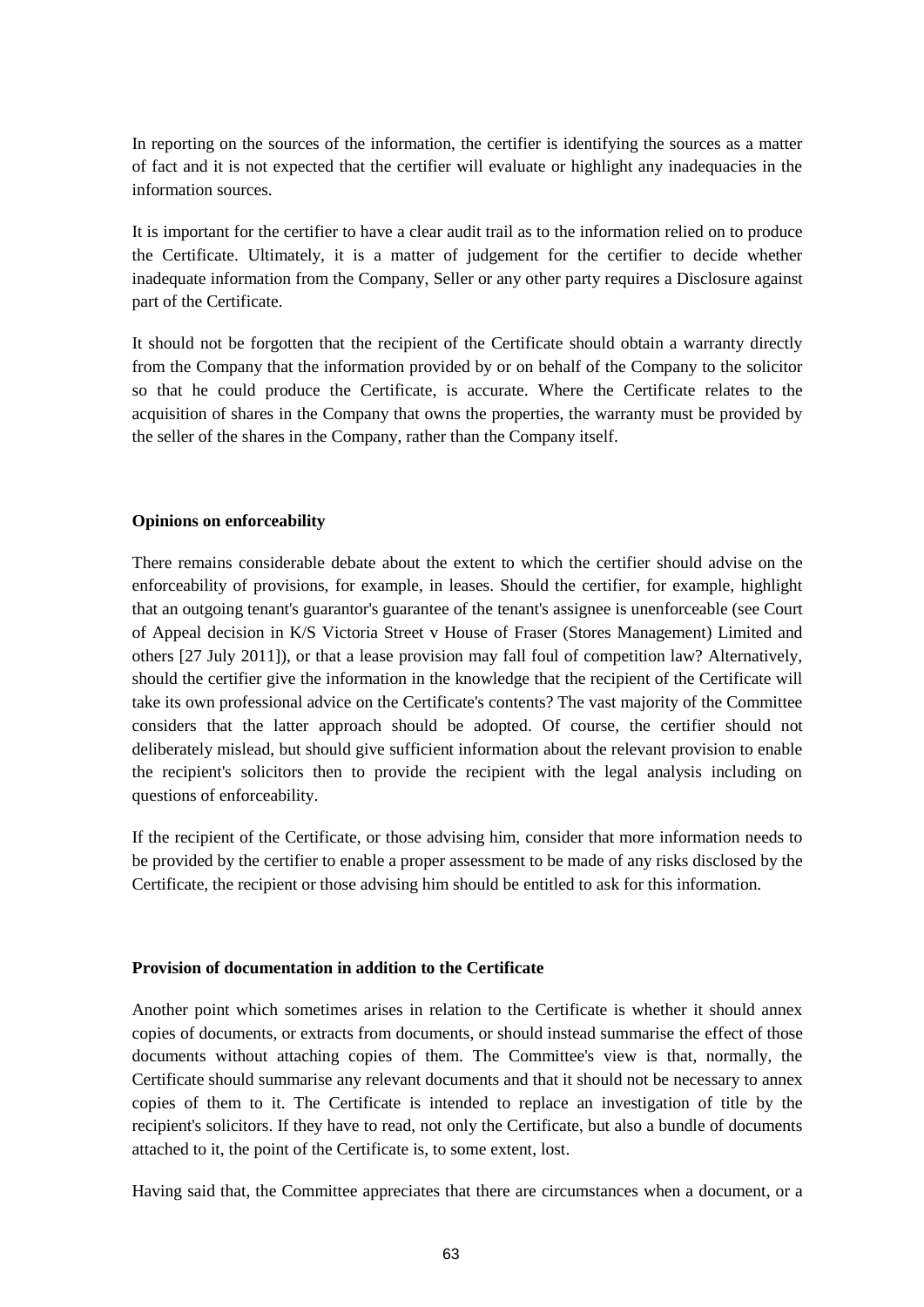In reporting on the sources of the information, the certifier is identifying the sources as a matter of fact and it is not expected that the certifier will evaluate or highlight any inadequacies in the information sources.

It is important for the certifier to have a clear audit trail as to the information relied on to produce the Certificate. Ultimately, it is a matter of judgement for the certifier to decide whether inadequate information from the Company, Seller or any other party requires a Disclosure against part of the Certificate.

It should not be forgotten that the recipient of the Certificate should obtain a warranty directly from the Company that the information provided by or on behalf of the Company to the solicitor so that he could produce the Certificate, is accurate. Where the Certificate relates to the acquisition of shares in the Company that owns the properties, the warranty must be provided by the seller of the shares in the Company, rather than the Company itself.

**Opinions on enforceability**

There remains considerable debate about the extent to which the certifier should advise on the enforceability of provisions, for example, in leases. Should the certifier, for example, highlight that an outgoing tenant's guarantor's guarantee of the tenant's assignee is unenforceable (see Court of Appeal decision in K/S Victoria Street v House of Fraser (Stores Management) Limited and others [27 July 2011]), or that a lease provision may fall foul of competition law? Alternatively, should the certifier give the information in the knowledge that the recipient of the Certificate will take its own professional advice on the Certificate's contents? The vast majority of the Committee considers that the latter approach should be adopted. Of course, the certifier should not deliberately mislead, but should give sufficient information about the relevant provision to enable the recipient's solicitors then to provide the recipient with the legal analysis including on questions of enforceability.

If the recipient of the Certificate, or those advising him, consider that more information needs to be provided by the certifier to enable a proper assessment to be made of any risks disclosed by the Certificate, the recipient or those advising him should be entitled to ask for this information.

**Provision of documentation in addition to the Certificate**

Another point which sometimes arises in relation to the Certificate is whether it should annex copies of documents, or extracts from documents, or should instead summarise the effect of those documents without attaching copies of them. The Committee's view is that, normally, the Certificate should summarise any relevant documents and that it should not be necessary to annex copies of them to it. The Certificate is intended to replace an investigation of title by the recipient's solicitors. If they have to read, not only the Certificate, but also a bundle of documents attached to it, the point of the Certificate is, to some extent, lost.

Having said that, the Committee appreciates that there are circumstances when a document, or a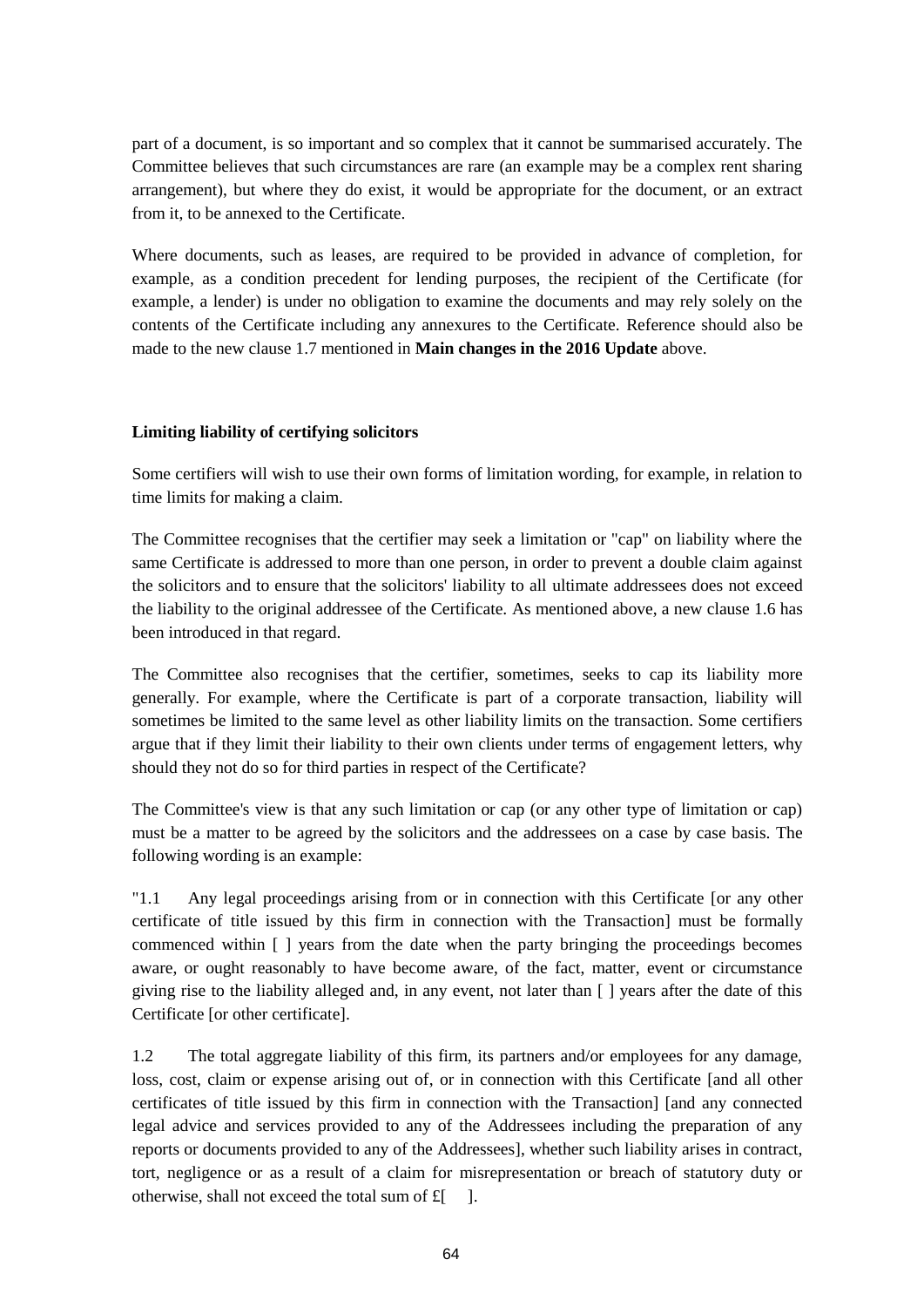part of a document, is so important and so complex that it cannot be summarised accurately. The Committee believes that such circumstances are rare (an example may be a complex rent sharing arrangement), but where they do exist, it would be appropriate for the document, or an extract from it, to be annexed to the Certificate.

Where documents, such as leases, are required to be provided in advance of completion, for example, as a condition precedent for lending purposes, the recipient of the Certificate (for example, a lender) is under no obligation to examine the documents and may rely solely on the contents of the Certificate including any annexures to the Certificate. Reference should also be made to the new clause 1.7 mentioned in **Main changes in the 2016 Update** above.

**Limiting liability of certifying solicitors**

Some certifiers will wish to use their own forms of limitation wording, for example, in relation to time limits for making a claim.

The Committee recognises that the certifier may seek a limitation or "cap" on liability where the same Certificate is addressed to more than one person, in order to prevent a double claim against the solicitors and to ensure that the solicitors' liability to all ultimate addressees does not exceed the liability to the original addressee of the Certificate. As mentioned above, a new clause 1.6 has been introduced in that regard.

The Committee also recognises that the certifier, sometimes, seeks to cap its liability more generally. For example, where the Certificate is part of a corporate transaction, liability will sometimes be limited to the same level as other liability limits on the transaction. Some certifiers argue that if they limit their liability to their own clients under terms of engagement letters, why should they not do so for third parties in respect of the Certificate?

The Committee's view is that any such limitation or cap (or any other type of limitation or cap) must be a matter to be agreed by the solicitors and the addressees on a case by case basis. The following wording is an example:

"1.1 Any legal proceedings arising from or in connection with this Certificate [or any other certificate of title issued by this firm in connection with the Transaction] must be formally commenced within [ ] years from the date when the party bringing the proceedings becomes aware, or ought reasonably to have become aware, of the fact, matter, event or circumstance giving rise to the liability alleged and, in any event, not later than [ ] years after the date of this Certificate [or other certificate].

1.2 The total aggregate liability of this firm, its partners and/or employees for any damage, loss, cost, claim or expense arising out of, or in connection with this Certificate [and all other certificates of title issued by this firm in connection with the Transaction] [and any connected legal advice and services provided to any of the Addressees including the preparation of any reports or documents provided to any of the Addressees], whether such liability arises in contract, tort, negligence or as a result of a claim for misrepresentation or breach of statutory duty or otherwise, shall not exceed the total sum of £[ ].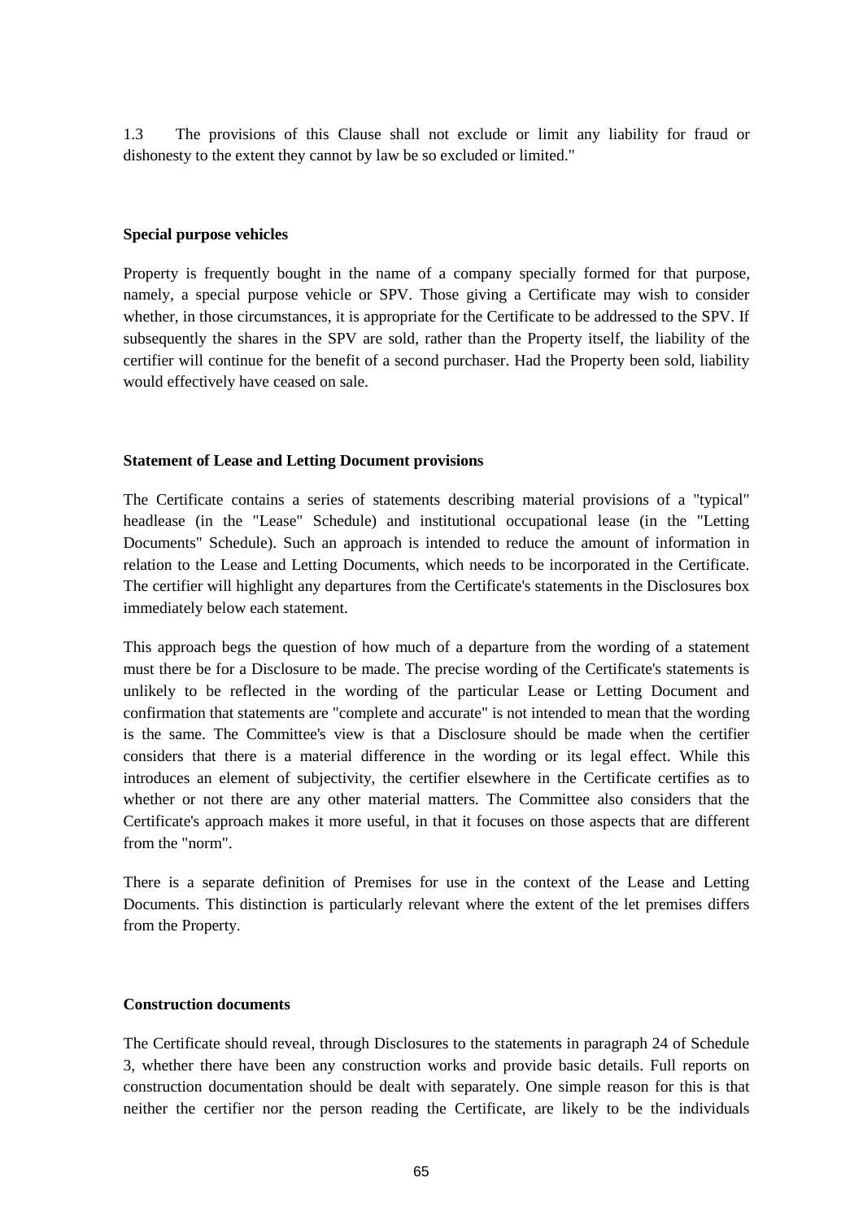1.3 The provisions of this Clause shall not exclude or limit any liability for fraud or dishonesty to the extent they cannot by law be so excluded or limited."

**Special purpose vehicles**

Property is frequently bought in the name of a company specially formed for that purpose, namely, a special purpose vehicle or SPV. Those giving a Certificate may wish to consider whether, in those circumstances, it is appropriate for the Certificate to be addressed to the SPV. If subsequently the shares in the SPV are sold, rather than the Property itself, the liability of the certifier will continue for the benefit of a second purchaser. Had the Property been sold, liability would effectively have ceased on sale.

**Statement of Lease and Letting Document provisions**

The Certificate contains a series of statements describing material provisions of a "typical" headlease (in the "Lease" Schedule) and institutional occupational lease (in the "Letting Documents" Schedule). Such an approach is intended to reduce the amount of information in relation to the Lease and Letting Documents, which needs to be incorporated in the Certificate. The certifier will highlight any departures from the Certificate's statements in the Disclosures box immediately below each statement.

This approach begs the question of how much of a departure from the wording of a statement must there be for a Disclosure to be made. The precise wording of the Certificate's statements is unlikely to be reflected in the wording of the particular Lease or Letting Document and confirmation that statements are "complete and accurate" is not intended to mean that the wording is the same. The Committee's view is that a Disclosure should be made when the certifier considers that there is a material difference in the wording or its legal effect. While this introduces an element of subjectivity, the certifier elsewhere in the Certificate certifies as to whether or not there are any other material matters. The Committee also considers that the Certificate's approach makes it more useful, in that it focuses on those aspects that are different from the "norm".

There is a separate definition of Premises for use in the context of the Lease and Letting Documents. This distinction is particularly relevant where the extent of the let premises differs from the Property.

**Construction documents**

The Certificate should reveal, through Disclosures to the statements in paragraph 24 of Schedule 3, whether there have been any construction works and provide basic details. Full reports on construction documentation should be dealt with separately. One simple reason for this is that neither the certifier nor the person reading the Certificate, are likely to be the individuals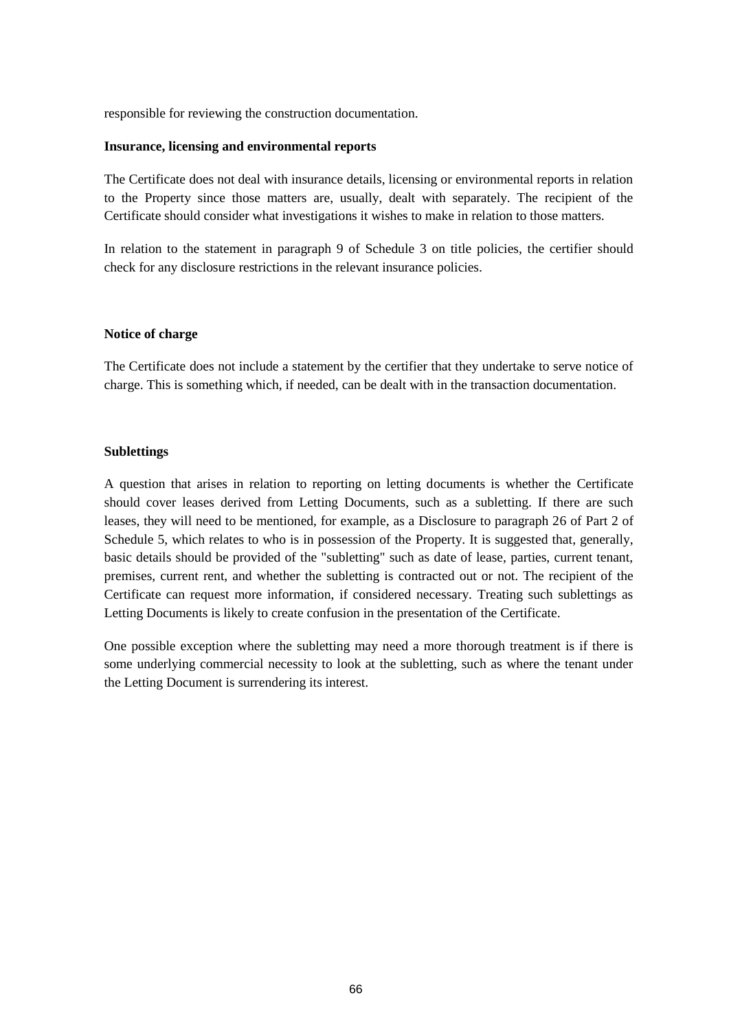responsible for reviewing the construction documentation.

**Insurance, licensing and environmental reports**

The Certificate does not deal with insurance details, licensing or environmental reports in relation to the Property since those matters are, usually, dealt with separately. The recipient of the Certificate should consider what investigations it wishes to make in relation to those matters.

In relation to the statement in paragraph 9 of Schedule 3 on title policies, the certifier should check for any disclosure restrictions in the relevant insurance policies.

**Notice of charge**

The Certificate does not include a statement by the certifier that they undertake to serve notice of charge. This is something which, if needed, can be dealt with in the transaction documentation.

**Sublettings**

A question that arises in relation to reporting on letting documents is whether the Certificate should cover leases derived from Letting Documents, such as a subletting. If there are such leases, they will need to be mentioned, for example, as a Disclosure to paragraph 26 of Part 2 of Schedule 5, which relates to who is in possession of the Property. It is suggested that, generally, basic details should be provided of the "subletting" such as date of lease, parties, current tenant, premises, current rent, and whether the subletting is contracted out or not. The recipient of the Certificate can request more information, if considered necessary. Treating such sublettings as Letting Documents is likely to create confusion in the presentation of the Certificate.

One possible exception where the subletting may need a more thorough treatment is if there is some underlying commercial necessity to look at the subletting, such as where the tenant under the Letting Document is surrendering its interest.